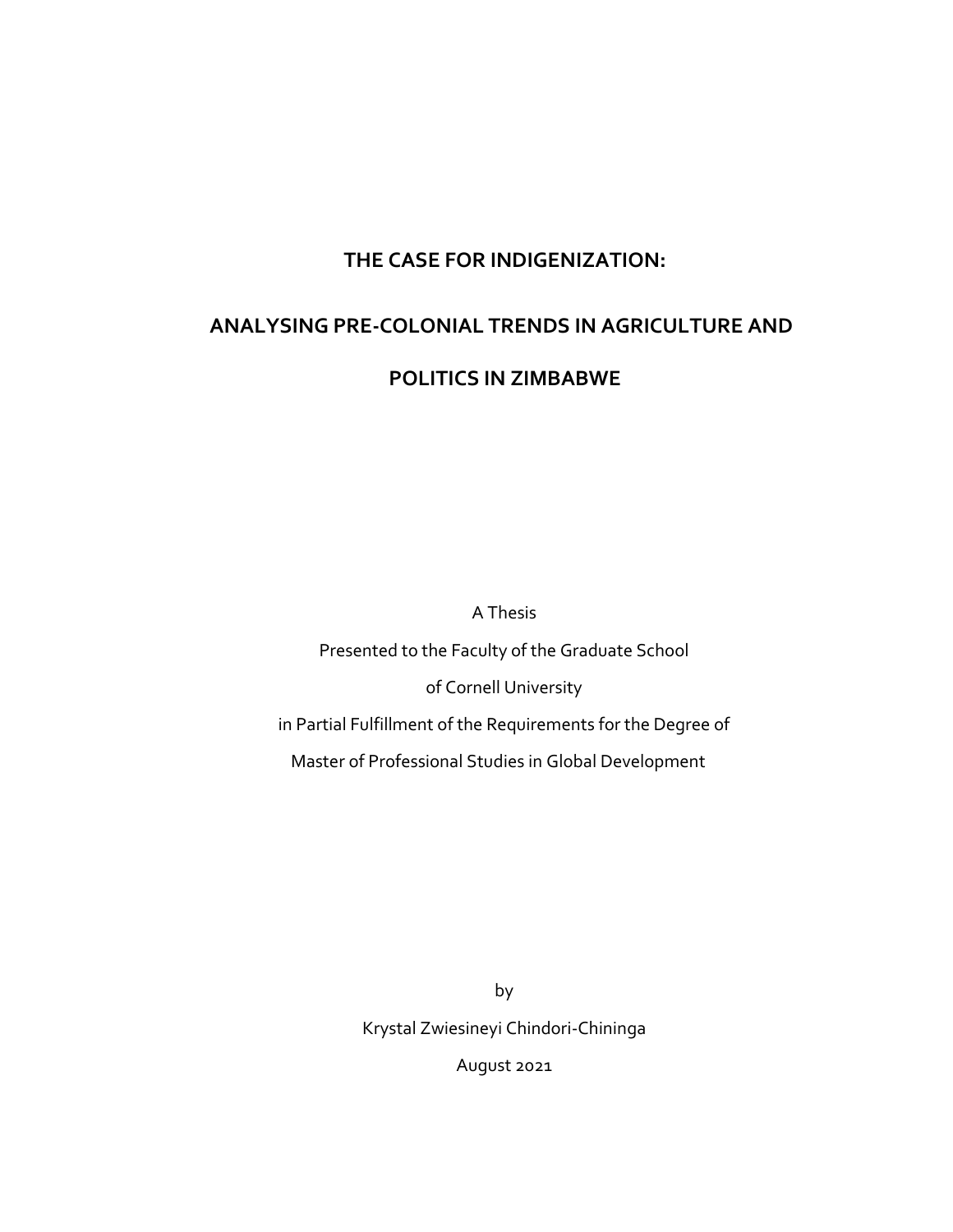# THE CASE FOR INDIGENIZATION:

# ANALYSING PRE-COLONIAL TRENDS IN AGRICULTURE AND POLITICS IN ZIMBABWE

A Thesis

Presented to the Faculty of the Graduate School

of Cornell University

in Partial Fulfillment of the Requirements for the Degree of

Master of Professional Studies in Global Development

by

Krystal Zwiesineyi Chindori-Chininga

August 2021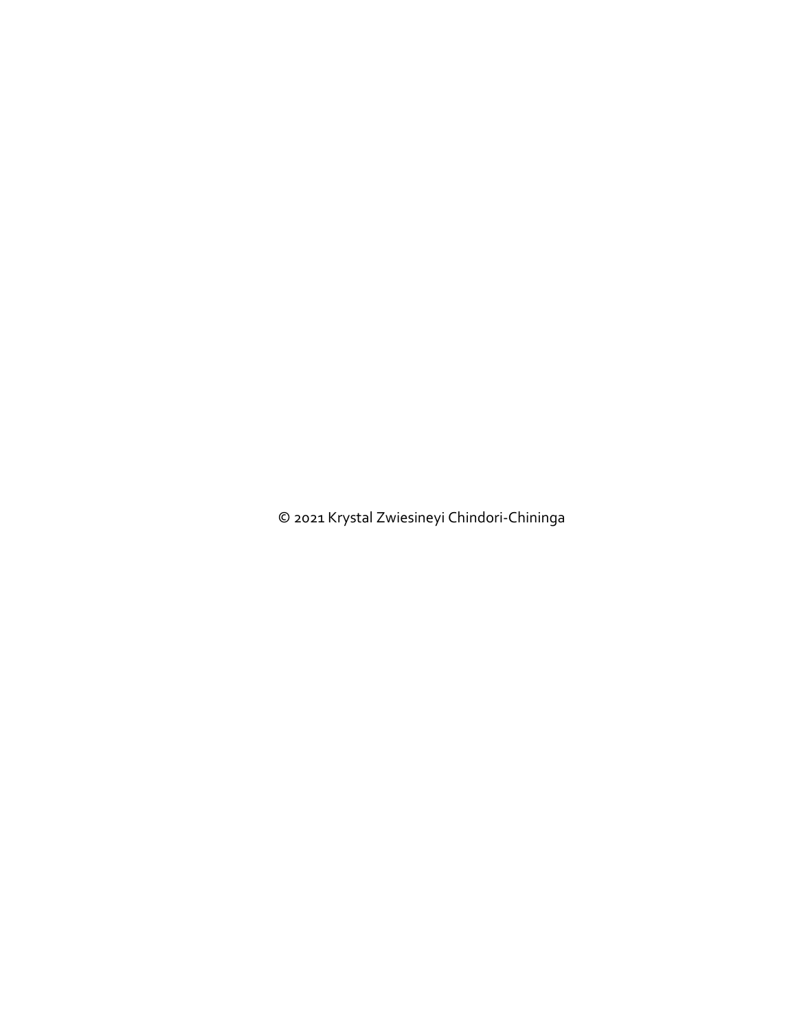© 2021 Krystal Zwiesineyi Chindori-Chininga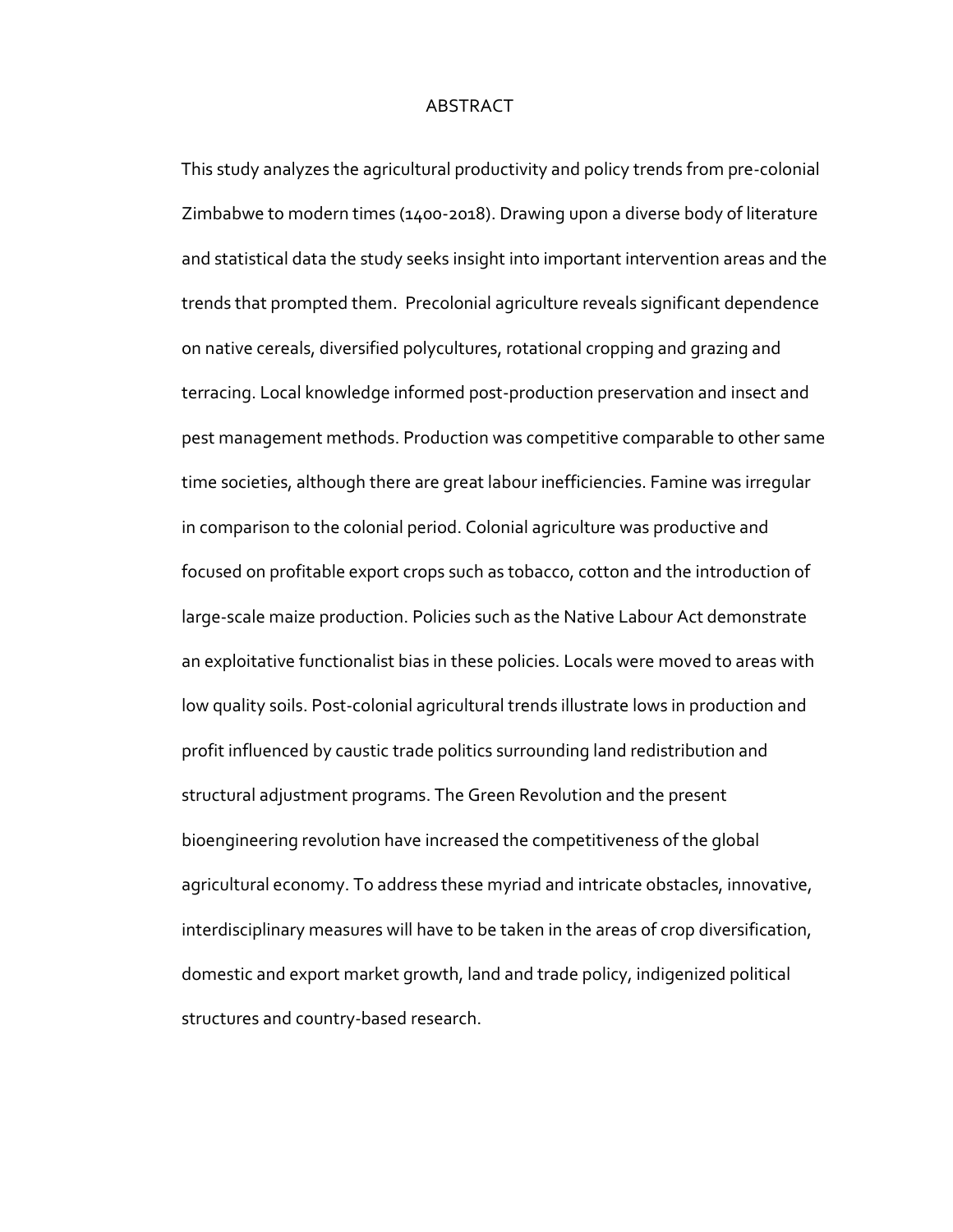# ABSTRACT

This study analyzes the agricultural productivity and policy trends from pre-colonial Zimbabwe to modern times (1400-2018). Drawing upon a diverse body of literature and statistical data the study seeks insight into important intervention areas and the trends that prompted them. Precolonial agriculture reveals significant dependence on native cereals, diversified polycultures, rotational cropping and grazing and terracing. Local knowledge informed post-production preservation and insect and pest management methods. Production was competitive comparable to other same time societies, although there are great labour inefficiencies. Famine was irregular in comparison to the colonial period. Colonial agriculture was productive and focused on profitable export crops such as tobacco, cotton and the introduction of large-scale maize production. Policies such as the Native Labour Act demonstrate an exploitative functionalist bias in these policies. Locals were moved to areas with low quality soils. Post-colonial agricultural trends illustrate lows in production and profit influenced by caustic trade politics surrounding land redistribution and structural adjustment programs. The Green Revolution and the present bioengineering revolution have increased the competitiveness of the global agricultural economy. To address these myriad and intricate obstacles, innovative, interdisciplinary measures will have to be taken in the areas of crop diversification, domestic and export market growth, land and trade policy, indigenized political structures and country-based research.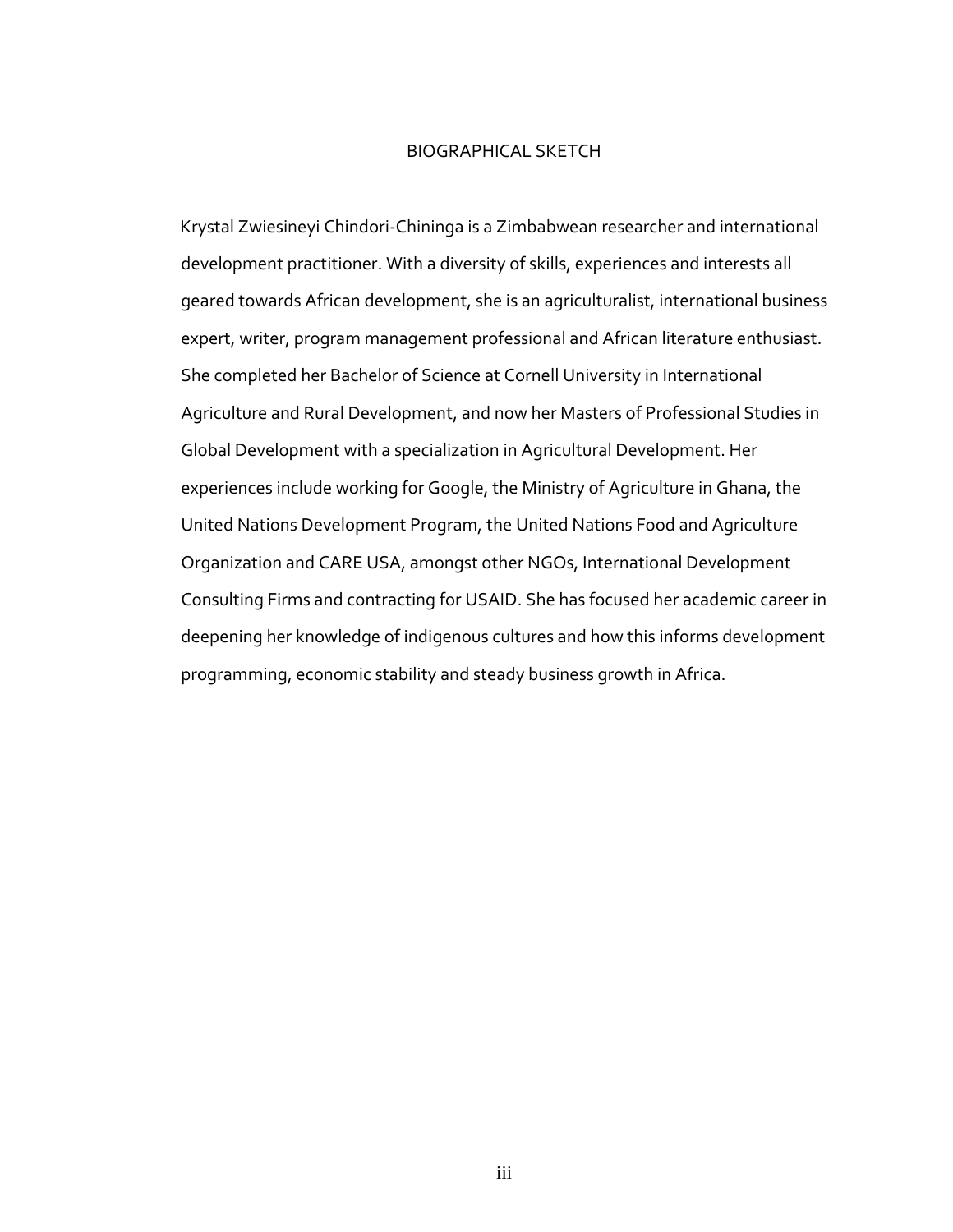# BIOGRAPHICAL SKETCH

Krystal Zwiesineyi Chindori-Chininga is a Zimbabwean researcher and international development practitioner. With a diversity of skills, experiences and interests all geared towards African development, she is an agriculturalist, international business expert, writer, program management professional and African literature enthusiast. She completed her Bachelor of Science at Cornell University in International Agriculture and Rural Development, and now her Masters of Professional Studies in Global Development with a specialization in Agricultural Development. Her experiences include working for Google, the Ministry of Agriculture in Ghana, the United Nations Development Program, the United Nations Food and Agriculture Organization and CARE USA, amongst other NGOs, International Development Consulting Firms and contracting for USAID. She has focused her academic career in deepening her knowledge of indigenous cultures and how this informs development programming, economic stability and steady business growth in Africa.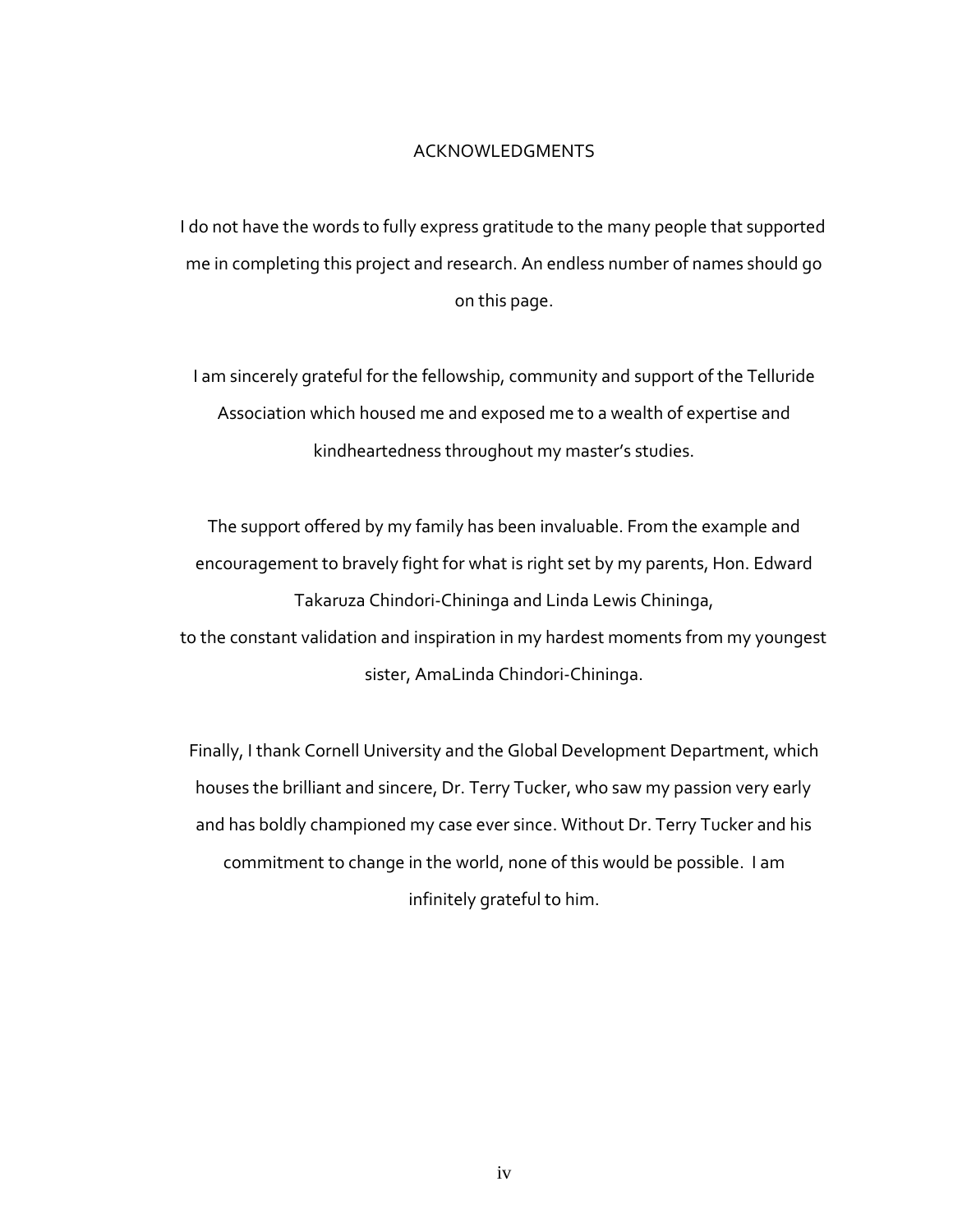# ACKNOWLEDGMENTS

I do not have the words to fully express gratitude to the many people that supported me in completing this project and research. An endless number of names should go on this page.

I am sincerely grateful for the fellowship, community and support of the Telluride Association which housed me and exposed me to a wealth of expertise and kindheartedness throughout my master's studies.

The support offered by my family has been invaluable. From the example and encouragement to bravely fight for what is right set by my parents, Hon. Edward Takaruza Chindori-Chininga and Linda Lewis Chininga,
to the constant validation and inspiration in my hardest moments from my youngest sister, AmaLinda Chindori-Chininga.

Finally, I thank Cornell University and the Global Development Department, which houses the brilliant and sincere, Dr. Terry Tucker, who saw my passion very early and has boldly championed my case ever since. Without Dr. Terry Tucker and his commitment to change in the world, none of this would be possible. I am infinitely grateful to him.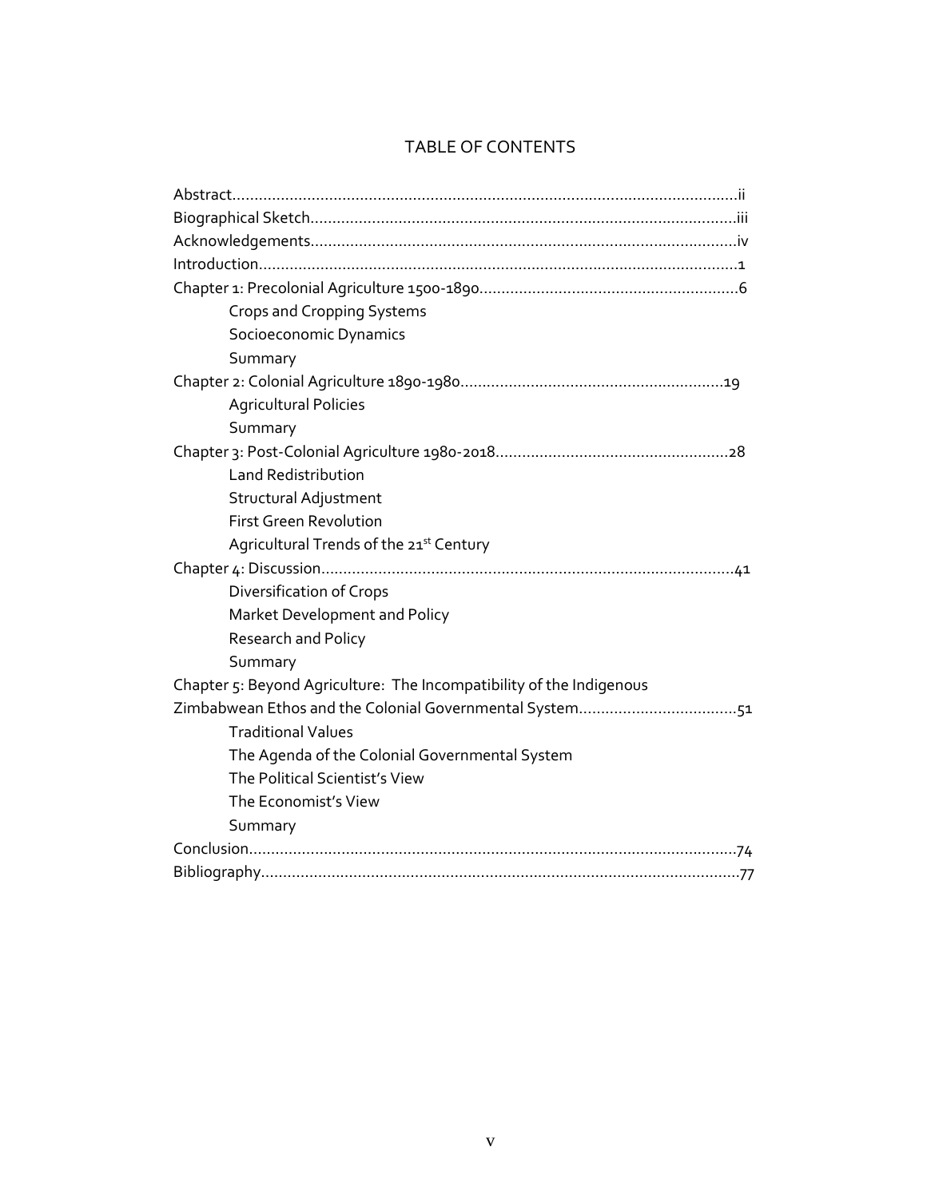# TABLE OF CONTENTS

Abstract....................................................................................................................ii
Biographical Sketch.................................................................................................iii
Acknowledgements....................................................................................................iv
Introduction..............................................................................................................1
Chapter 1: Precolonial Agriculture 1500-1890..............................................................6
    Crops and Cropping Systems
    Socioeconomic Dynamics
    Summary
Chapter 2: Colonial Agriculture 1890-1980..................................................................19
    Agricultural Policies
    Summary
Chapter 3: Post-Colonial Agriculture 1980-2018............................................................28
    Land Redistribution
    Structural Adjustment
    First Green Revolution
    Agricultural Trends of the 21st Century
Chapter 4: Discussion................................................................................................41
    Diversification of Crops
    Market Development and Policy
    Research and Policy
    Summary
Chapter 5: Beyond Agriculture: The Incompatibility of the Indigenous Zimbabwean Ethos and the Colonial Governmental System.....................................51
    Traditional Values
    The Agenda of the Colonial Governmental System
    The Political Scientist's View
    The Economist's View
    Summary
Conclusion................................................................................................................74
Bibliography..............................................................................................................77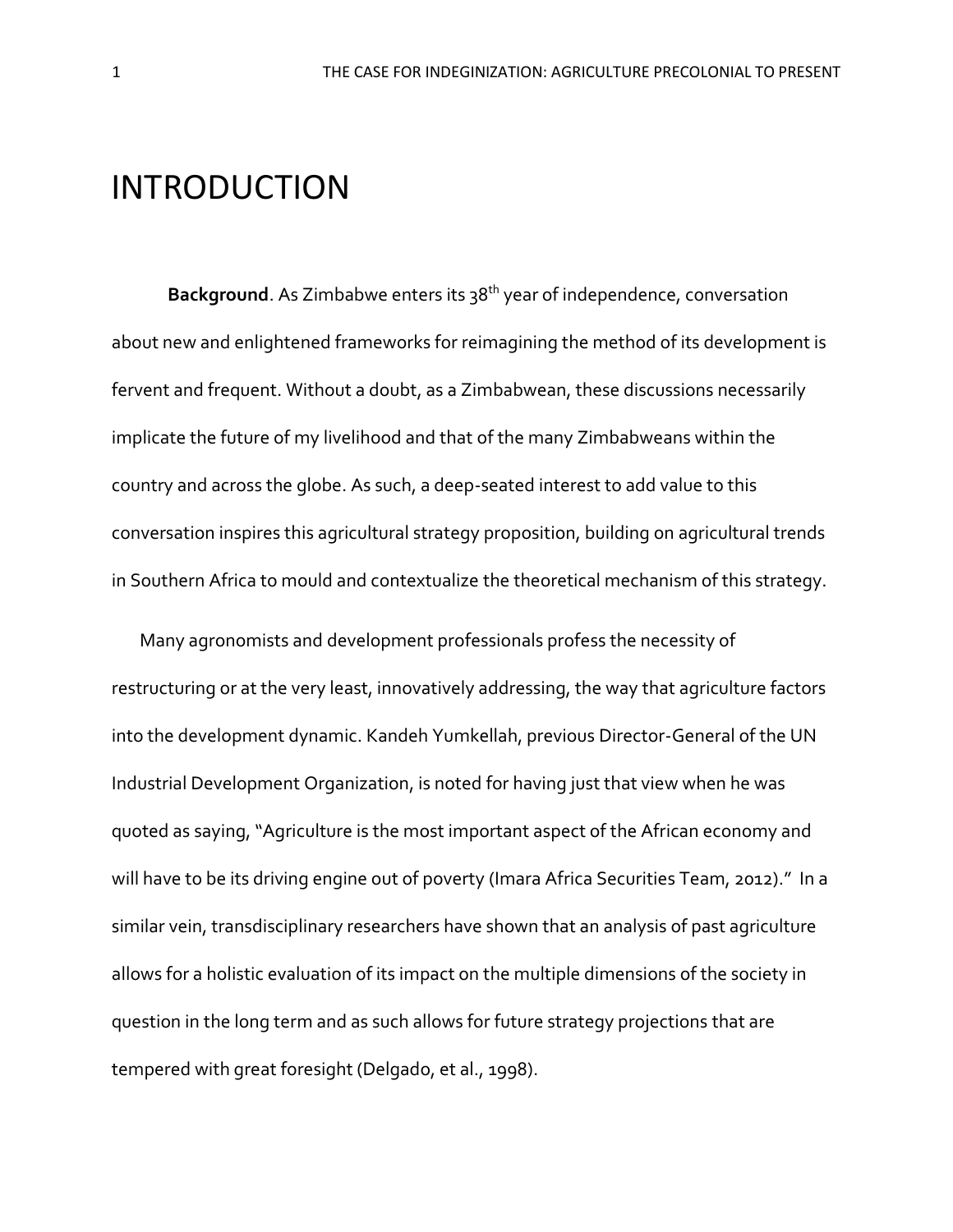# INTRODUCTION

**Background**. As Zimbabwe enters its 38th year of independence, conversation about new and enlightened frameworks for reimagining the method of its development is fervent and frequent. Without a doubt, as a Zimbabwean, these discussions necessarily implicate the future of my livelihood and that of the many Zimbabweans within the country and across the globe. As such, a deep-seated interest to add value to this conversation inspires this agricultural strategy proposition, building on agricultural trends in Southern Africa to mould and contextualize the theoretical mechanism of this strategy.

Many agronomists and development professionals profess the necessity of restructuring or at the very least, innovatively addressing, the way that agriculture factors into the development dynamic. Kandeh Yumkellah, previous Director-General of the UN Industrial Development Organization, is noted for having just that view when he was quoted as saying, "Agriculture is the most important aspect of the African economy and will have to be its driving engine out of poverty (Imara Africa Securities Team, 2012)." In a similar vein, transdisciplinary researchers have shown that an analysis of past agriculture allows for a holistic evaluation of its impact on the multiple dimensions of the society in question in the long term and as such allows for future strategy projections that are tempered with great foresight (Delgado, et al., 1998).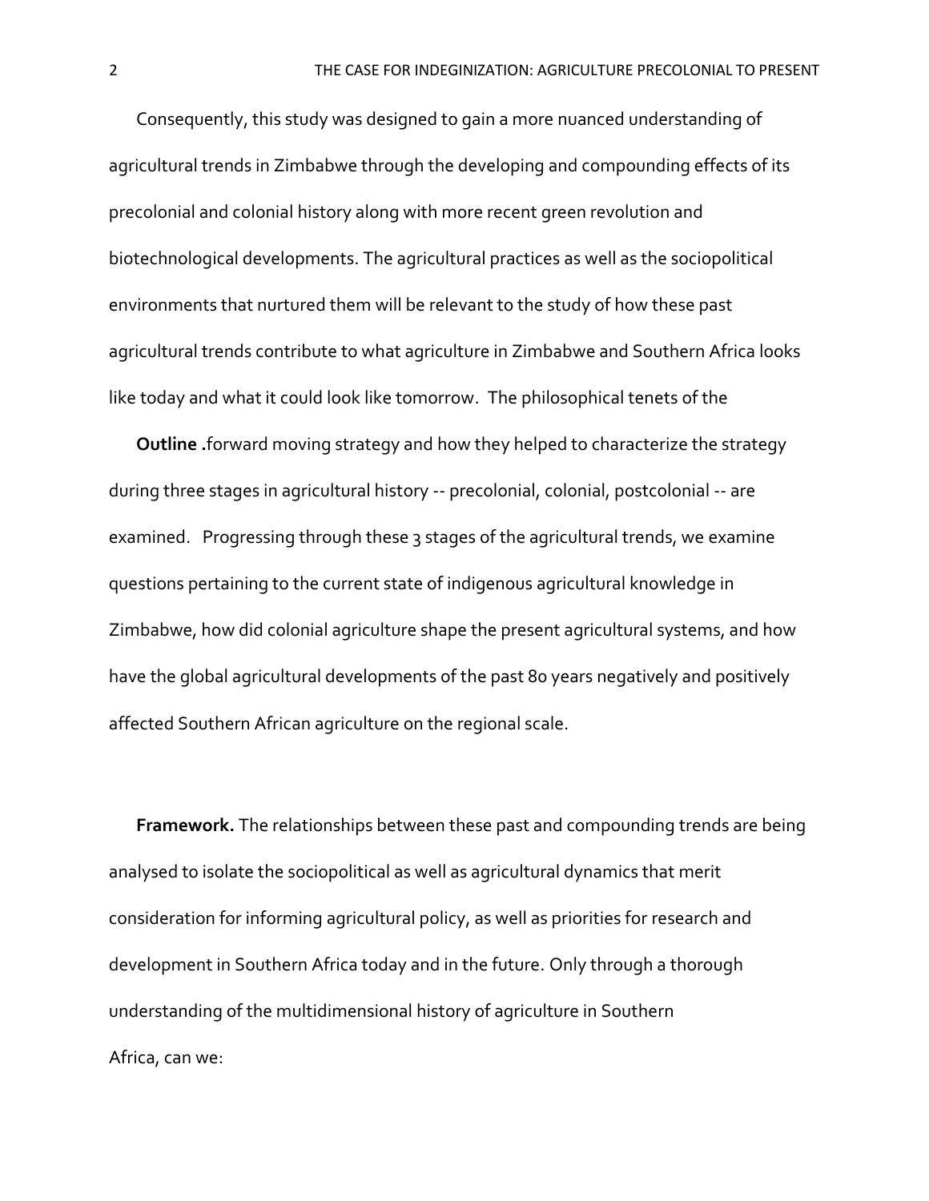Consequently, this study was designed to gain a more nuanced understanding of agricultural trends in Zimbabwe through the developing and compounding effects of its precolonial and colonial history along with more recent green revolution and biotechnological developments. The agricultural practices as well as the sociopolitical environments that nurtured them will be relevant to the study of how these past agricultural trends contribute to what agriculture in Zimbabwe and Southern Africa looks like today and what it could look like tomorrow. The philosophical tenets of the

**Outline .**forward moving strategy and how they helped to characterize the strategy during three stages in agricultural history -- precolonial, colonial, postcolonial -- are examined. Progressing through these 3 stages of the agricultural trends, we examine questions pertaining to the current state of indigenous agricultural knowledge in Zimbabwe, how did colonial agriculture shape the present agricultural systems, and how have the global agricultural developments of the past 80 years negatively and positively affected Southern African agriculture on the regional scale.

**Framework.** The relationships between these past and compounding trends are being analysed to isolate the sociopolitical as well as agricultural dynamics that merit consideration for informing agricultural policy, as well as priorities for research and development in Southern Africa today and in the future. Only through a thorough understanding of the multidimensional history of agriculture in Southern Africa, can we: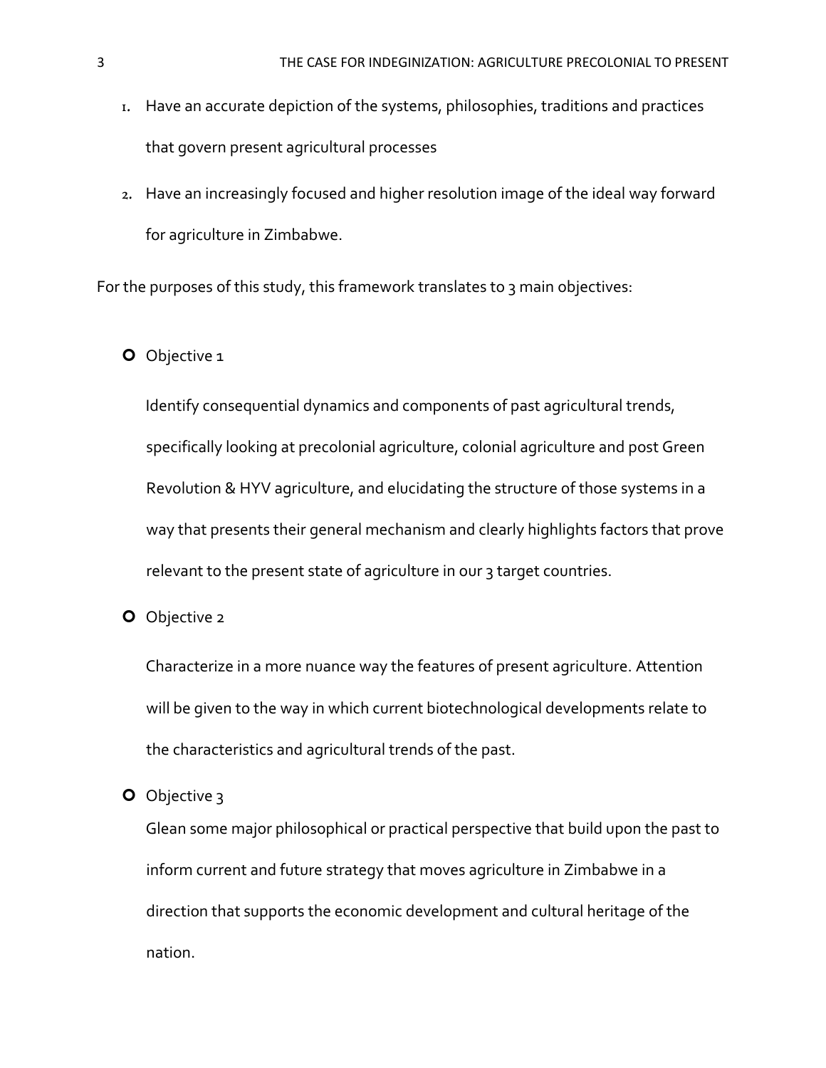1. Have an accurate depiction of the systems, philosophies, traditions and practices that govern present agricultural processes
2. Have an increasingly focused and higher resolution image of the ideal way forward for agriculture in Zimbabwe.

For the purposes of this study, this framework translates to 3 main objectives:

- Objective 1

  Identify consequential dynamics and components of past agricultural trends, specifically looking at precolonial agriculture, colonial agriculture and post Green Revolution & HYV agriculture, and elucidating the structure of those systems in a way that presents their general mechanism and clearly highlights factors that prove relevant to the present state of agriculture in our 3 target countries.

- Objective 2

  Characterize in a more nuance way the features of present agriculture. Attention will be given to the way in which current biotechnological developments relate to the characteristics and agricultural trends of the past.

- Objective 3

  Glean some major philosophical or practical perspective that build upon the past to inform current and future strategy that moves agriculture in Zimbabwe in a direction that supports the economic development and cultural heritage of the nation.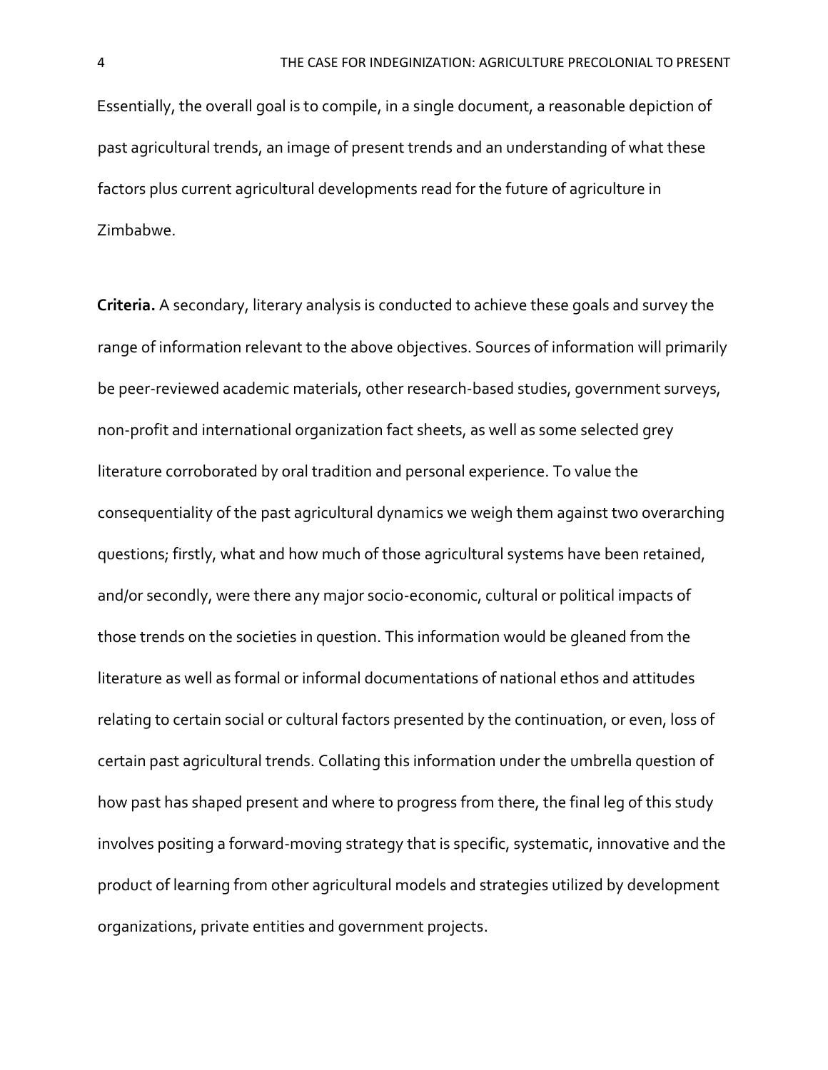Essentially, the overall goal is to compile, in a single document, a reasonable depiction of past agricultural trends, an image of present trends and an understanding of what these factors plus current agricultural developments read for the future of agriculture in Zimbabwe.

**Criteria.** A secondary, literary analysis is conducted to achieve these goals and survey the range of information relevant to the above objectives. Sources of information will primarily be peer-reviewed academic materials, other research-based studies, government surveys, non-profit and international organization fact sheets, as well as some selected grey literature corroborated by oral tradition and personal experience. To value the consequentiality of the past agricultural dynamics we weigh them against two overarching questions; firstly, what and how much of those agricultural systems have been retained, and/or secondly, were there any major socio-economic, cultural or political impacts of those trends on the societies in question. This information would be gleaned from the literature as well as formal or informal documentations of national ethos and attitudes relating to certain social or cultural factors presented by the continuation, or even, loss of certain past agricultural trends. Collating this information under the umbrella question of how past has shaped present and where to progress from there, the final leg of this study involves positing a forward-moving strategy that is specific, systematic, innovative and the product of learning from other agricultural models and strategies utilized by development organizations, private entities and government projects.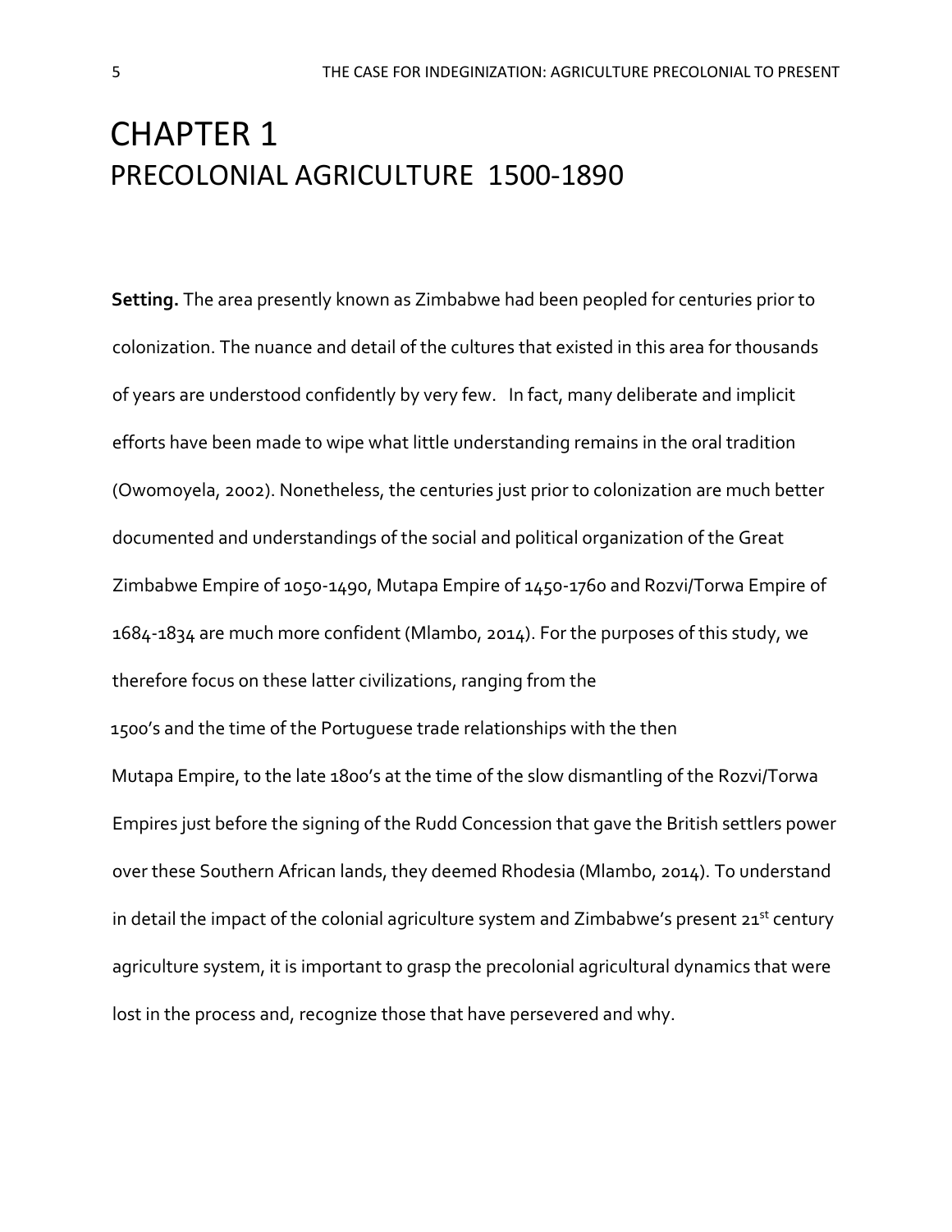# CHAPTER 1
## PRECOLONIAL AGRICULTURE 1500-1890

**Setting.** The area presently known as Zimbabwe had been peopled for centuries prior to colonization. The nuance and detail of the cultures that existed in this area for thousands of years are understood confidently by very few. In fact, many deliberate and implicit efforts have been made to wipe what little understanding remains in the oral tradition (Owomoyela, 2002). Nonetheless, the centuries just prior to colonization are much better documented and understandings of the social and political organization of the Great Zimbabwe Empire of 1050-1490, Mutapa Empire of 1450-1760 and Rozvi/Torwa Empire of 1684-1834 are much more confident (Mlambo, 2014). For the purposes of this study, we therefore focus on these latter civilizations, ranging from the 1500's and the time of the Portuguese trade relationships with the then Mutapa Empire, to the late 1800's at the time of the slow dismantling of the Rozvi/Torwa Empires just before the signing of the Rudd Concession that gave the British settlers power over these Southern African lands, they deemed Rhodesia (Mlambo, 2014). To understand in detail the impact of the colonial agriculture system and Zimbabwe's present 21st century agriculture system, it is important to grasp the precolonial agricultural dynamics that were lost in the process and, recognize those that have persevered and why.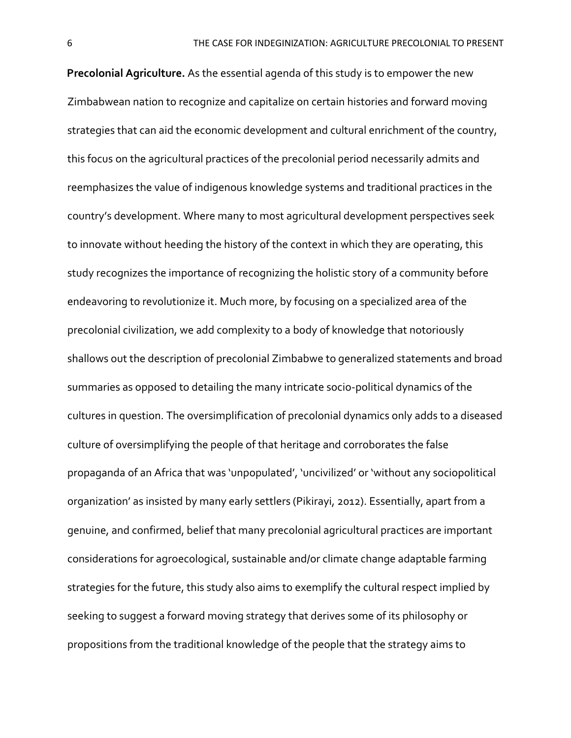**Precolonial Agriculture.** As the essential agenda of this study is to empower the new Zimbabwean nation to recognize and capitalize on certain histories and forward moving strategies that can aid the economic development and cultural enrichment of the country, this focus on the agricultural practices of the precolonial period necessarily admits and reemphasizes the value of indigenous knowledge systems and traditional practices in the country's development. Where many to most agricultural development perspectives seek to innovate without heeding the history of the context in which they are operating, this study recognizes the importance of recognizing the holistic story of a community before endeavoring to revolutionize it. Much more, by focusing on a specialized area of the precolonial civilization, we add complexity to a body of knowledge that notoriously shallows out the description of precolonial Zimbabwe to generalized statements and broad summaries as opposed to detailing the many intricate socio-political dynamics of the cultures in question. The oversimplification of precolonial dynamics only adds to a diseased culture of oversimplifying the people of that heritage and corroborates the false propaganda of an Africa that was 'unpopulated', 'uncivilized' or 'without any sociopolitical organization' as insisted by many early settlers (Pikirayi, 2012). Essentially, apart from a genuine, and confirmed, belief that many precolonial agricultural practices are important considerations for agroecological, sustainable and/or climate change adaptable farming strategies for the future, this study also aims to exemplify the cultural respect implied by seeking to suggest a forward moving strategy that derives some of its philosophy or propositions from the traditional knowledge of the people that the strategy aims to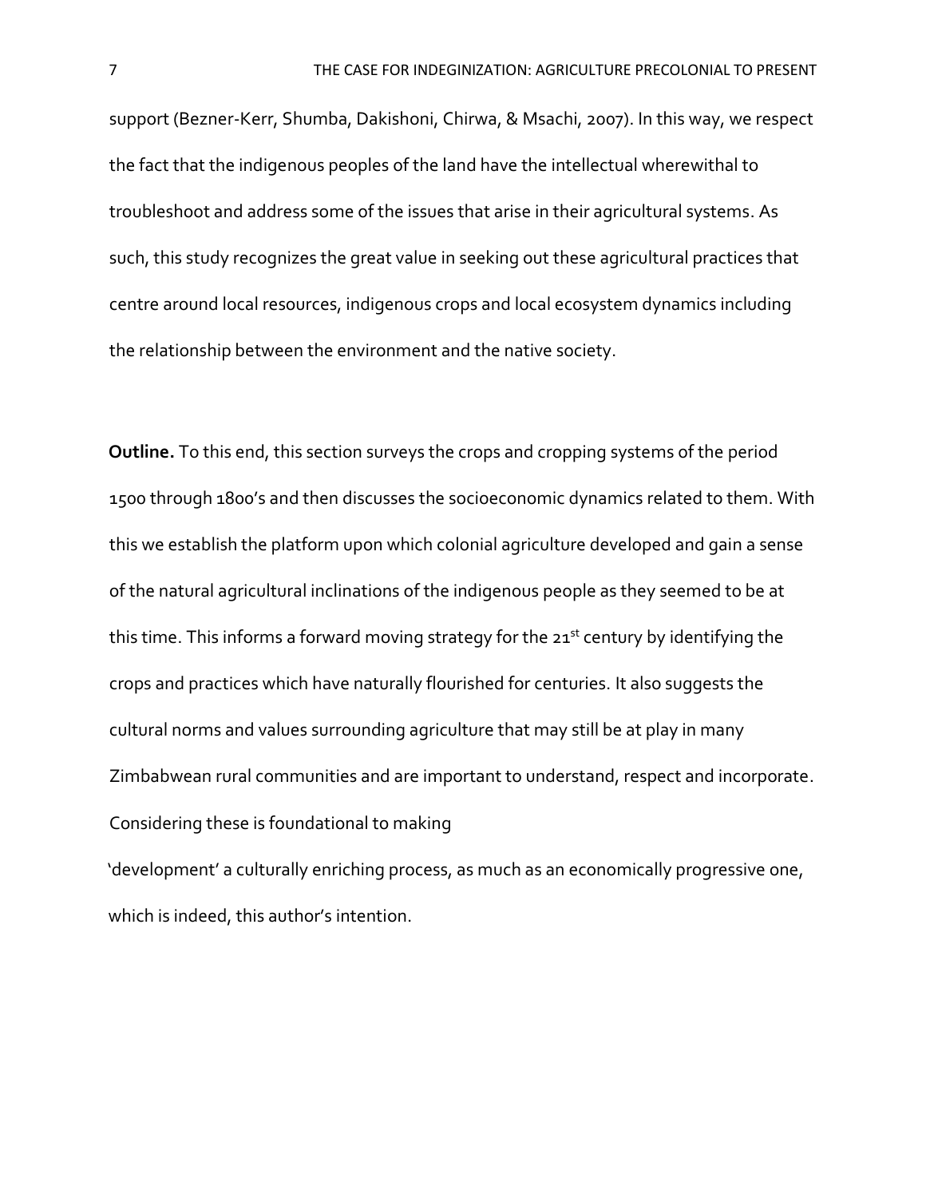support (Bezner-Kerr, Shumba, Dakishoni, Chirwa, & Msachi, 2007). In this way, we respect the fact that the indigenous peoples of the land have the intellectual wherewithal to troubleshoot and address some of the issues that arise in their agricultural systems. As such, this study recognizes the great value in seeking out these agricultural practices that centre around local resources, indigenous crops and local ecosystem dynamics including the relationship between the environment and the native society.

**Outline.** To this end, this section surveys the crops and cropping systems of the period 1500 through 1800's and then discusses the socioeconomic dynamics related to them. With this we establish the platform upon which colonial agriculture developed and gain a sense of the natural agricultural inclinations of the indigenous people as they seemed to be at this time. This informs a forward moving strategy for the 21st century by identifying the crops and practices which have naturally flourished for centuries. It also suggests the cultural norms and values surrounding agriculture that may still be at play in many Zimbabwean rural communities and are important to understand, respect and incorporate. Considering these is foundational to making 'development' a culturally enriching process, as much as an economically progressive one, which is indeed, this author's intention.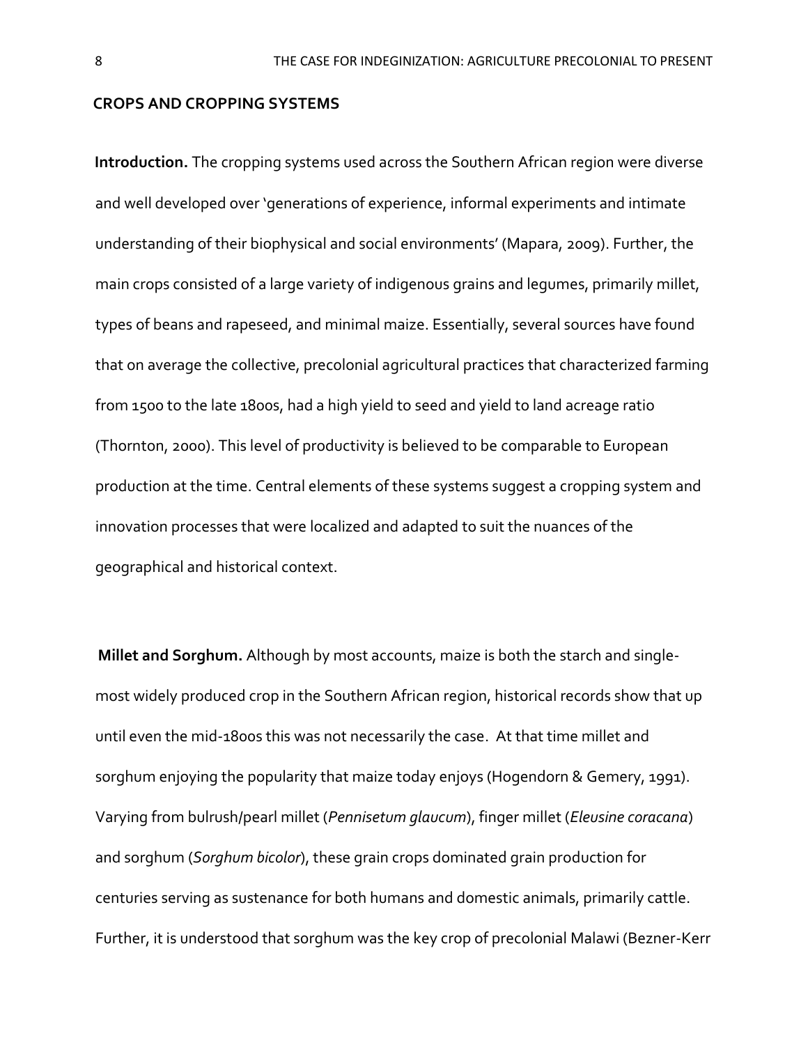## CROPS AND CROPPING SYSTEMS

**Introduction.** The cropping systems used across the Southern African region were diverse and well developed over 'generations of experience, informal experiments and intimate understanding of their biophysical and social environments' (Mapara, 2009). Further, the main crops consisted of a large variety of indigenous grains and legumes, primarily millet, types of beans and rapeseed, and minimal maize. Essentially, several sources have found that on average the collective, precolonial agricultural practices that characterized farming from 1500 to the late 1800s, had a high yield to seed and yield to land acreage ratio (Thornton, 2000). This level of productivity is believed to be comparable to European production at the time. Central elements of these systems suggest a cropping system and innovation processes that were localized and adapted to suit the nuances of the geographical and historical context.

**Millet and Sorghum.** Although by most accounts, maize is both the starch and single-most widely produced crop in the Southern African region, historical records show that up until even the mid-1800s this was not necessarily the case. At that time millet and sorghum enjoying the popularity that maize today enjoys (Hogendorn & Gemery, 1991). Varying from bulrush/pearl millet (*Pennisetum glaucum*), finger millet (*Eleusine coracana*) and sorghum (*Sorghum bicolor*), these grain crops dominated grain production for centuries serving as sustenance for both humans and domestic animals, primarily cattle. Further, it is understood that sorghum was the key crop of precolonial Malawi (Bezner-Kerr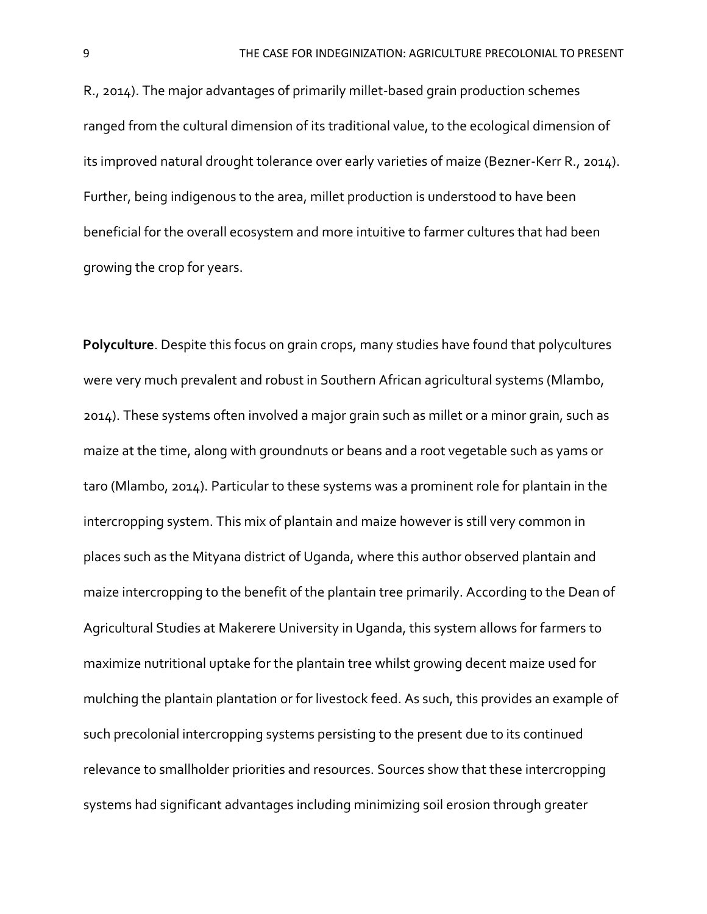R., 2014). The major advantages of primarily millet-based grain production schemes ranged from the cultural dimension of its traditional value, to the ecological dimension of its improved natural drought tolerance over early varieties of maize (Bezner-Kerr R., 2014). Further, being indigenous to the area, millet production is understood to have been beneficial for the overall ecosystem and more intuitive to farmer cultures that had been growing the crop for years.

**Polyculture**. Despite this focus on grain crops, many studies have found that polycultures were very much prevalent and robust in Southern African agricultural systems (Mlambo, 2014). These systems often involved a major grain such as millet or a minor grain, such as maize at the time, along with groundnuts or beans and a root vegetable such as yams or taro (Mlambo, 2014). Particular to these systems was a prominent role for plantain in the intercropping system. This mix of plantain and maize however is still very common in places such as the Mityana district of Uganda, where this author observed plantain and maize intercropping to the benefit of the plantain tree primarily. According to the Dean of Agricultural Studies at Makerere University in Uganda, this system allows for farmers to maximize nutritional uptake for the plantain tree whilst growing decent maize used for mulching the plantain plantation or for livestock feed. As such, this provides an example of such precolonial intercropping systems persisting to the present due to its continued relevance to smallholder priorities and resources. Sources show that these intercropping systems had significant advantages including minimizing soil erosion through greater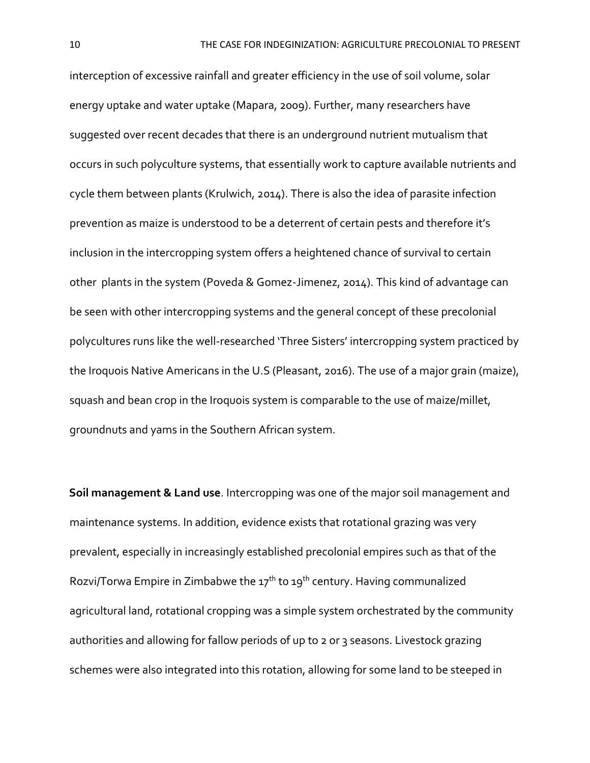interception of excessive rainfall and greater efficiency in the use of soil volume, solar energy uptake and water uptake (Mapara, 2009). Further, many researchers have suggested over recent decades that there is an underground nutrient mutualism that occurs in such polyculture systems, that essentially work to capture available nutrients and cycle them between plants (Krulwich, 2014). There is also the idea of parasite infection prevention as maize is understood to be a deterrent of certain pests and therefore it's inclusion in the intercropping system offers a heightened chance of survival to certain other plants in the system (Poveda & Gomez-Jimenez, 2014). This kind of advantage can be seen with other intercropping systems and the general concept of these precolonial polycultures runs like the well-researched 'Three Sisters' intercropping system practiced by the Iroquois Native Americans in the U.S (Pleasant, 2016). The use of a major grain (maize), squash and bean crop in the Iroquois system is comparable to the use of maize/millet, groundnuts and yams in the Southern African system.

**Soil management & Land use**. Intercropping was one of the major soil management and maintenance systems. In addition, evidence exists that rotational grazing was very prevalent, especially in increasingly established precolonial empires such as that of the Rozvi/Torwa Empire in Zimbabwe the 17th to 19th century. Having communalized agricultural land, rotational cropping was a simple system orchestrated by the community authorities and allowing for fallow periods of up to 2 or 3 seasons. Livestock grazing schemes were also integrated into this rotation, allowing for some land to be steeped in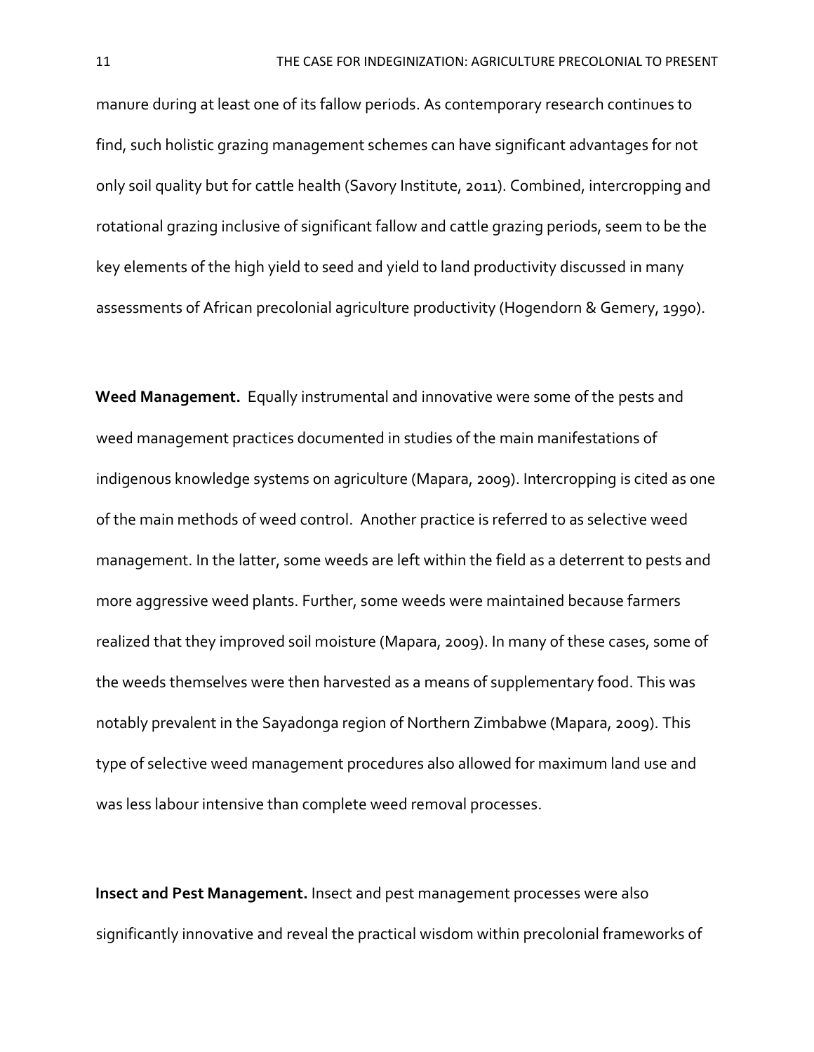manure during at least one of its fallow periods. As contemporary research continues to find, such holistic grazing management schemes can have significant advantages for not only soil quality but for cattle health (Savory Institute, 2011). Combined, intercropping and rotational grazing inclusive of significant fallow and cattle grazing periods, seem to be the key elements of the high yield to seed and yield to land productivity discussed in many assessments of African precolonial agriculture productivity (Hogendorn & Gemery, 1990).

**Weed Management.** Equally instrumental and innovative were some of the pests and weed management practices documented in studies of the main manifestations of indigenous knowledge systems on agriculture (Mapara, 2009). Intercropping is cited as one of the main methods of weed control. Another practice is referred to as selective weed management. In the latter, some weeds are left within the field as a deterrent to pests and more aggressive weed plants. Further, some weeds were maintained because farmers realized that they improved soil moisture (Mapara, 2009). In many of these cases, some of the weeds themselves were then harvested as a means of supplementary food. This was notably prevalent in the Sayadonga region of Northern Zimbabwe (Mapara, 2009). This type of selective weed management procedures also allowed for maximum land use and was less labour intensive than complete weed removal processes.

**Insect and Pest Management.** Insect and pest management processes were also significantly innovative and reveal the practical wisdom within precolonial frameworks of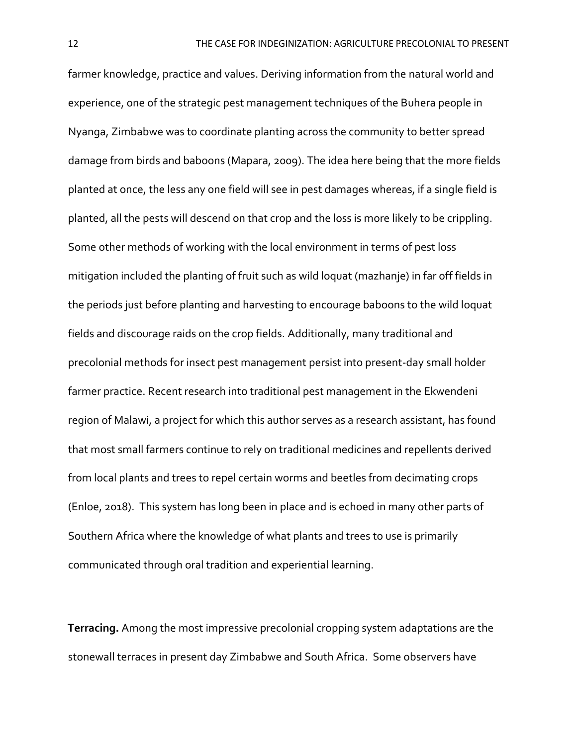farmer knowledge, practice and values. Deriving information from the natural world and experience, one of the strategic pest management techniques of the Buhera people in Nyanga, Zimbabwe was to coordinate planting across the community to better spread damage from birds and baboons (Mapara, 2009). The idea here being that the more fields planted at once, the less any one field will see in pest damages whereas, if a single field is planted, all the pests will descend on that crop and the loss is more likely to be crippling. Some other methods of working with the local environment in terms of pest loss mitigation included the planting of fruit such as wild loquat (mazhanje) in far off fields in the periods just before planting and harvesting to encourage baboons to the wild loquat fields and discourage raids on the crop fields. Additionally, many traditional and precolonial methods for insect pest management persist into present-day small holder farmer practice. Recent research into traditional pest management in the Ekwendeni region of Malawi, a project for which this author serves as a research assistant, has found that most small farmers continue to rely on traditional medicines and repellents derived from local plants and trees to repel certain worms and beetles from decimating crops (Enloe, 2018). This system has long been in place and is echoed in many other parts of Southern Africa where the knowledge of what plants and trees to use is primarily communicated through oral tradition and experiential learning.

**Terracing.** Among the most impressive precolonial cropping system adaptations are the stonewall terraces in present day Zimbabwe and South Africa. Some observers have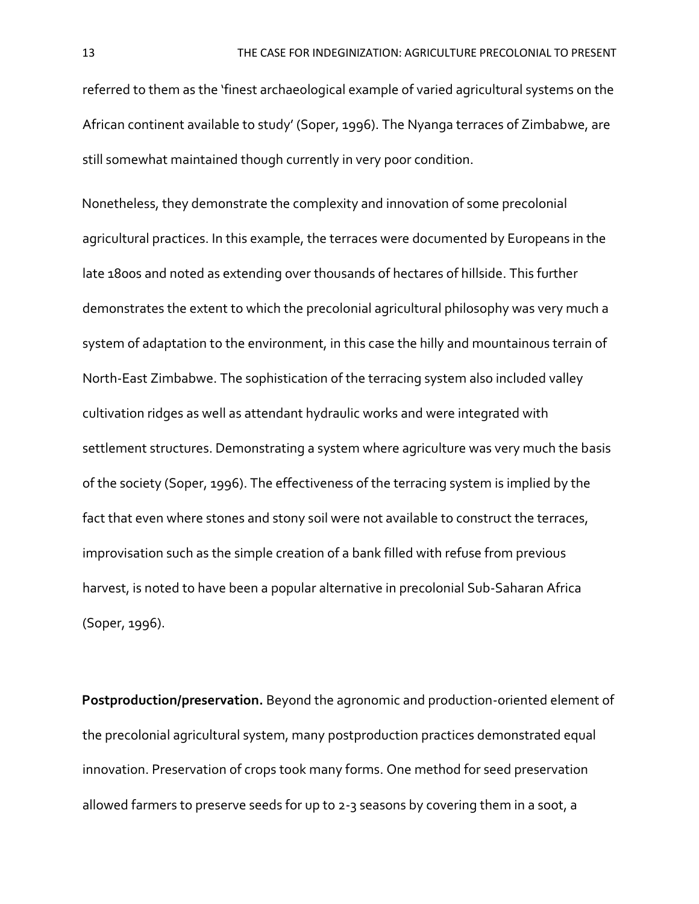referred to them as the 'finest archaeological example of varied agricultural systems on the African continent available to study' (Soper, 1996). The Nyanga terraces of Zimbabwe, are still somewhat maintained though currently in very poor condition.

Nonetheless, they demonstrate the complexity and innovation of some precolonial agricultural practices. In this example, the terraces were documented by Europeans in the late 1800s and noted as extending over thousands of hectares of hillside. This further demonstrates the extent to which the precolonial agricultural philosophy was very much a system of adaptation to the environment, in this case the hilly and mountainous terrain of North-East Zimbabwe. The sophistication of the terracing system also included valley cultivation ridges as well as attendant hydraulic works and were integrated with settlement structures. Demonstrating a system where agriculture was very much the basis of the society (Soper, 1996). The effectiveness of the terracing system is implied by the fact that even where stones and stony soil were not available to construct the terraces, improvisation such as the simple creation of a bank filled with refuse from previous harvest, is noted to have been a popular alternative in precolonial Sub-Saharan Africa (Soper, 1996).

**Postproduction/preservation.** Beyond the agronomic and production-oriented element of the precolonial agricultural system, many postproduction practices demonstrated equal innovation. Preservation of crops took many forms. One method for seed preservation allowed farmers to preserve seeds for up to 2-3 seasons by covering them in a soot, a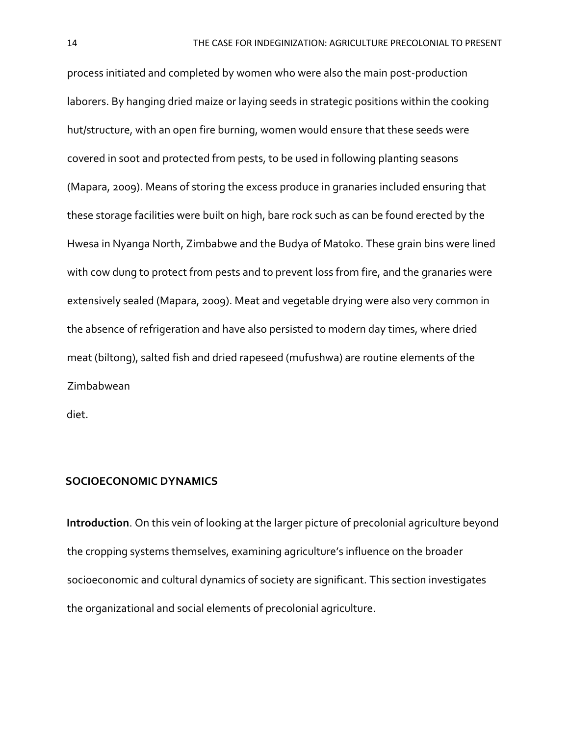process initiated and completed by women who were also the main post-production laborers. By hanging dried maize or laying seeds in strategic positions within the cooking hut/structure, with an open fire burning, women would ensure that these seeds were covered in soot and protected from pests, to be used in following planting seasons (Mapara, 2009). Means of storing the excess produce in granaries included ensuring that these storage facilities were built on high, bare rock such as can be found erected by the Hwesa in Nyanga North, Zimbabwe and the Budya of Matoko. These grain bins were lined with cow dung to protect from pests and to prevent loss from fire, and the granaries were extensively sealed (Mapara, 2009). Meat and vegetable drying were also very common in the absence of refrigeration and have also persisted to modern day times, where dried meat (biltong), salted fish and dried rapeseed (mufushwa) are routine elements of the Zimbabwean diet.

## SOCIOECONOMIC DYNAMICS

**Introduction**. On this vein of looking at the larger picture of precolonial agriculture beyond the cropping systems themselves, examining agriculture's influence on the broader socioeconomic and cultural dynamics of society are significant. This section investigates the organizational and social elements of precolonial agriculture.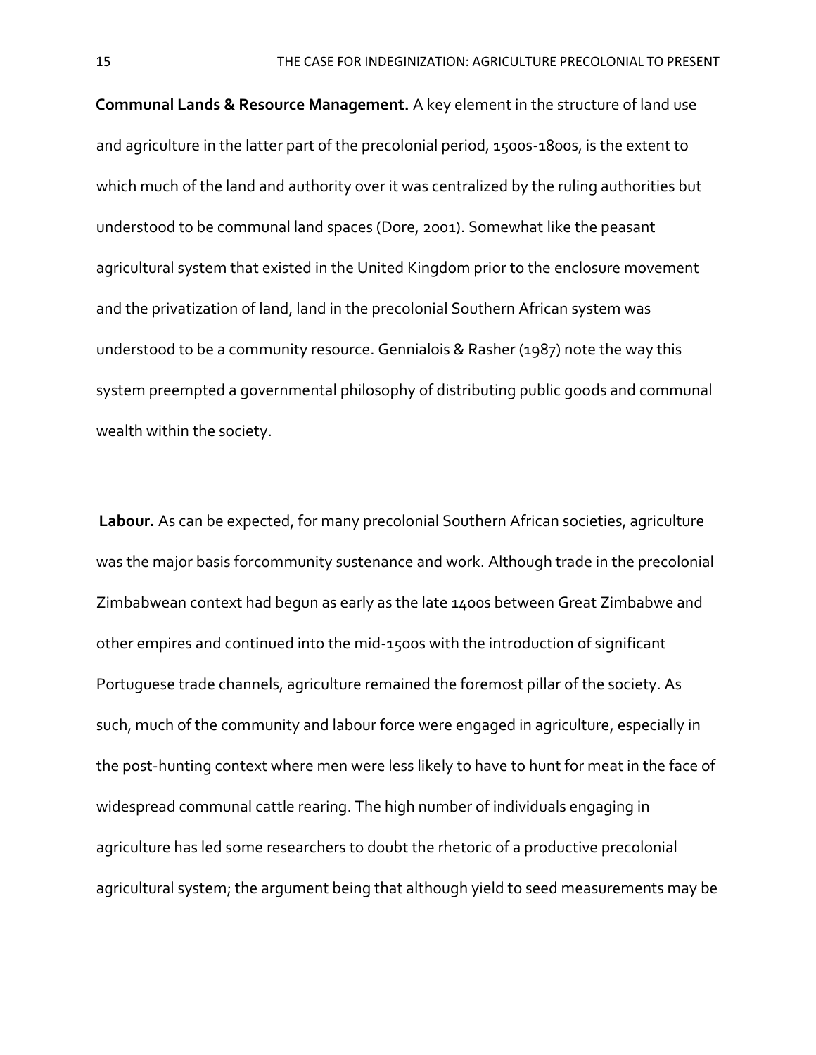**Communal Lands & Resource Management.** A key element in the structure of land use and agriculture in the latter part of the precolonial period, 1500s-1800s, is the extent to which much of the land and authority over it was centralized by the ruling authorities but understood to be communal land spaces (Dore, 2001). Somewhat like the peasant agricultural system that existed in the United Kingdom prior to the enclosure movement and the privatization of land, land in the precolonial Southern African system was understood to be a community resource. Gennialois & Rasher (1987) note the way this system preempted a governmental philosophy of distributing public goods and communal wealth within the society.

**Labour.** As can be expected, for many precolonial Southern African societies, agriculture was the major basis forcommunity sustenance and work. Although trade in the precolonial Zimbabwean context had begun as early as the late 1400s between Great Zimbabwe and other empires and continued into the mid-1500s with the introduction of significant Portuguese trade channels, agriculture remained the foremost pillar of the society. As such, much of the community and labour force were engaged in agriculture, especially in the post-hunting context where men were less likely to have to hunt for meat in the face of widespread communal cattle rearing. The high number of individuals engaging in agriculture has led some researchers to doubt the rhetoric of a productive precolonial agricultural system; the argument being that although yield to seed measurements may be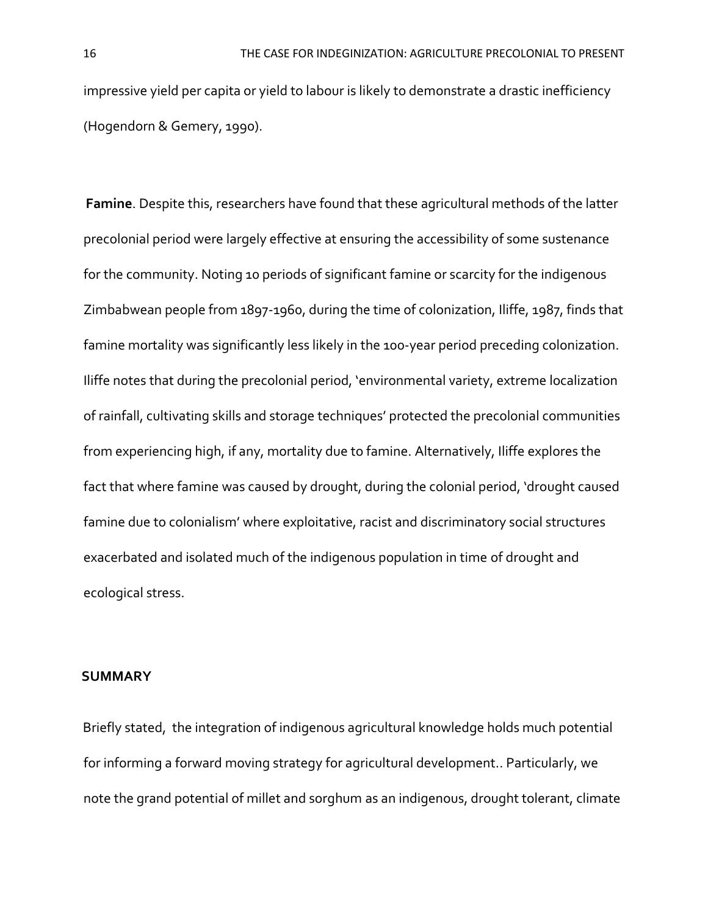impressive yield per capita or yield to labour is likely to demonstrate a drastic inefficiency (Hogendorn & Gemery, 1990).

**Famine**. Despite this, researchers have found that these agricultural methods of the latter precolonial period were largely effective at ensuring the accessibility of some sustenance for the community. Noting 10 periods of significant famine or scarcity for the indigenous Zimbabwean people from 1897-1960, during the time of colonization, Iliffe, 1987, finds that famine mortality was significantly less likely in the 100-year period preceding colonization. Iliffe notes that during the precolonial period, 'environmental variety, extreme localization of rainfall, cultivating skills and storage techniques' protected the precolonial communities from experiencing high, if any, mortality due to famine. Alternatively, Iliffe explores the fact that where famine was caused by drought, during the colonial period, 'drought caused famine due to colonialism' where exploitative, racist and discriminatory social structures exacerbated and isolated much of the indigenous population in time of drought and ecological stress.

## SUMMARY

Briefly stated, the integration of indigenous agricultural knowledge holds much potential for informing a forward moving strategy for agricultural development.. Particularly, we note the grand potential of millet and sorghum as an indigenous, drought tolerant, climate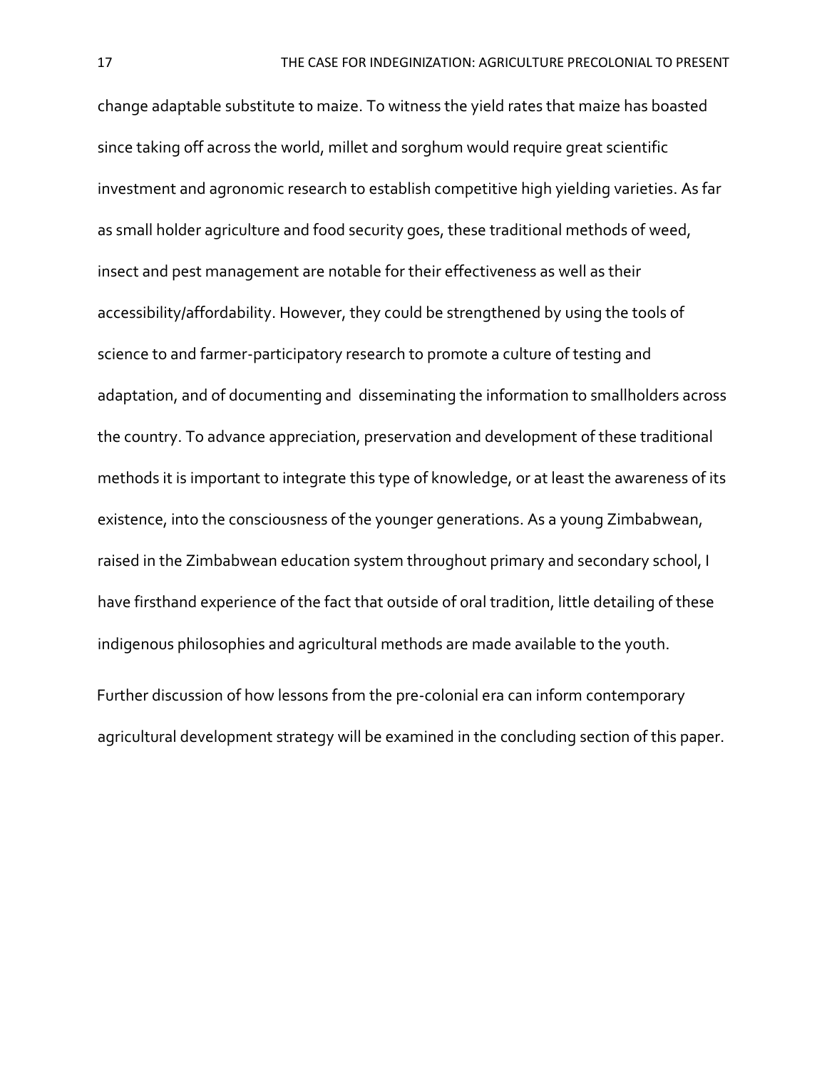change adaptable substitute to maize. To witness the yield rates that maize has boasted since taking off across the world, millet and sorghum would require great scientific investment and agronomic research to establish competitive high yielding varieties. As far as small holder agriculture and food security goes, these traditional methods of weed, insect and pest management are notable for their effectiveness as well as their accessibility/affordability. However, they could be strengthened by using the tools of science to and farmer-participatory research to promote a culture of testing and adaptation, and of documenting and disseminating the information to smallholders across the country. To advance appreciation, preservation and development of these traditional methods it is important to integrate this type of knowledge, or at least the awareness of its existence, into the consciousness of the younger generations. As a young Zimbabwean, raised in the Zimbabwean education system throughout primary and secondary school, I have firsthand experience of the fact that outside of oral tradition, little detailing of these indigenous philosophies and agricultural methods are made available to the youth.

Further discussion of how lessons from the pre-colonial era can inform contemporary agricultural development strategy will be examined in the concluding section of this paper.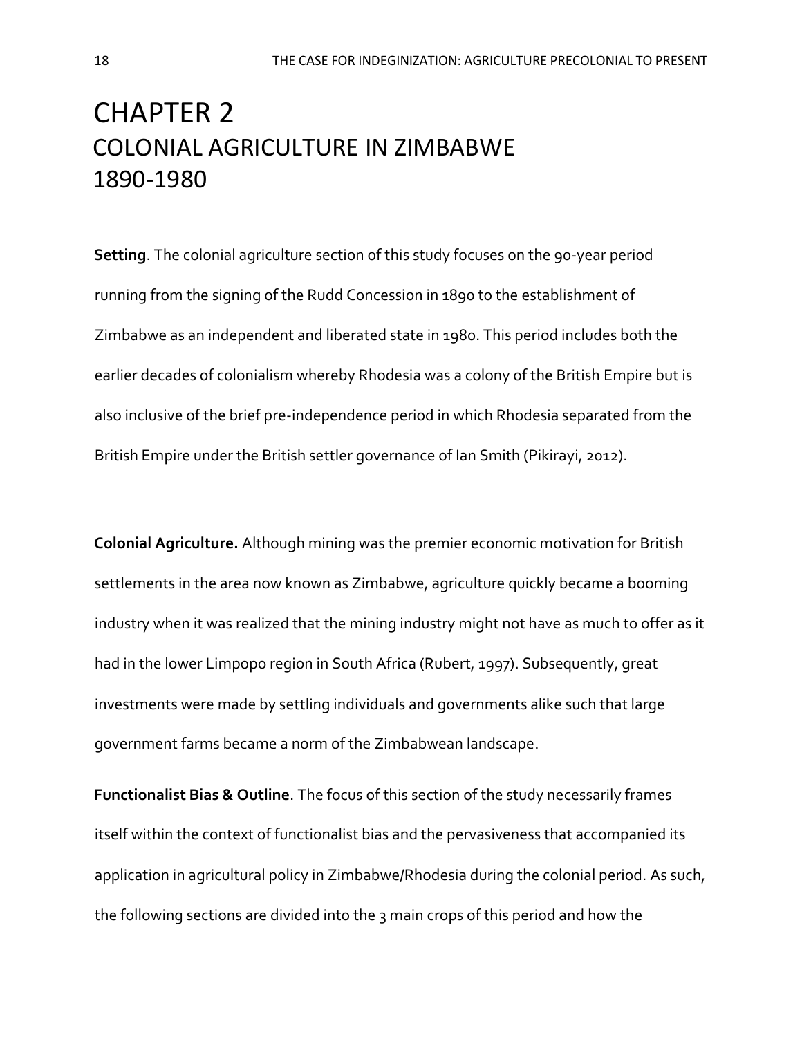# CHAPTER 2
## COLONIAL AGRICULTURE IN ZIMBABWE 1890-1980

**Setting**. The colonial agriculture section of this study focuses on the 90-year period running from the signing of the Rudd Concession in 1890 to the establishment of Zimbabwe as an independent and liberated state in 1980. This period includes both the earlier decades of colonialism whereby Rhodesia was a colony of the British Empire but is also inclusive of the brief pre-independence period in which Rhodesia separated from the British Empire under the British settler governance of Ian Smith (Pikirayi, 2012).

**Colonial Agriculture.** Although mining was the premier economic motivation for British settlements in the area now known as Zimbabwe, agriculture quickly became a booming industry when it was realized that the mining industry might not have as much to offer as it had in the lower Limpopo region in South Africa (Rubert, 1997). Subsequently, great investments were made by settling individuals and governments alike such that large government farms became a norm of the Zimbabwean landscape.

**Functionalist Bias & Outline**. The focus of this section of the study necessarily frames itself within the context of functionalist bias and the pervasiveness that accompanied its application in agricultural policy in Zimbabwe/Rhodesia during the colonial period. As such, the following sections are divided into the 3 main crops of this period and how the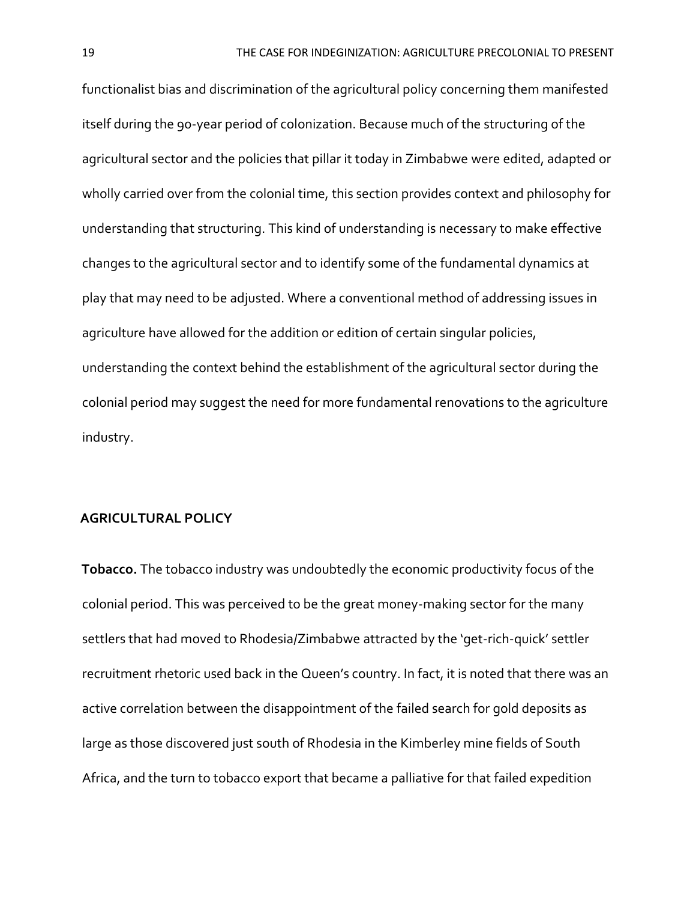functionalist bias and discrimination of the agricultural policy concerning them manifested itself during the 90-year period of colonization. Because much of the structuring of the agricultural sector and the policies that pillar it today in Zimbabwe were edited, adapted or wholly carried over from the colonial time, this section provides context and philosophy for understanding that structuring. This kind of understanding is necessary to make effective changes to the agricultural sector and to identify some of the fundamental dynamics at play that may need to be adjusted. Where a conventional method of addressing issues in agriculture have allowed for the addition or edition of certain singular policies, understanding the context behind the establishment of the agricultural sector during the colonial period may suggest the need for more fundamental renovations to the agriculture industry.

## AGRICULTURAL POLICY

**Tobacco.** The tobacco industry was undoubtedly the economic productivity focus of the colonial period. This was perceived to be the great money-making sector for the many settlers that had moved to Rhodesia/Zimbabwe attracted by the 'get-rich-quick' settler recruitment rhetoric used back in the Queen's country. In fact, it is noted that there was an active correlation between the disappointment of the failed search for gold deposits as large as those discovered just south of Rhodesia in the Kimberley mine fields of South Africa, and the turn to tobacco export that became a palliative for that failed expedition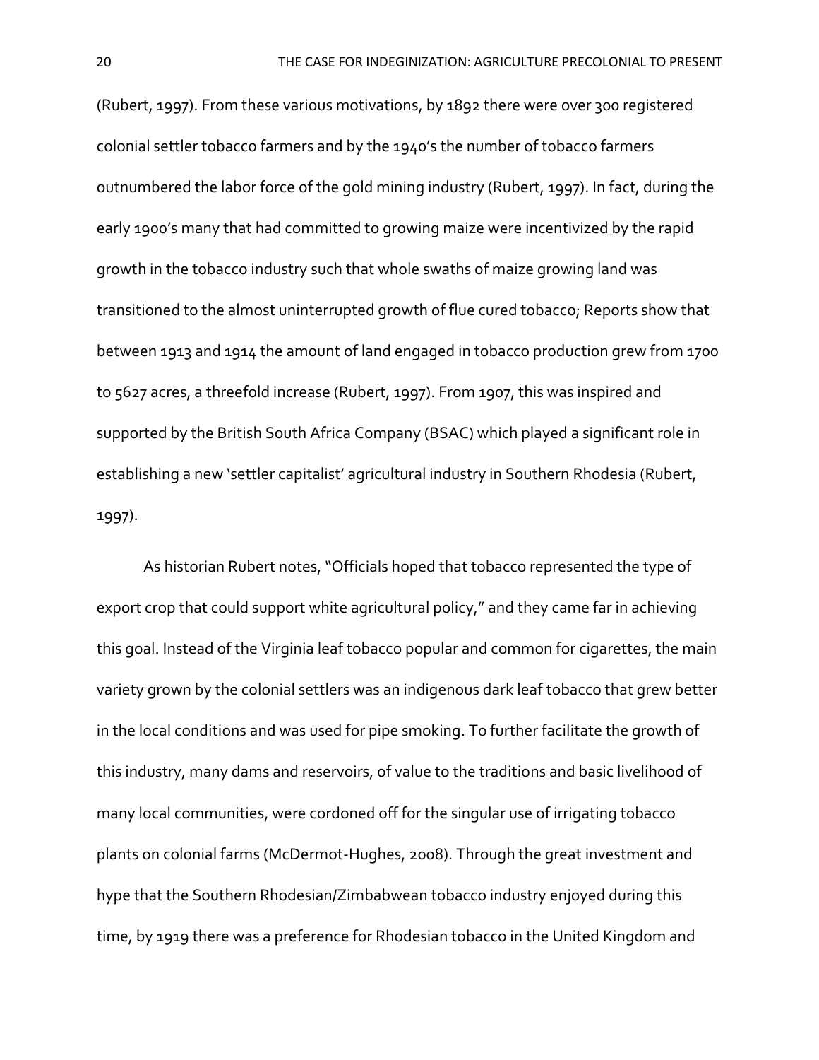(Rubert, 1997). From these various motivations, by 1892 there were over 300 registered colonial settler tobacco farmers and by the 1940's the number of tobacco farmers outnumbered the labor force of the gold mining industry (Rubert, 1997). In fact, during the early 1900's many that had committed to growing maize were incentivized by the rapid growth in the tobacco industry such that whole swaths of maize growing land was transitioned to the almost uninterrupted growth of flue cured tobacco; Reports show that between 1913 and 1914 the amount of land engaged in tobacco production grew from 1700 to 5627 acres, a threefold increase (Rubert, 1997). From 1907, this was inspired and supported by the British South Africa Company (BSAC) which played a significant role in establishing a new 'settler capitalist' agricultural industry in Southern Rhodesia (Rubert, 1997).

As historian Rubert notes, "Officials hoped that tobacco represented the type of export crop that could support white agricultural policy," and they came far in achieving this goal. Instead of the Virginia leaf tobacco popular and common for cigarettes, the main variety grown by the colonial settlers was an indigenous dark leaf tobacco that grew better in the local conditions and was used for pipe smoking. To further facilitate the growth of this industry, many dams and reservoirs, of value to the traditions and basic livelihood of many local communities, were cordoned off for the singular use of irrigating tobacco plants on colonial farms (McDermot-Hughes, 2008). Through the great investment and hype that the Southern Rhodesian/Zimbabwean tobacco industry enjoyed during this time, by 1919 there was a preference for Rhodesian tobacco in the United Kingdom and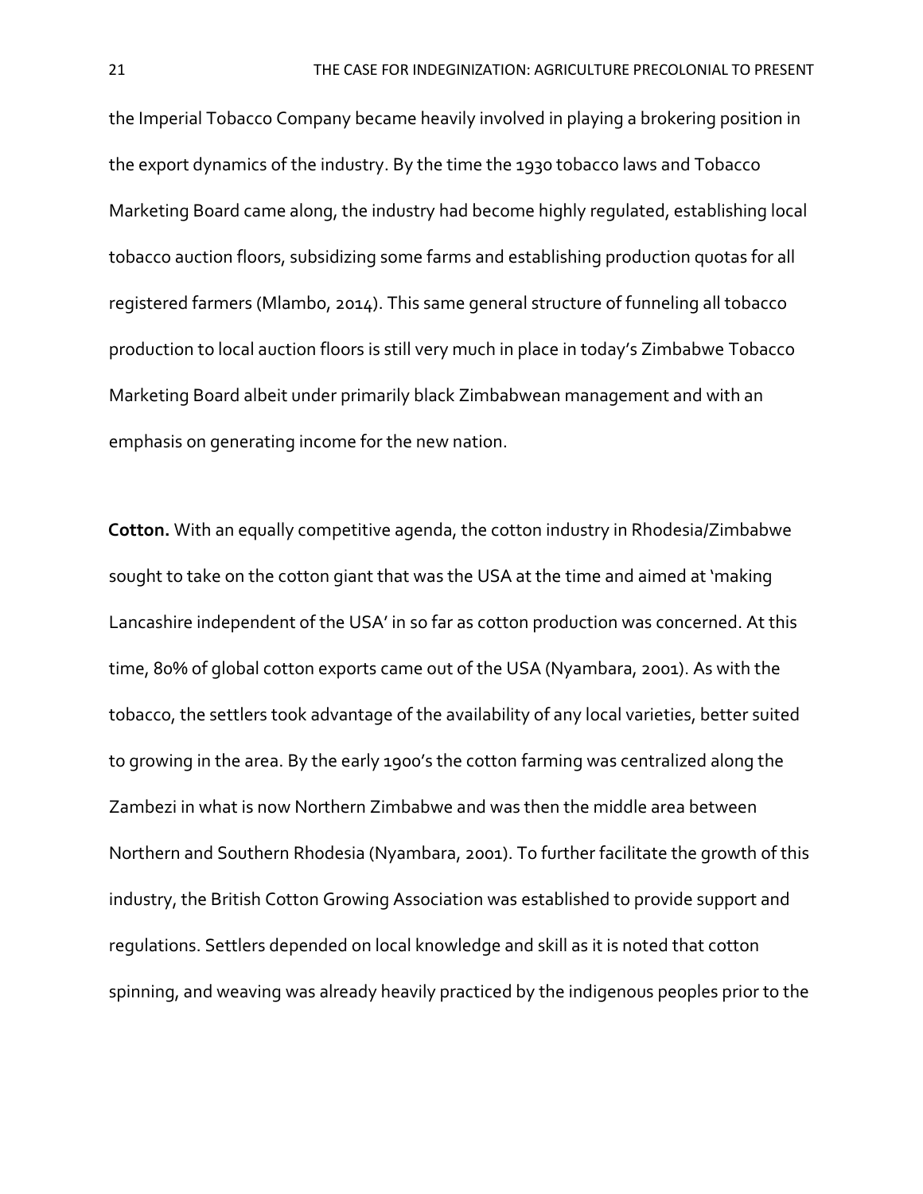the Imperial Tobacco Company became heavily involved in playing a brokering position in the export dynamics of the industry. By the time the 1930 tobacco laws and Tobacco Marketing Board came along, the industry had become highly regulated, establishing local tobacco auction floors, subsidizing some farms and establishing production quotas for all registered farmers (Mlambo, 2014). This same general structure of funneling all tobacco production to local auction floors is still very much in place in today's Zimbabwe Tobacco Marketing Board albeit under primarily black Zimbabwean management and with an emphasis on generating income for the new nation.

**Cotton.** With an equally competitive agenda, the cotton industry in Rhodesia/Zimbabwe sought to take on the cotton giant that was the USA at the time and aimed at 'making Lancashire independent of the USA' in so far as cotton production was concerned. At this time, 80% of global cotton exports came out of the USA (Nyambara, 2001). As with the tobacco, the settlers took advantage of the availability of any local varieties, better suited to growing in the area. By the early 1900's the cotton farming was centralized along the Zambezi in what is now Northern Zimbabwe and was then the middle area between Northern and Southern Rhodesia (Nyambara, 2001). To further facilitate the growth of this industry, the British Cotton Growing Association was established to provide support and regulations. Settlers depended on local knowledge and skill as it is noted that cotton spinning, and weaving was already heavily practiced by the indigenous peoples prior to the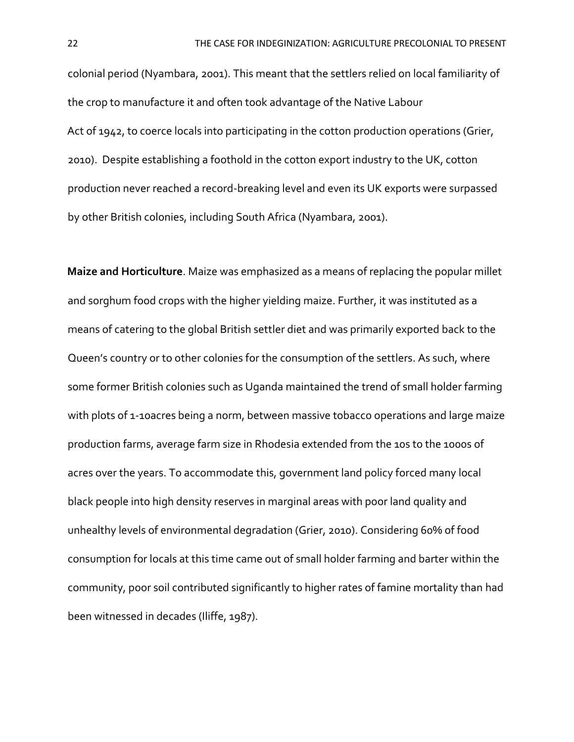colonial period (Nyambara, 2001). This meant that the settlers relied on local familiarity of the crop to manufacture it and often took advantage of the Native Labour Act of 1942, to coerce locals into participating in the cotton production operations (Grier, 2010). Despite establishing a foothold in the cotton export industry to the UK, cotton production never reached a record-breaking level and even its UK exports were surpassed by other British colonies, including South Africa (Nyambara, 2001).

**Maize and Horticulture**. Maize was emphasized as a means of replacing the popular millet and sorghum food crops with the higher yielding maize. Further, it was instituted as a means of catering to the global British settler diet and was primarily exported back to the Queen's country or to other colonies for the consumption of the settlers. As such, where some former British colonies such as Uganda maintained the trend of small holder farming with plots of 1-10acres being a norm, between massive tobacco operations and large maize production farms, average farm size in Rhodesia extended from the 10s to the 1000s of acres over the years. To accommodate this, government land policy forced many local black people into high density reserves in marginal areas with poor land quality and unhealthy levels of environmental degradation (Grier, 2010). Considering 60% of food consumption for locals at this time came out of small holder farming and barter within the community, poor soil contributed significantly to higher rates of famine mortality than had been witnessed in decades (Iliffe, 1987).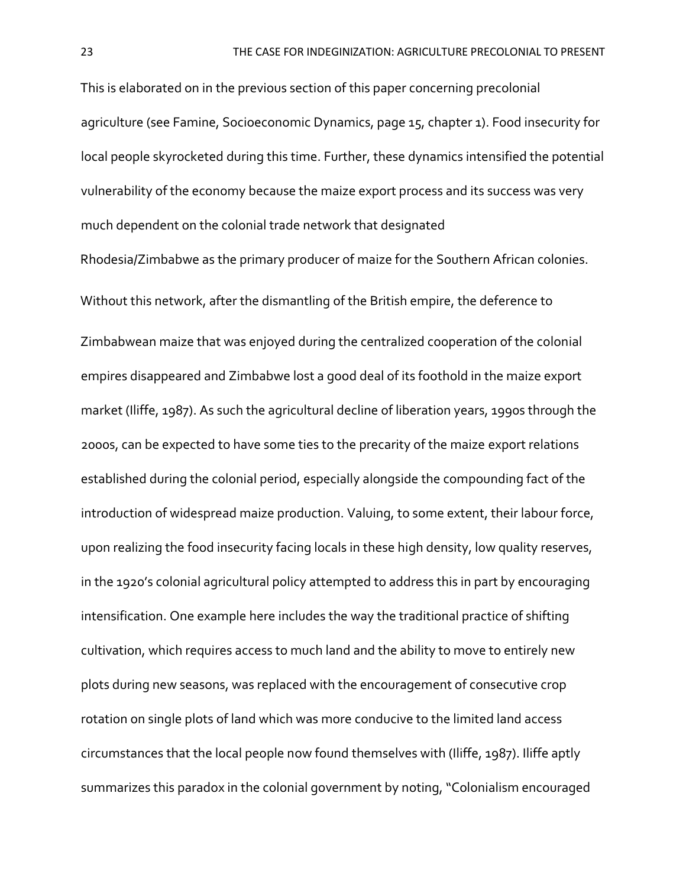This is elaborated on in the previous section of this paper concerning precolonial agriculture (see Famine, Socioeconomic Dynamics, page 15, chapter 1). Food insecurity for local people skyrocketed during this time. Further, these dynamics intensified the potential vulnerability of the economy because the maize export process and its success was very much dependent on the colonial trade network that designated Rhodesia/Zimbabwe as the primary producer of maize for the Southern African colonies. Without this network, after the dismantling of the British empire, the deference to Zimbabwean maize that was enjoyed during the centralized cooperation of the colonial empires disappeared and Zimbabwe lost a good deal of its foothold in the maize export market (Iliffe, 1987). As such the agricultural decline of liberation years, 1990s through the 2000s, can be expected to have some ties to the precarity of the maize export relations established during the colonial period, especially alongside the compounding fact of the introduction of widespread maize production. Valuing, to some extent, their labour force, upon realizing the food insecurity facing locals in these high density, low quality reserves, in the 1920's colonial agricultural policy attempted to address this in part by encouraging intensification. One example here includes the way the traditional practice of shifting cultivation, which requires access to much land and the ability to move to entirely new plots during new seasons, was replaced with the encouragement of consecutive crop rotation on single plots of land which was more conducive to the limited land access circumstances that the local people now found themselves with (Iliffe, 1987). Iliffe aptly summarizes this paradox in the colonial government by noting, "Colonialism encouraged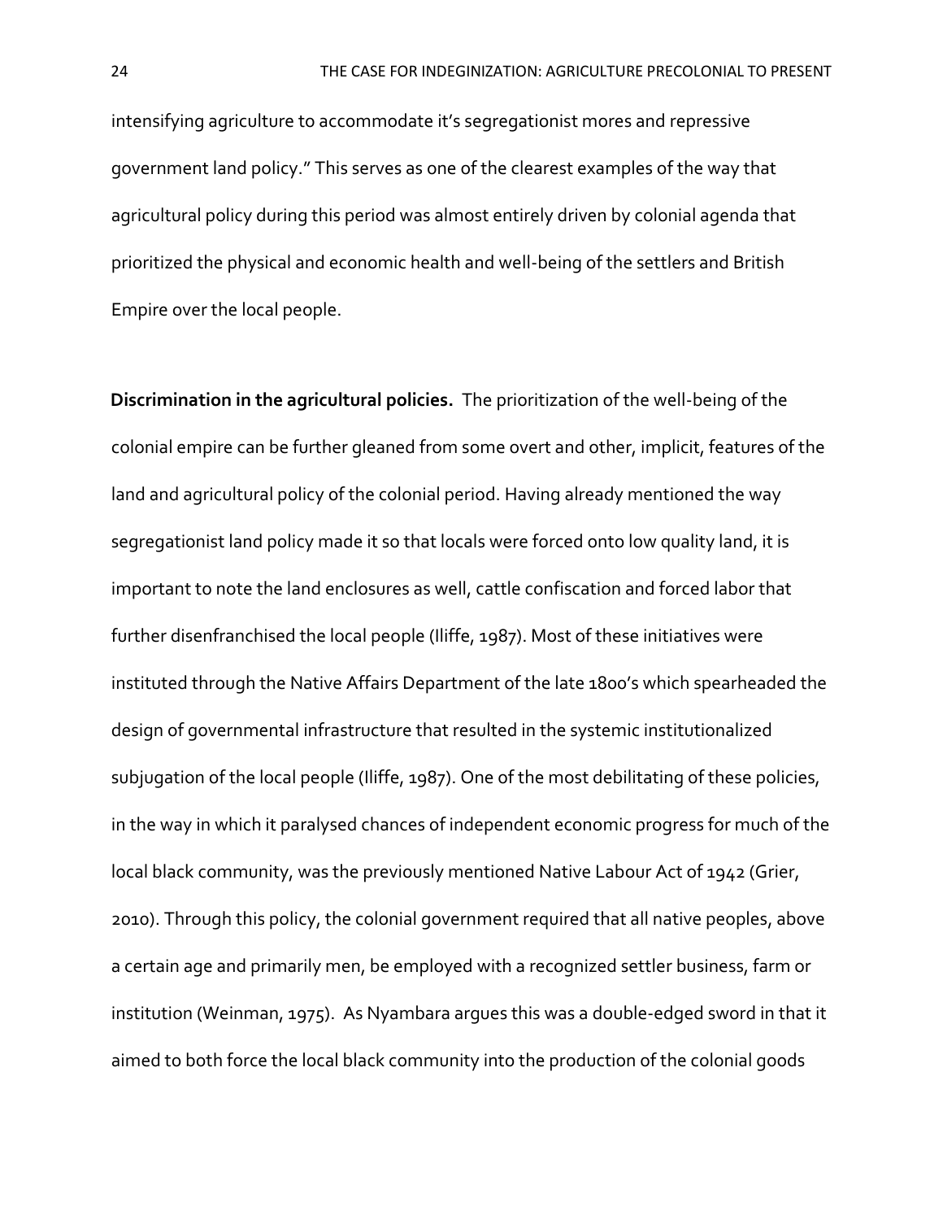intensifying agriculture to accommodate it's segregationist mores and repressive government land policy." This serves as one of the clearest examples of the way that agricultural policy during this period was almost entirely driven by colonial agenda that prioritized the physical and economic health and well-being of the settlers and British Empire over the local people.

**Discrimination in the agricultural policies.** The prioritization of the well-being of the colonial empire can be further gleaned from some overt and other, implicit, features of the land and agricultural policy of the colonial period. Having already mentioned the way segregationist land policy made it so that locals were forced onto low quality land, it is important to note the land enclosures as well, cattle confiscation and forced labor that further disenfranchised the local people (Iliffe, 1987). Most of these initiatives were instituted through the Native Affairs Department of the late 1800's which spearheaded the design of governmental infrastructure that resulted in the systemic institutionalized subjugation of the local people (Iliffe, 1987). One of the most debilitating of these policies, in the way in which it paralysed chances of independent economic progress for much of the local black community, was the previously mentioned Native Labour Act of 1942 (Grier, 2010). Through this policy, the colonial government required that all native peoples, above a certain age and primarily men, be employed with a recognized settler business, farm or institution (Weinman, 1975). As Nyambara argues this was a double-edged sword in that it aimed to both force the local black community into the production of the colonial goods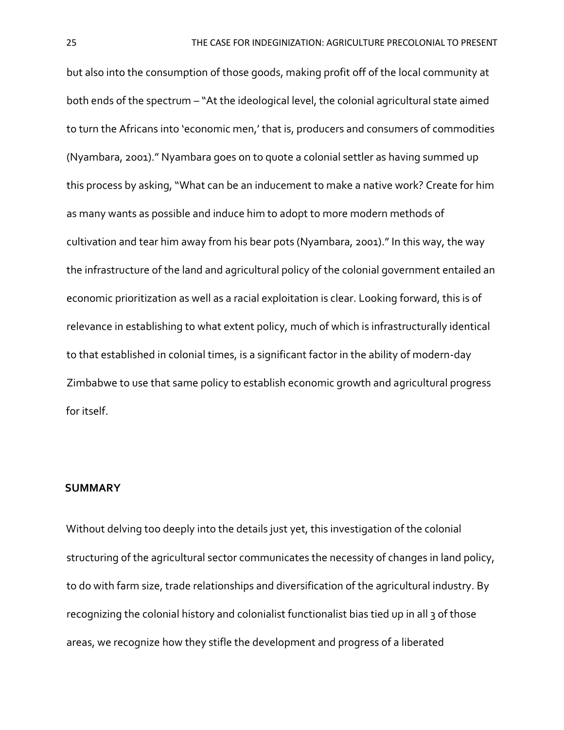but also into the consumption of those goods, making profit off of the local community at both ends of the spectrum – "At the ideological level, the colonial agricultural state aimed to turn the Africans into 'economic men,' that is, producers and consumers of commodities (Nyambara, 2001)." Nyambara goes on to quote a colonial settler as having summed up this process by asking, "What can be an inducement to make a native work? Create for him as many wants as possible and induce him to adopt to more modern methods of cultivation and tear him away from his bear pots (Nyambara, 2001)." In this way, the way the infrastructure of the land and agricultural policy of the colonial government entailed an economic prioritization as well as a racial exploitation is clear. Looking forward, this is of relevance in establishing to what extent policy, much of which is infrastructurally identical to that established in colonial times, is a significant factor in the ability of modern-day Zimbabwe to use that same policy to establish economic growth and agricultural progress for itself.

## SUMMARY

Without delving too deeply into the details just yet, this investigation of the colonial structuring of the agricultural sector communicates the necessity of changes in land policy, to do with farm size, trade relationships and diversification of the agricultural industry. By recognizing the colonial history and colonialist functionalist bias tied up in all 3 of those areas, we recognize how they stifle the development and progress of a liberated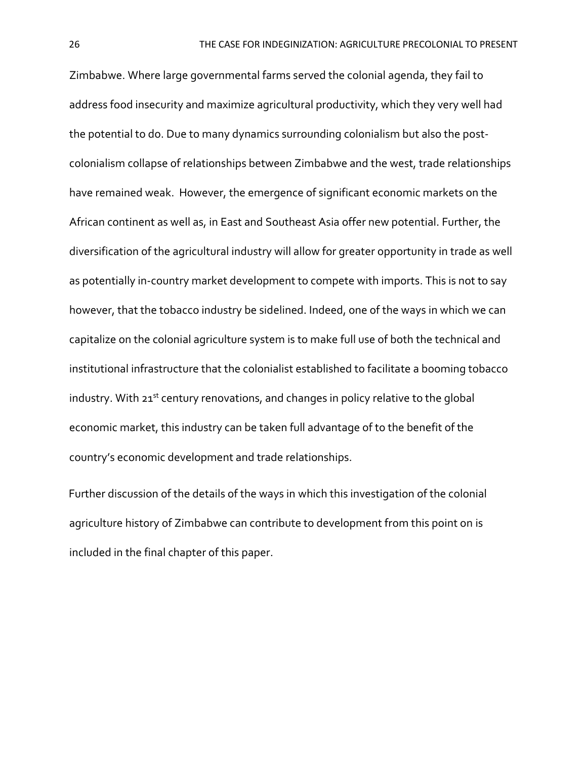Zimbabwe. Where large governmental farms served the colonial agenda, they fail to address food insecurity and maximize agricultural productivity, which they very well had the potential to do. Due to many dynamics surrounding colonialism but also the post-colonialism collapse of relationships between Zimbabwe and the west, trade relationships have remained weak. However, the emergence of significant economic markets on the African continent as well as, in East and Southeast Asia offer new potential. Further, the diversification of the agricultural industry will allow for greater opportunity in trade as well as potentially in-country market development to compete with imports. This is not to say however, that the tobacco industry be sidelined. Indeed, one of the ways in which we can capitalize on the colonial agriculture system is to make full use of both the technical and institutional infrastructure that the colonialist established to facilitate a booming tobacco industry. With 21st century renovations, and changes in policy relative to the global economic market, this industry can be taken full advantage of to the benefit of the country's economic development and trade relationships.

Further discussion of the details of the ways in which this investigation of the colonial agriculture history of Zimbabwe can contribute to development from this point on is included in the final chapter of this paper.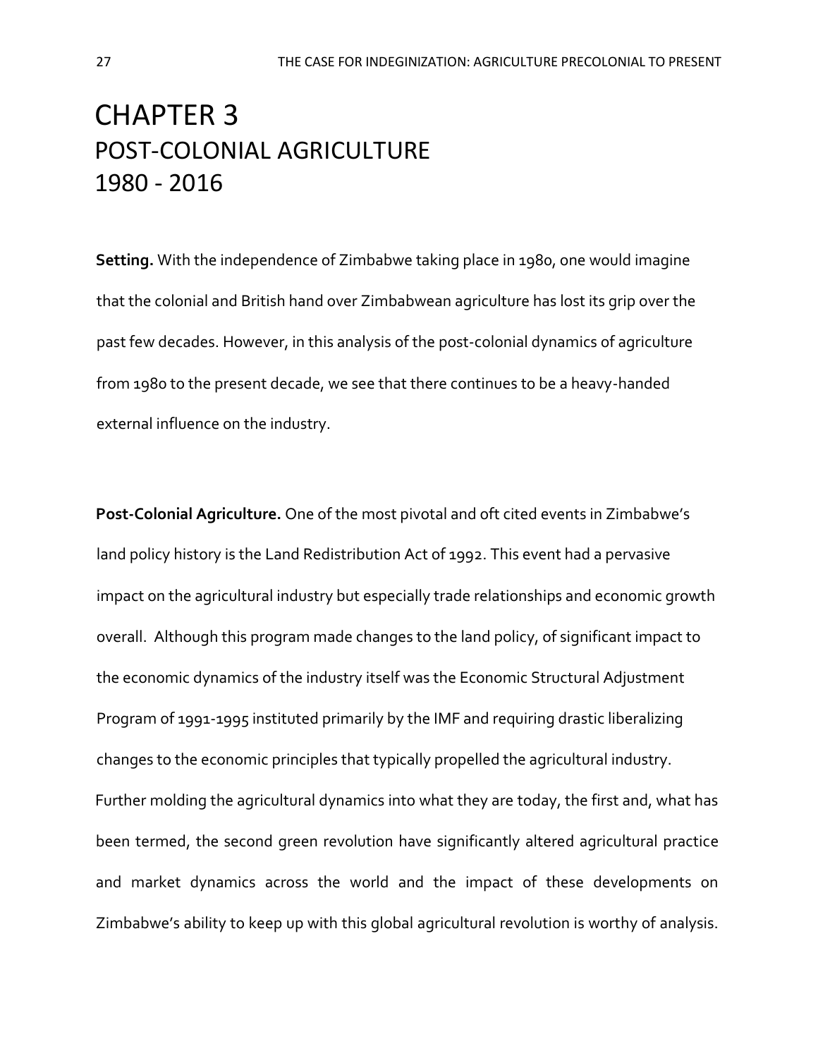# CHAPTER 3
## POST-COLONIAL AGRICULTURE
## 1980 - 2016

**Setting.** With the independence of Zimbabwe taking place in 1980, one would imagine that the colonial and British hand over Zimbabwean agriculture has lost its grip over the past few decades. However, in this analysis of the post-colonial dynamics of agriculture from 1980 to the present decade, we see that there continues to be a heavy-handed external influence on the industry.

**Post-Colonial Agriculture.** One of the most pivotal and oft cited events in Zimbabwe's land policy history is the Land Redistribution Act of 1992. This event had a pervasive impact on the agricultural industry but especially trade relationships and economic growth overall. Although this program made changes to the land policy, of significant impact to the economic dynamics of the industry itself was the Economic Structural Adjustment Program of 1991-1995 instituted primarily by the IMF and requiring drastic liberalizing changes to the economic principles that typically propelled the agricultural industry. Further molding the agricultural dynamics into what they are today, the first and, what has been termed, the second green revolution have significantly altered agricultural practice and market dynamics across the world and the impact of these developments on Zimbabwe's ability to keep up with this global agricultural revolution is worthy of analysis.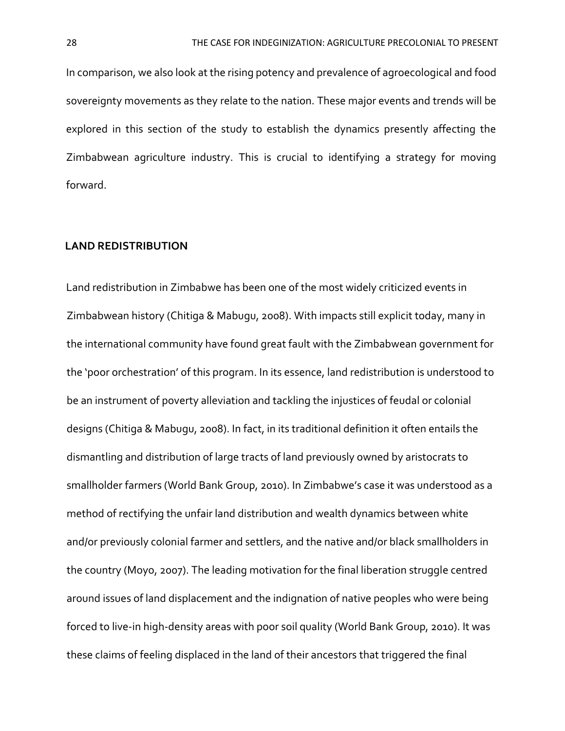In comparison, we also look at the rising potency and prevalence of agroecological and food sovereignty movements as they relate to the nation. These major events and trends will be explored in this section of the study to establish the dynamics presently affecting the Zimbabwean agriculture industry. This is crucial to identifying a strategy for moving forward.

## LAND REDISTRIBUTION

Land redistribution in Zimbabwe has been one of the most widely criticized events in Zimbabwean history (Chitiga & Mabugu, 2008). With impacts still explicit today, many in the international community have found great fault with the Zimbabwean government for the 'poor orchestration' of this program. In its essence, land redistribution is understood to be an instrument of poverty alleviation and tackling the injustices of feudal or colonial designs (Chitiga & Mabugu, 2008). In fact, in its traditional definition it often entails the dismantling and distribution of large tracts of land previously owned by aristocrats to smallholder farmers (World Bank Group, 2010). In Zimbabwe's case it was understood as a method of rectifying the unfair land distribution and wealth dynamics between white and/or previously colonial farmer and settlers, and the native and/or black smallholders in the country (Moyo, 2007). The leading motivation for the final liberation struggle centred around issues of land displacement and the indignation of native peoples who were being forced to live-in high-density areas with poor soil quality (World Bank Group, 2010). It was these claims of feeling displaced in the land of their ancestors that triggered the final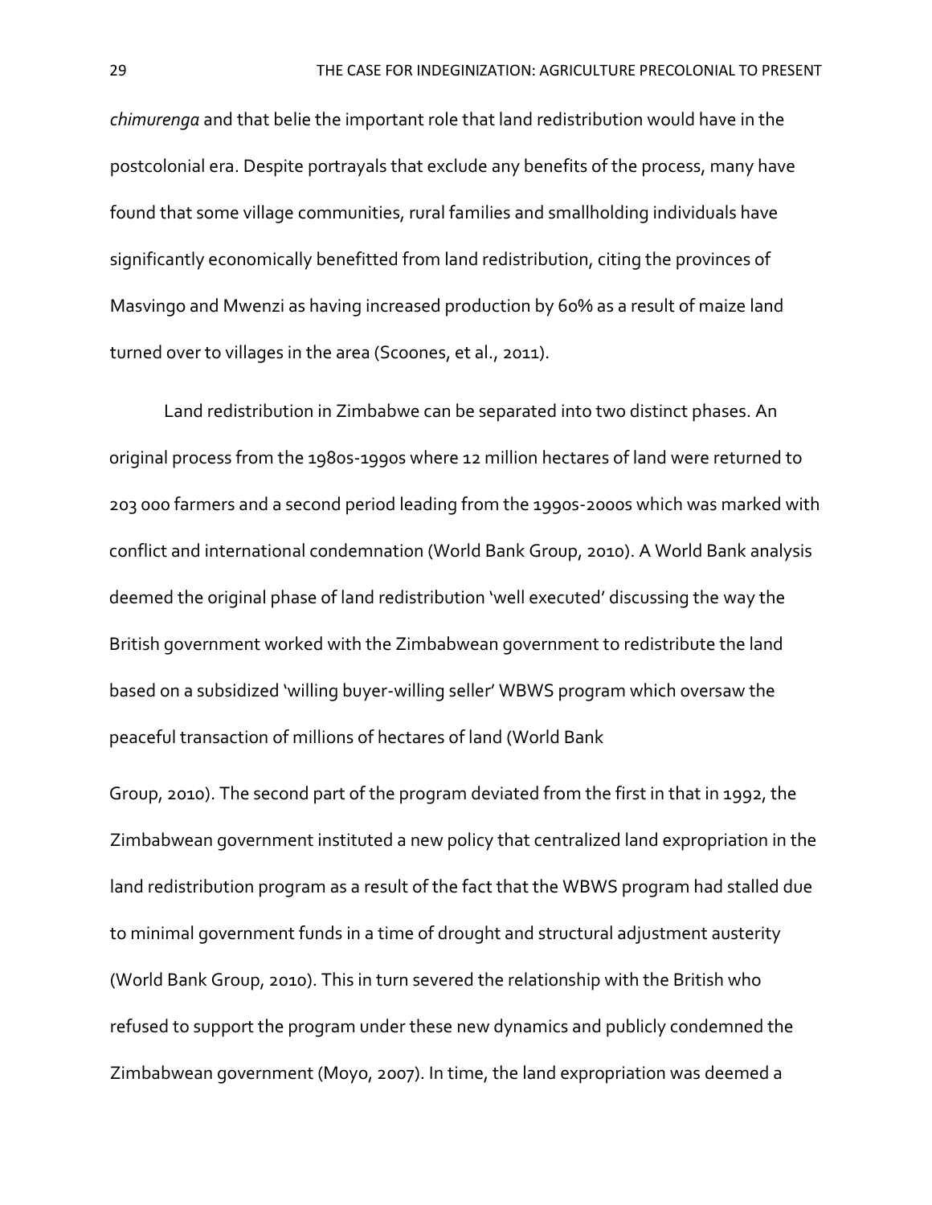*chimurenga* and that belie the important role that land redistribution would have in the postcolonial era. Despite portrayals that exclude any benefits of the process, many have found that some village communities, rural families and smallholding individuals have significantly economically benefitted from land redistribution, citing the provinces of Masvingo and Mwenzi as having increased production by 60% as a result of maize land turned over to villages in the area (Scoones, et al., 2011).

Land redistribution in Zimbabwe can be separated into two distinct phases. An original process from the 1980s-1990s where 12 million hectares of land were returned to 203 000 farmers and a second period leading from the 1990s-2000s which was marked with conflict and international condemnation (World Bank Group, 2010). A World Bank analysis deemed the original phase of land redistribution 'well executed' discussing the way the British government worked with the Zimbabwean government to redistribute the land based on a subsidized 'willing buyer-willing seller' WBWS program which oversaw the peaceful transaction of millions of hectares of land (World Bank Group, 2010). The second part of the program deviated from the first in that in 1992, the Zimbabwean government instituted a new policy that centralized land expropriation in the land redistribution program as a result of the fact that the WBWS program had stalled due to minimal government funds in a time of drought and structural adjustment austerity (World Bank Group, 2010). This in turn severed the relationship with the British who refused to support the program under these new dynamics and publicly condemned the Zimbabwean government (Moyo, 2007). In time, the land expropriation was deemed a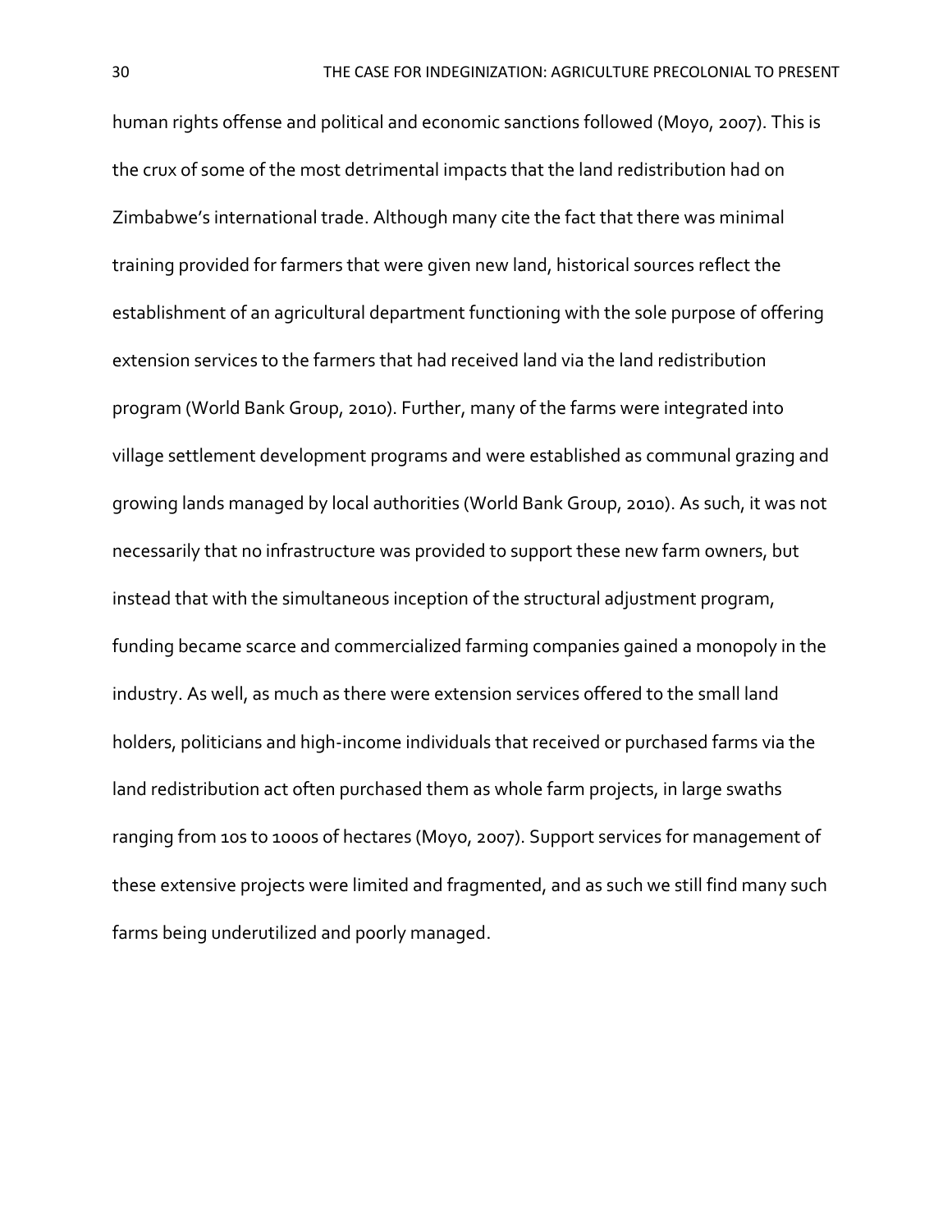human rights offense and political and economic sanctions followed (Moyo, 2007). This is the crux of some of the most detrimental impacts that the land redistribution had on Zimbabwe's international trade. Although many cite the fact that there was minimal training provided for farmers that were given new land, historical sources reflect the establishment of an agricultural department functioning with the sole purpose of offering extension services to the farmers that had received land via the land redistribution program (World Bank Group, 2010). Further, many of the farms were integrated into village settlement development programs and were established as communal grazing and growing lands managed by local authorities (World Bank Group, 2010). As such, it was not necessarily that no infrastructure was provided to support these new farm owners, but instead that with the simultaneous inception of the structural adjustment program, funding became scarce and commercialized farming companies gained a monopoly in the industry. As well, as much as there were extension services offered to the small land holders, politicians and high-income individuals that received or purchased farms via the land redistribution act often purchased them as whole farm projects, in large swaths ranging from 10s to 1000s of hectares (Moyo, 2007). Support services for management of these extensive projects were limited and fragmented, and as such we still find many such farms being underutilized and poorly managed.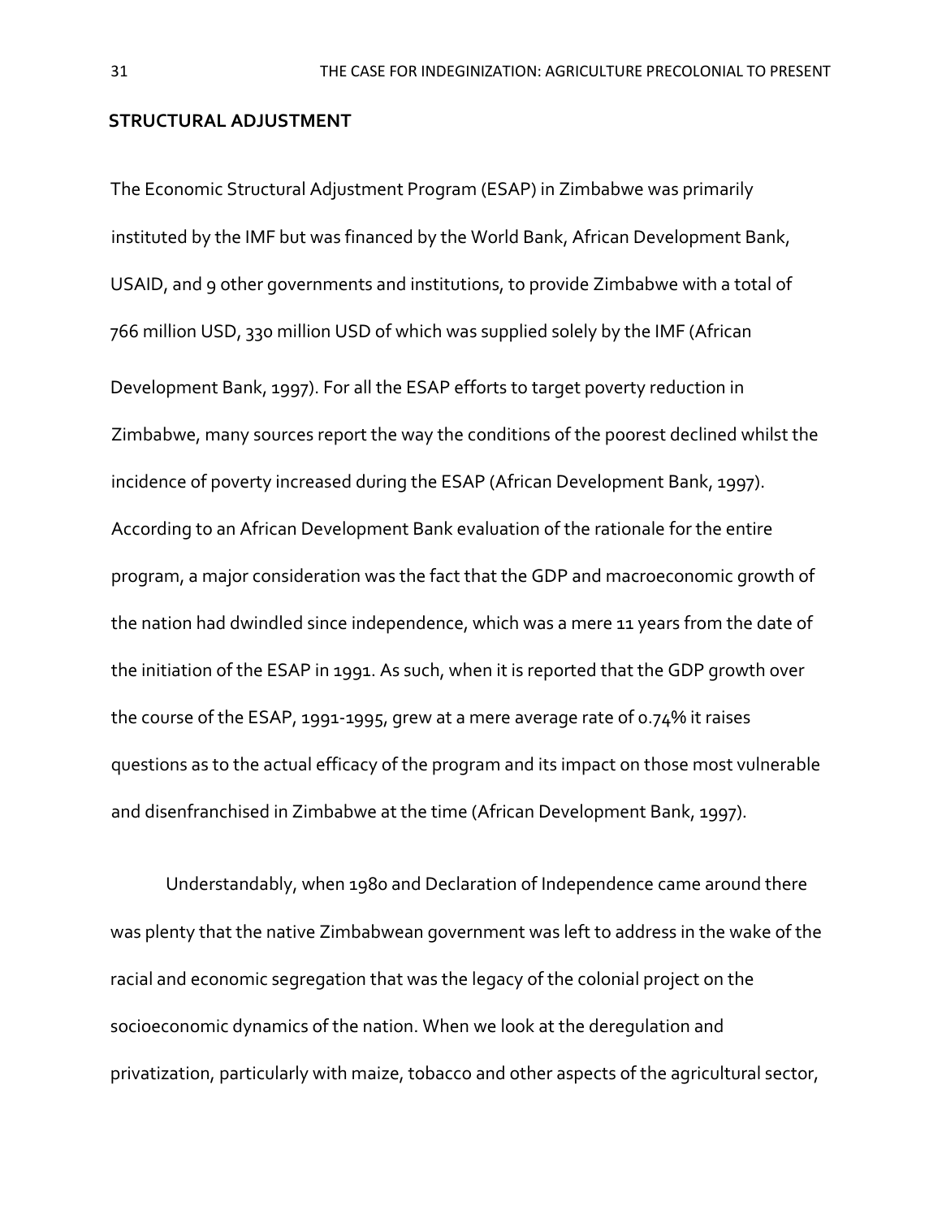## STRUCTURAL ADJUSTMENT

The Economic Structural Adjustment Program (ESAP) in Zimbabwe was primarily instituted by the IMF but was financed by the World Bank, African Development Bank, USAID, and 9 other governments and institutions, to provide Zimbabwe with a total of 766 million USD, 330 million USD of which was supplied solely by the IMF (African Development Bank, 1997). For all the ESAP efforts to target poverty reduction in Zimbabwe, many sources report the way the conditions of the poorest declined whilst the incidence of poverty increased during the ESAP (African Development Bank, 1997). According to an African Development Bank evaluation of the rationale for the entire program, a major consideration was the fact that the GDP and macroeconomic growth of the nation had dwindled since independence, which was a mere 11 years from the date of the initiation of the ESAP in 1991. As such, when it is reported that the GDP growth over the course of the ESAP, 1991-1995, grew at a mere average rate of 0.74% it raises questions as to the actual efficacy of the program and its impact on those most vulnerable and disenfranchised in Zimbabwe at the time (African Development Bank, 1997).

Understandably, when 1980 and Declaration of Independence came around there was plenty that the native Zimbabwean government was left to address in the wake of the racial and economic segregation that was the legacy of the colonial project on the socioeconomic dynamics of the nation. When we look at the deregulation and privatization, particularly with maize, tobacco and other aspects of the agricultural sector,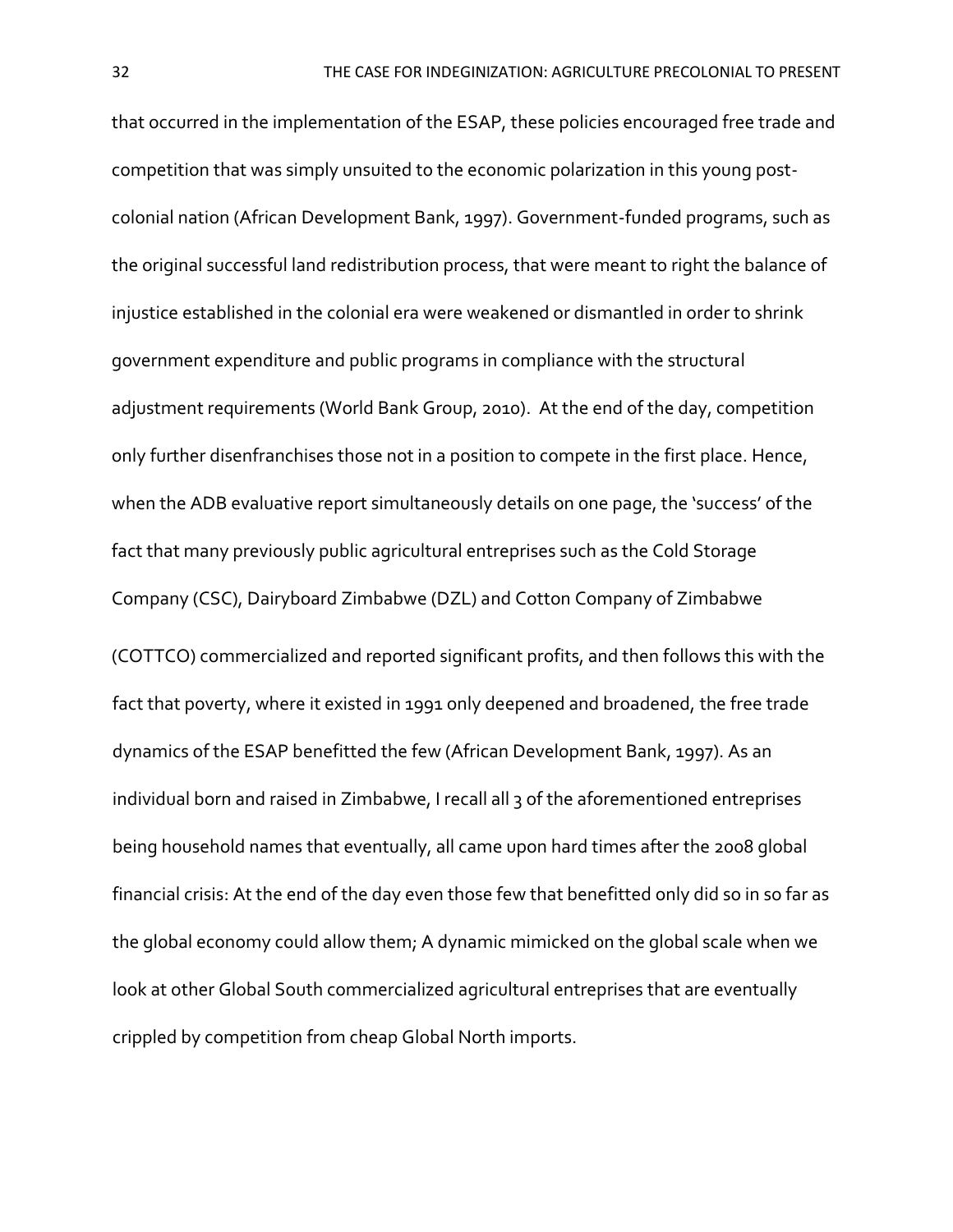that occurred in the implementation of the ESAP, these policies encouraged free trade and competition that was simply unsuited to the economic polarization in this young post-colonial nation (African Development Bank, 1997). Government-funded programs, such as the original successful land redistribution process, that were meant to right the balance of injustice established in the colonial era were weakened or dismantled in order to shrink government expenditure and public programs in compliance with the structural adjustment requirements (World Bank Group, 2010). At the end of the day, competition only further disenfranchises those not in a position to compete in the first place. Hence, when the ADB evaluative report simultaneously details on one page, the 'success' of the fact that many previously public agricultural entreprises such as the Cold Storage Company (CSC), Dairyboard Zimbabwe (DZL) and Cotton Company of Zimbabwe (COTTCO) commercialized and reported significant profits, and then follows this with the fact that poverty, where it existed in 1991 only deepened and broadened, the free trade dynamics of the ESAP benefitted the few (African Development Bank, 1997). As an individual born and raised in Zimbabwe, I recall all 3 of the aforementioned entreprises being household names that eventually, all came upon hard times after the 2008 global financial crisis: At the end of the day even those few that benefitted only did so in so far as the global economy could allow them; A dynamic mimicked on the global scale when we look at other Global South commercialized agricultural entreprises that are eventually crippled by competition from cheap Global North imports.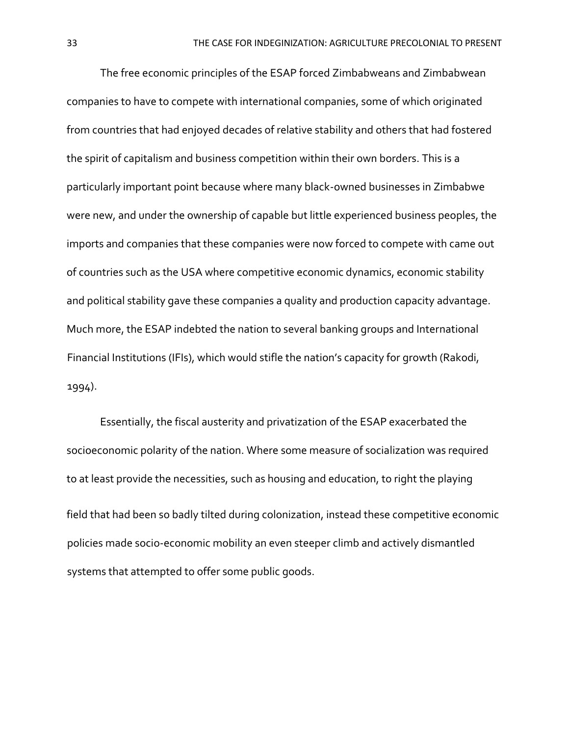The free economic principles of the ESAP forced Zimbabweans and Zimbabwean companies to have to compete with international companies, some of which originated from countries that had enjoyed decades of relative stability and others that had fostered the spirit of capitalism and business competition within their own borders. This is a particularly important point because where many black-owned businesses in Zimbabwe were new, and under the ownership of capable but little experienced business peoples, the imports and companies that these companies were now forced to compete with came out of countries such as the USA where competitive economic dynamics, economic stability and political stability gave these companies a quality and production capacity advantage. Much more, the ESAP indebted the nation to several banking groups and International Financial Institutions (IFIs), which would stifle the nation's capacity for growth (Rakodi, 1994).

Essentially, the fiscal austerity and privatization of the ESAP exacerbated the socioeconomic polarity of the nation. Where some measure of socialization was required to at least provide the necessities, such as housing and education, to right the playing field that had been so badly tilted during colonization, instead these competitive economic policies made socio-economic mobility an even steeper climb and actively dismantled systems that attempted to offer some public goods.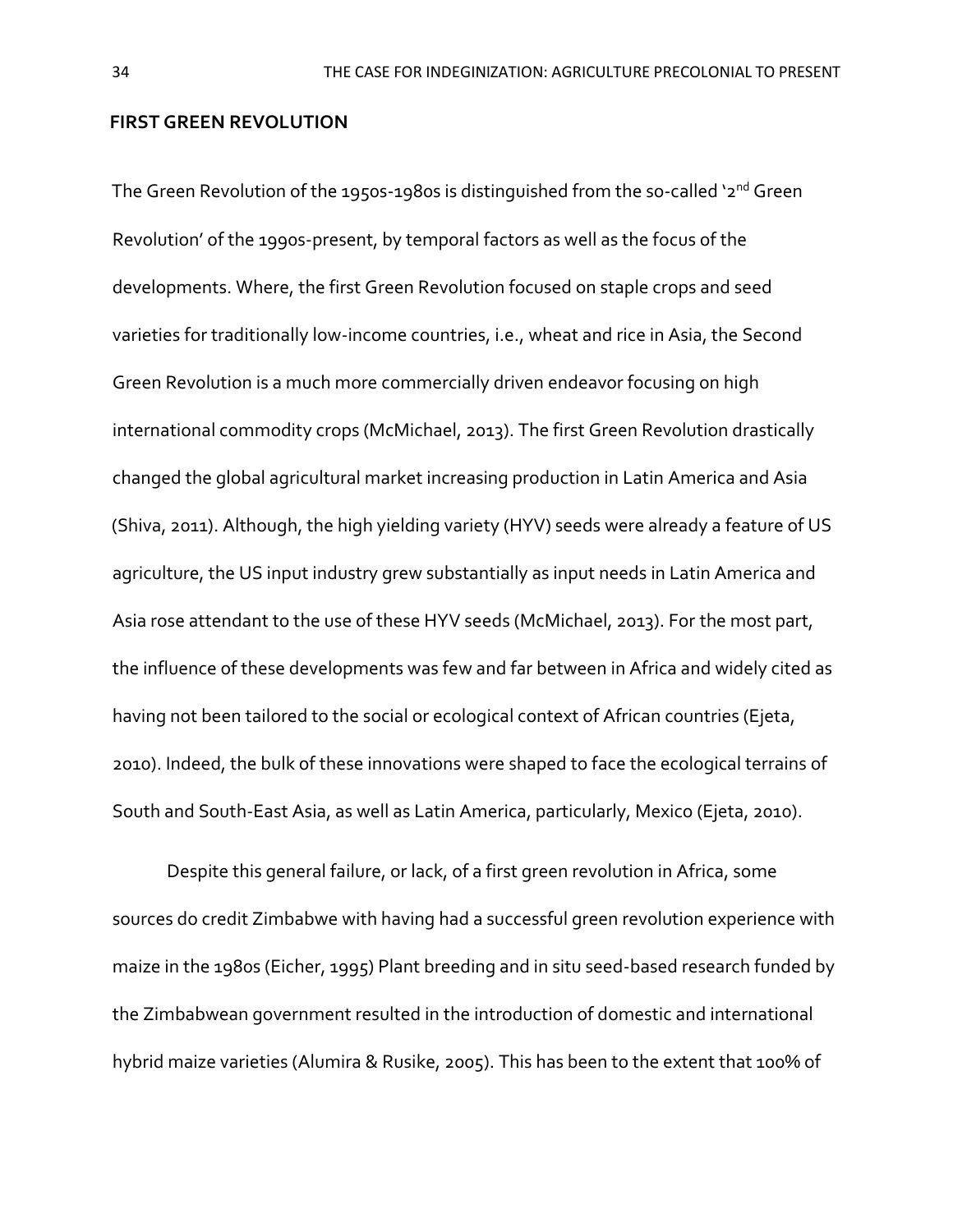## FIRST GREEN REVOLUTION

The Green Revolution of the 1950s-1980s is distinguished from the so-called '2nd Green Revolution' of the 1990s-present, by temporal factors as well as the focus of the developments. Where, the first Green Revolution focused on staple crops and seed varieties for traditionally low-income countries, i.e., wheat and rice in Asia, the Second Green Revolution is a much more commercially driven endeavor focusing on high international commodity crops (McMichael, 2013). The first Green Revolution drastically changed the global agricultural market increasing production in Latin America and Asia (Shiva, 2011). Although, the high yielding variety (HYV) seeds were already a feature of US agriculture, the US input industry grew substantially as input needs in Latin America and Asia rose attendant to the use of these HYV seeds (McMichael, 2013). For the most part, the influence of these developments was few and far between in Africa and widely cited as having not been tailored to the social or ecological context of African countries (Ejeta, 2010). Indeed, the bulk of these innovations were shaped to face the ecological terrains of South and South-East Asia, as well as Latin America, particularly, Mexico (Ejeta, 2010).

Despite this general failure, or lack, of a first green revolution in Africa, some sources do credit Zimbabwe with having had a successful green revolution experience with maize in the 1980s (Eicher, 1995) Plant breeding and in situ seed-based research funded by the Zimbabwean government resulted in the introduction of domestic and international hybrid maize varieties (Alumira & Rusike, 2005). This has been to the extent that 100% of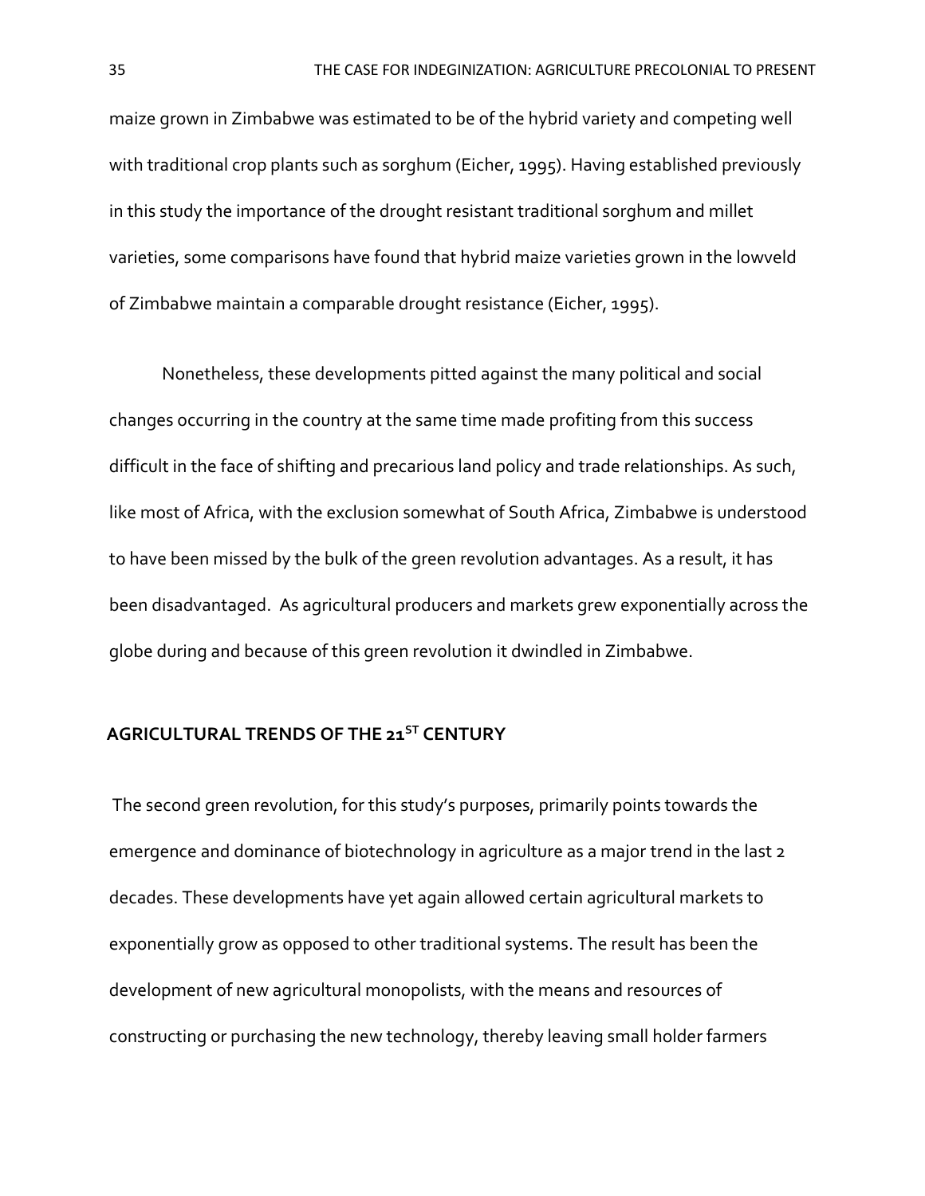maize grown in Zimbabwe was estimated to be of the hybrid variety and competing well with traditional crop plants such as sorghum (Eicher, 1995). Having established previously in this study the importance of the drought resistant traditional sorghum and millet varieties, some comparisons have found that hybrid maize varieties grown in the lowveld of Zimbabwe maintain a comparable drought resistance (Eicher, 1995).

Nonetheless, these developments pitted against the many political and social changes occurring in the country at the same time made profiting from this success difficult in the face of shifting and precarious land policy and trade relationships. As such, like most of Africa, with the exclusion somewhat of South Africa, Zimbabwe is understood to have been missed by the bulk of the green revolution advantages. As a result, it has been disadvantaged. As agricultural producers and markets grew exponentially across the globe during and because of this green revolution it dwindled in Zimbabwe.

## AGRICULTURAL TRENDS OF THE 21ST CENTURY

The second green revolution, for this study's purposes, primarily points towards the emergence and dominance of biotechnology in agriculture as a major trend in the last 2 decades. These developments have yet again allowed certain agricultural markets to exponentially grow as opposed to other traditional systems. The result has been the development of new agricultural monopolists, with the means and resources of constructing or purchasing the new technology, thereby leaving small holder farmers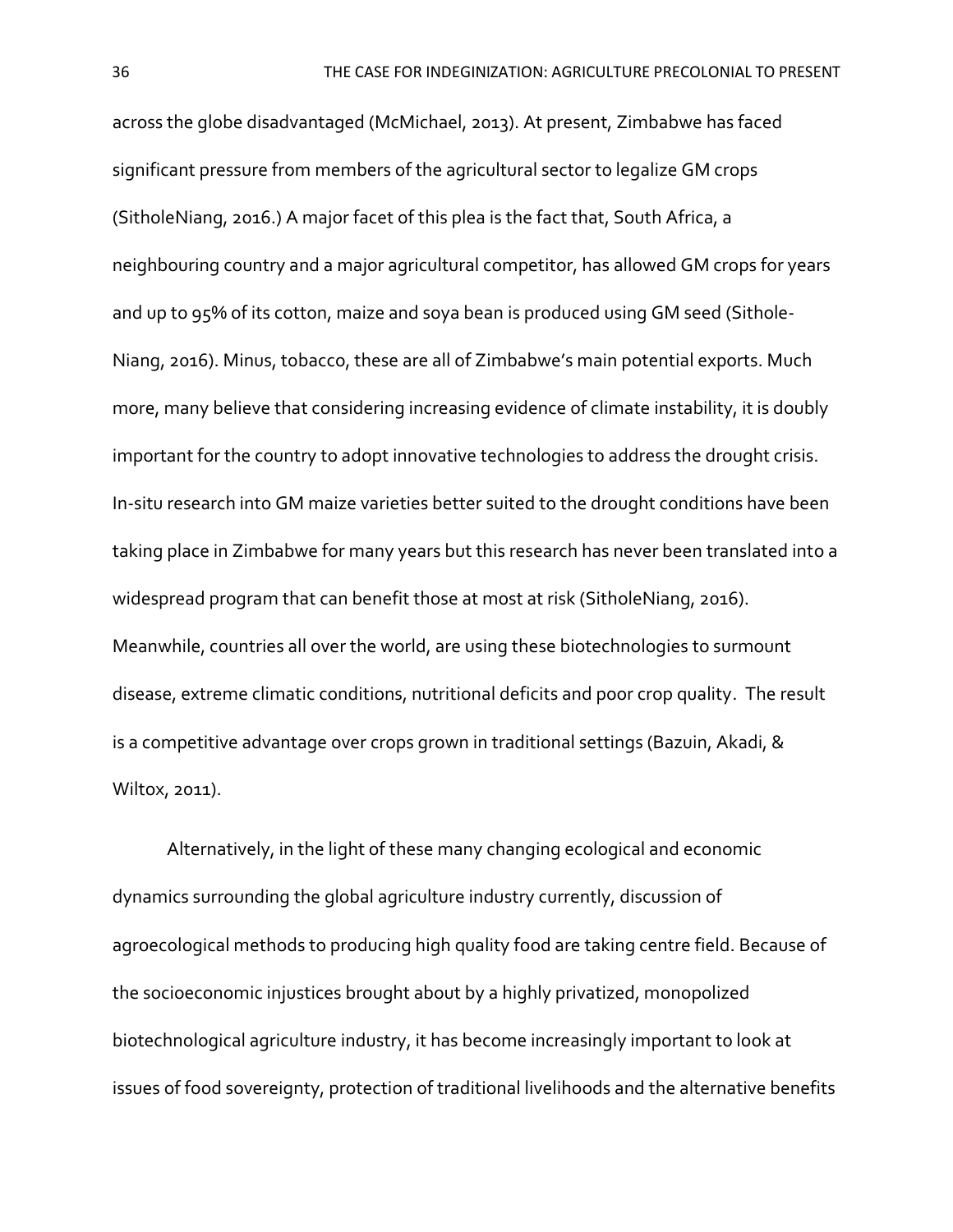across the globe disadvantaged (McMichael, 2013). At present, Zimbabwe has faced significant pressure from members of the agricultural sector to legalize GM crops (SitholeNiang, 2016.) A major facet of this plea is the fact that, South Africa, a neighbouring country and a major agricultural competitor, has allowed GM crops for years and up to 95% of its cotton, maize and soya bean is produced using GM seed (Sithole-Niang, 2016). Minus, tobacco, these are all of Zimbabwe's main potential exports. Much more, many believe that considering increasing evidence of climate instability, it is doubly important for the country to adopt innovative technologies to address the drought crisis. In-situ research into GM maize varieties better suited to the drought conditions have been taking place in Zimbabwe for many years but this research has never been translated into a widespread program that can benefit those at most at risk (SitholeNiang, 2016). Meanwhile, countries all over the world, are using these biotechnologies to surmount disease, extreme climatic conditions, nutritional deficits and poor crop quality. The result is a competitive advantage over crops grown in traditional settings (Bazuin, Akadi, & Wiltox, 2011).

Alternatively, in the light of these many changing ecological and economic dynamics surrounding the global agriculture industry currently, discussion of agroecological methods to producing high quality food are taking centre field. Because of the socioeconomic injustices brought about by a highly privatized, monopolized biotechnological agriculture industry, it has become increasingly important to look at issues of food sovereignty, protection of traditional livelihoods and the alternative benefits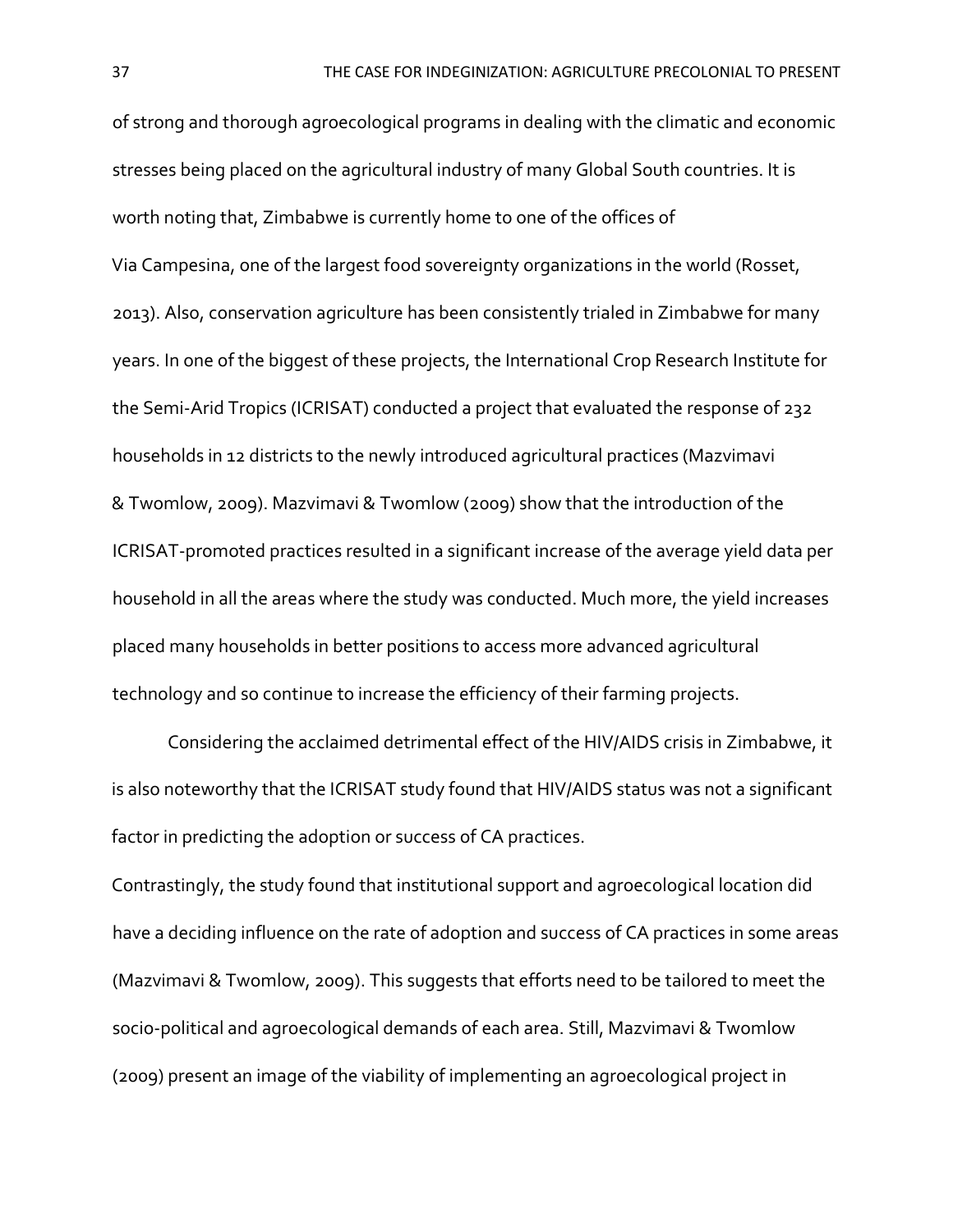of strong and thorough agroecological programs in dealing with the climatic and economic stresses being placed on the agricultural industry of many Global South countries. It is worth noting that, Zimbabwe is currently home to one of the offices of Via Campesina, one of the largest food sovereignty organizations in the world (Rosset, 2013). Also, conservation agriculture has been consistently trialed in Zimbabwe for many years. In one of the biggest of these projects, the International Crop Research Institute for the Semi-Arid Tropics (ICRISAT) conducted a project that evaluated the response of 232 households in 12 districts to the newly introduced agricultural practices (Mazvimavi & Twomlow, 2009). Mazvimavi & Twomlow (2009) show that the introduction of the ICRISAT-promoted practices resulted in a significant increase of the average yield data per household in all the areas where the study was conducted. Much more, the yield increases placed many households in better positions to access more advanced agricultural technology and so continue to increase the efficiency of their farming projects.

Considering the acclaimed detrimental effect of the HIV/AIDS crisis in Zimbabwe, it is also noteworthy that the ICRISAT study found that HIV/AIDS status was not a significant factor in predicting the adoption or success of CA practices.

Contrastingly, the study found that institutional support and agroecological location did have a deciding influence on the rate of adoption and success of CA practices in some areas (Mazvimavi & Twomlow, 2009). This suggests that efforts need to be tailored to meet the socio-political and agroecological demands of each area. Still, Mazvimavi & Twomlow (2009) present an image of the viability of implementing an agroecological project in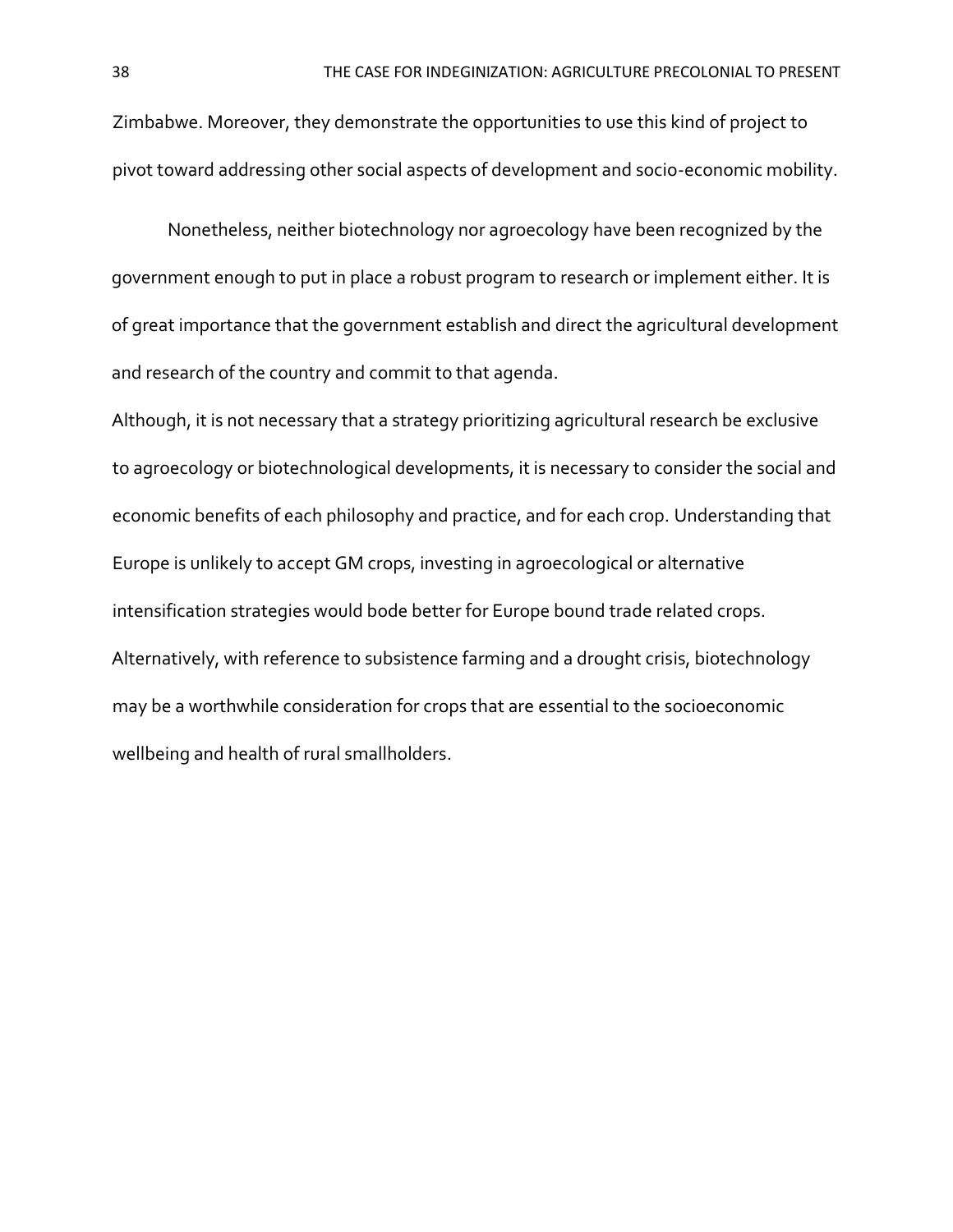Zimbabwe. Moreover, they demonstrate the opportunities to use this kind of project to pivot toward addressing other social aspects of development and socio-economic mobility.

Nonetheless, neither biotechnology nor agroecology have been recognized by the government enough to put in place a robust program to research or implement either. It is of great importance that the government establish and direct the agricultural development and research of the country and commit to that agenda.

Although, it is not necessary that a strategy prioritizing agricultural research be exclusive to agroecology or biotechnological developments, it is necessary to consider the social and economic benefits of each philosophy and practice, and for each crop. Understanding that Europe is unlikely to accept GM crops, investing in agroecological or alternative intensification strategies would bode better for Europe bound trade related crops. Alternatively, with reference to subsistence farming and a drought crisis, biotechnology may be a worthwhile consideration for crops that are essential to the socioeconomic wellbeing and health of rural smallholders.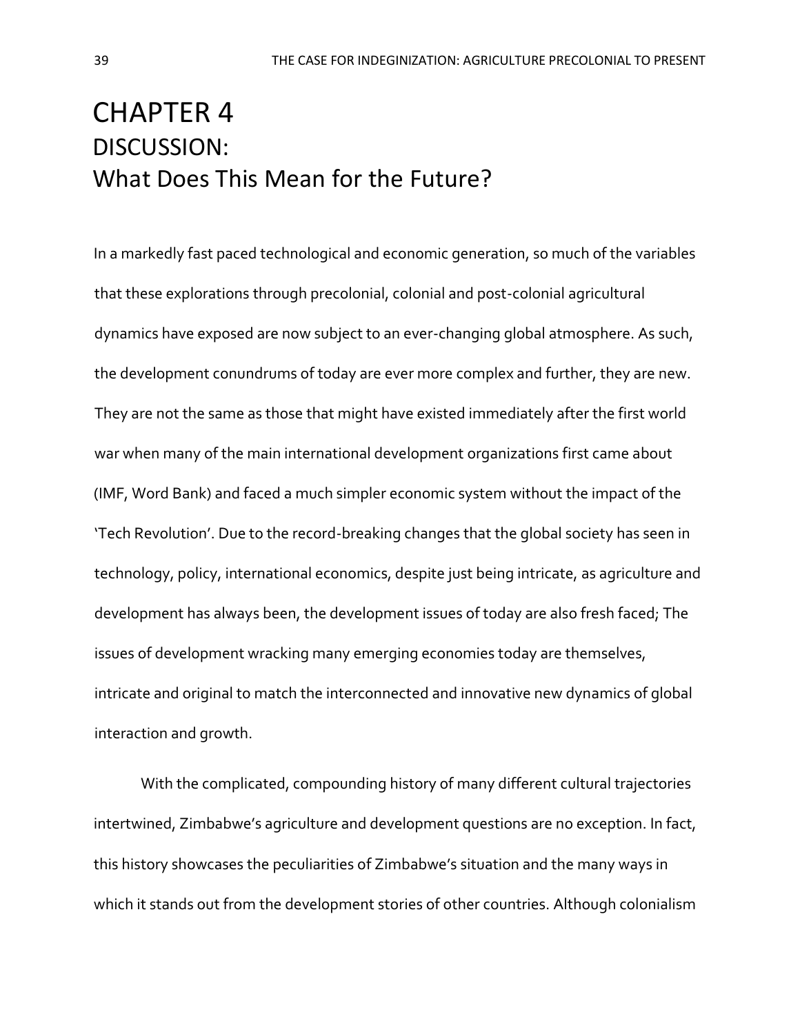# CHAPTER 4

## DISCUSSION:
## What Does This Mean for the Future?

In a markedly fast paced technological and economic generation, so much of the variables that these explorations through precolonial, colonial and post-colonial agricultural dynamics have exposed are now subject to an ever-changing global atmosphere. As such, the development conundrums of today are ever more complex and further, they are new. They are not the same as those that might have existed immediately after the first world war when many of the main international development organizations first came about (IMF, Word Bank) and faced a much simpler economic system without the impact of the 'Tech Revolution'. Due to the record-breaking changes that the global society has seen in technology, policy, international economics, despite just being intricate, as agriculture and development has always been, the development issues of today are also fresh faced; The issues of development wracking many emerging economies today are themselves, intricate and original to match the interconnected and innovative new dynamics of global interaction and growth.

With the complicated, compounding history of many different cultural trajectories intertwined, Zimbabwe's agriculture and development questions are no exception. In fact, this history showcases the peculiarities of Zimbabwe's situation and the many ways in which it stands out from the development stories of other countries. Although colonialism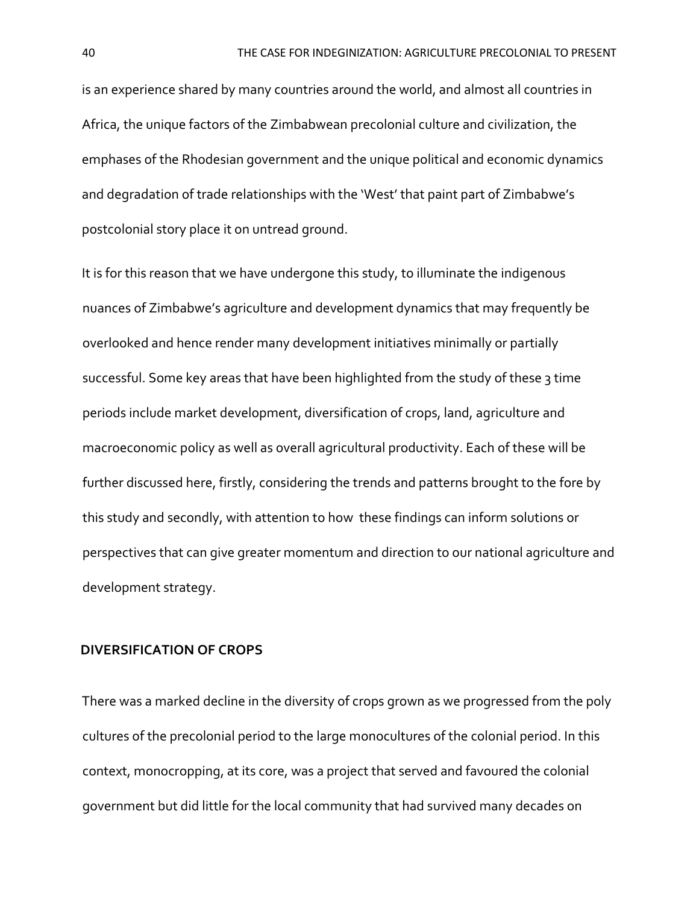is an experience shared by many countries around the world, and almost all countries in Africa, the unique factors of the Zimbabwean precolonial culture and civilization, the emphases of the Rhodesian government and the unique political and economic dynamics and degradation of trade relationships with the 'West' that paint part of Zimbabwe's postcolonial story place it on untread ground.

It is for this reason that we have undergone this study, to illuminate the indigenous nuances of Zimbabwe's agriculture and development dynamics that may frequently be overlooked and hence render many development initiatives minimally or partially successful. Some key areas that have been highlighted from the study of these 3 time periods include market development, diversification of crops, land, agriculture and macroeconomic policy as well as overall agricultural productivity. Each of these will be further discussed here, firstly, considering the trends and patterns brought to the fore by this study and secondly, with attention to how these findings can inform solutions or perspectives that can give greater momentum and direction to our national agriculture and development strategy.

## DIVERSIFICATION OF CROPS

There was a marked decline in the diversity of crops grown as we progressed from the poly cultures of the precolonial period to the large monocultures of the colonial period. In this context, monocropping, at its core, was a project that served and favoured the colonial government but did little for the local community that had survived many decades on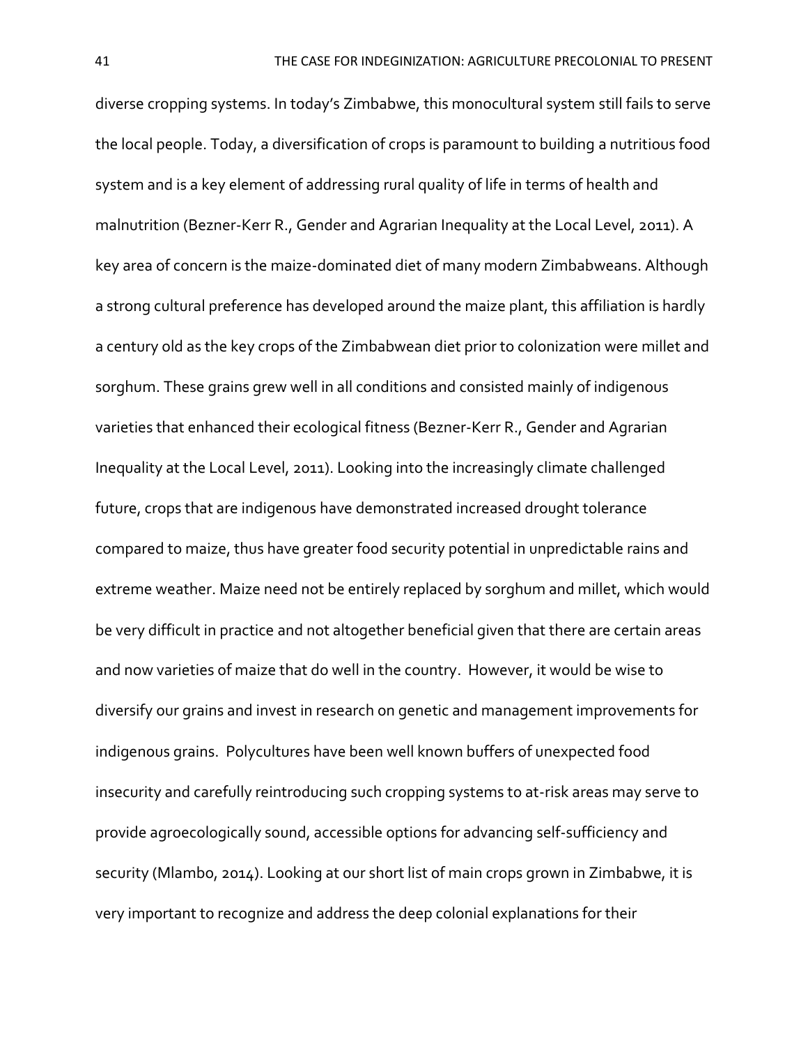diverse cropping systems. In today's Zimbabwe, this monocultural system still fails to serve the local people. Today, a diversification of crops is paramount to building a nutritious food system and is a key element of addressing rural quality of life in terms of health and malnutrition (Bezner-Kerr R., Gender and Agrarian Inequality at the Local Level, 2011). A key area of concern is the maize-dominated diet of many modern Zimbabweans. Although a strong cultural preference has developed around the maize plant, this affiliation is hardly a century old as the key crops of the Zimbabwean diet prior to colonization were millet and sorghum. These grains grew well in all conditions and consisted mainly of indigenous varieties that enhanced their ecological fitness (Bezner-Kerr R., Gender and Agrarian Inequality at the Local Level, 2011). Looking into the increasingly climate challenged future, crops that are indigenous have demonstrated increased drought tolerance compared to maize, thus have greater food security potential in unpredictable rains and extreme weather. Maize need not be entirely replaced by sorghum and millet, which would be very difficult in practice and not altogether beneficial given that there are certain areas and now varieties of maize that do well in the country. However, it would be wise to diversify our grains and invest in research on genetic and management improvements for indigenous grains. Polycultures have been well known buffers of unexpected food insecurity and carefully reintroducing such cropping systems to at-risk areas may serve to provide agroecologically sound, accessible options for advancing self-sufficiency and security (Mlambo, 2014). Looking at our short list of main crops grown in Zimbabwe, it is very important to recognize and address the deep colonial explanations for their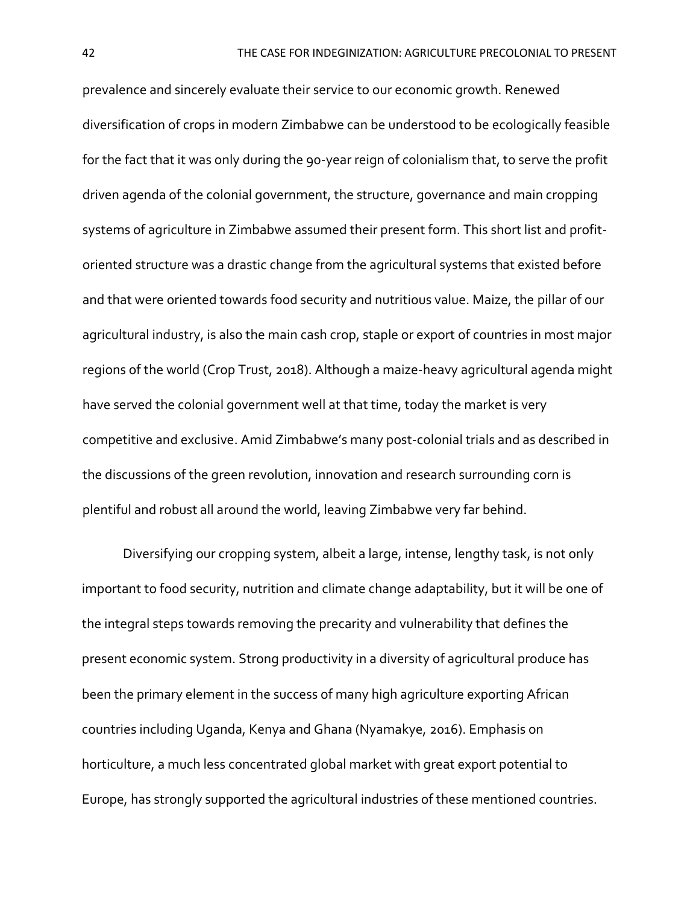prevalence and sincerely evaluate their service to our economic growth. Renewed diversification of crops in modern Zimbabwe can be understood to be ecologically feasible for the fact that it was only during the 90-year reign of colonialism that, to serve the profit driven agenda of the colonial government, the structure, governance and main cropping systems of agriculture in Zimbabwe assumed their present form. This short list and profit-oriented structure was a drastic change from the agricultural systems that existed before and that were oriented towards food security and nutritious value. Maize, the pillar of our agricultural industry, is also the main cash crop, staple or export of countries in most major regions of the world (Crop Trust, 2018). Although a maize-heavy agricultural agenda might have served the colonial government well at that time, today the market is very competitive and exclusive. Amid Zimbabwe's many post-colonial trials and as described in the discussions of the green revolution, innovation and research surrounding corn is plentiful and robust all around the world, leaving Zimbabwe very far behind.

Diversifying our cropping system, albeit a large, intense, lengthy task, is not only important to food security, nutrition and climate change adaptability, but it will be one of the integral steps towards removing the precarity and vulnerability that defines the present economic system. Strong productivity in a diversity of agricultural produce has been the primary element in the success of many high agriculture exporting African countries including Uganda, Kenya and Ghana (Nyamakye, 2016). Emphasis on horticulture, a much less concentrated global market with great export potential to Europe, has strongly supported the agricultural industries of these mentioned countries.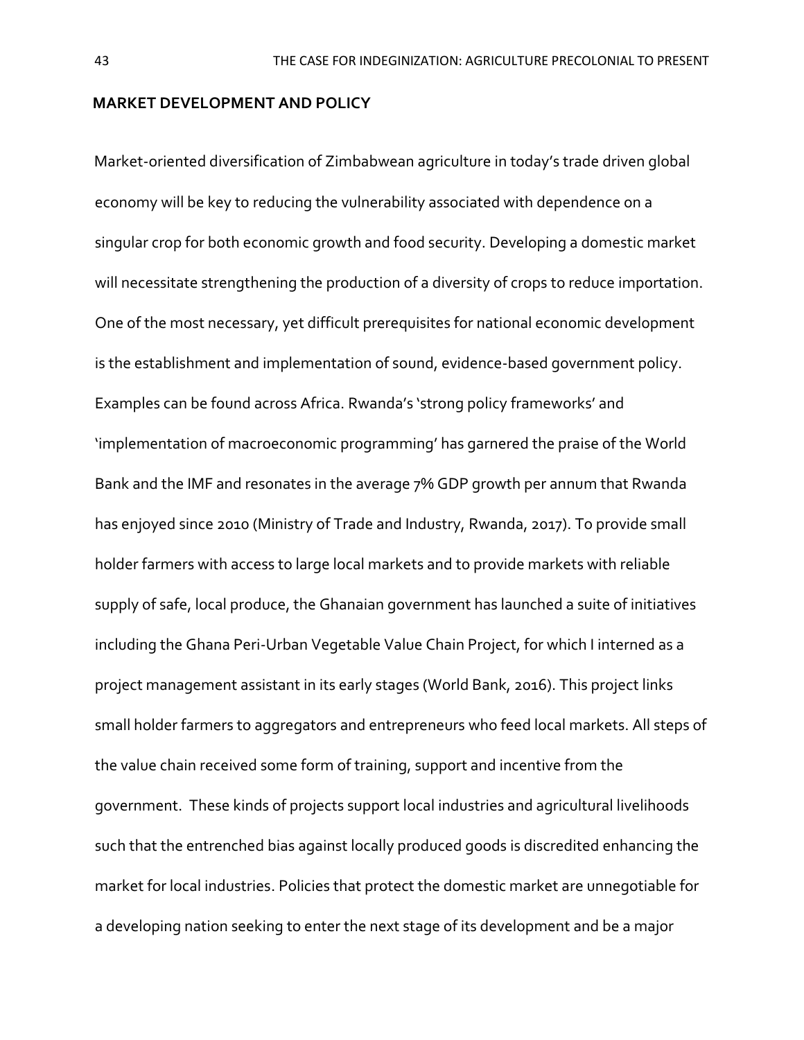## MARKET DEVELOPMENT AND POLICY

Market-oriented diversification of Zimbabwean agriculture in today's trade driven global economy will be key to reducing the vulnerability associated with dependence on a singular crop for both economic growth and food security. Developing a domestic market will necessitate strengthening the production of a diversity of crops to reduce importation. One of the most necessary, yet difficult prerequisites for national economic development is the establishment and implementation of sound, evidence-based government policy. Examples can be found across Africa. Rwanda's 'strong policy frameworks' and 'implementation of macroeconomic programming' has garnered the praise of the World Bank and the IMF and resonates in the average 7% GDP growth per annum that Rwanda has enjoyed since 2010 (Ministry of Trade and Industry, Rwanda, 2017). To provide small holder farmers with access to large local markets and to provide markets with reliable supply of safe, local produce, the Ghanaian government has launched a suite of initiatives including the Ghana Peri-Urban Vegetable Value Chain Project, for which I interned as a project management assistant in its early stages (World Bank, 2016). This project links small holder farmers to aggregators and entrepreneurs who feed local markets. All steps of the value chain received some form of training, support and incentive from the government. These kinds of projects support local industries and agricultural livelihoods such that the entrenched bias against locally produced goods is discredited enhancing the market for local industries. Policies that protect the domestic market are unnegotiable for a developing nation seeking to enter the next stage of its development and be a major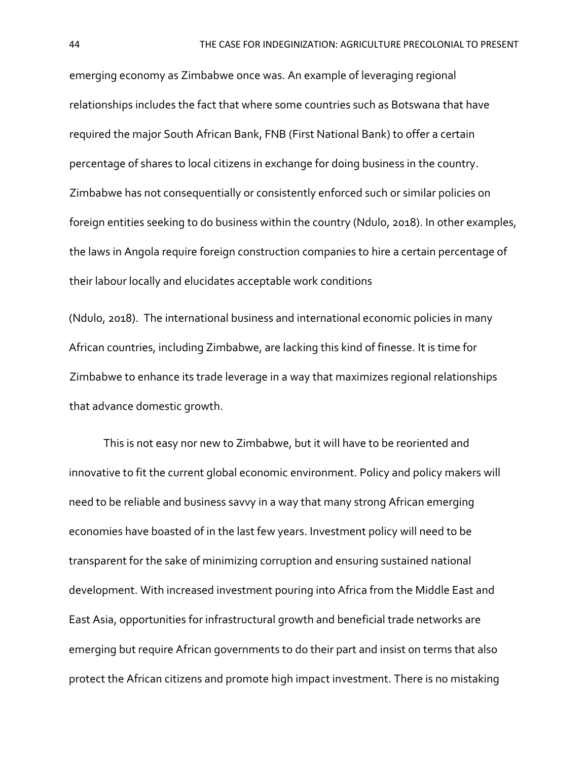emerging economy as Zimbabwe once was. An example of leveraging regional relationships includes the fact that where some countries such as Botswana that have required the major South African Bank, FNB (First National Bank) to offer a certain percentage of shares to local citizens in exchange for doing business in the country. Zimbabwe has not consequentially or consistently enforced such or similar policies on foreign entities seeking to do business within the country (Ndulo, 2018). In other examples, the laws in Angola require foreign construction companies to hire a certain percentage of their labour locally and elucidates acceptable work conditions (Ndulo, 2018). The international business and international economic policies in many African countries, including Zimbabwe, are lacking this kind of finesse. It is time for Zimbabwe to enhance its trade leverage in a way that maximizes regional relationships that advance domestic growth.

This is not easy nor new to Zimbabwe, but it will have to be reoriented and innovative to fit the current global economic environment. Policy and policy makers will need to be reliable and business savvy in a way that many strong African emerging economies have boasted of in the last few years. Investment policy will need to be transparent for the sake of minimizing corruption and ensuring sustained national development. With increased investment pouring into Africa from the Middle East and East Asia, opportunities for infrastructural growth and beneficial trade networks are emerging but require African governments to do their part and insist on terms that also protect the African citizens and promote high impact investment. There is no mistaking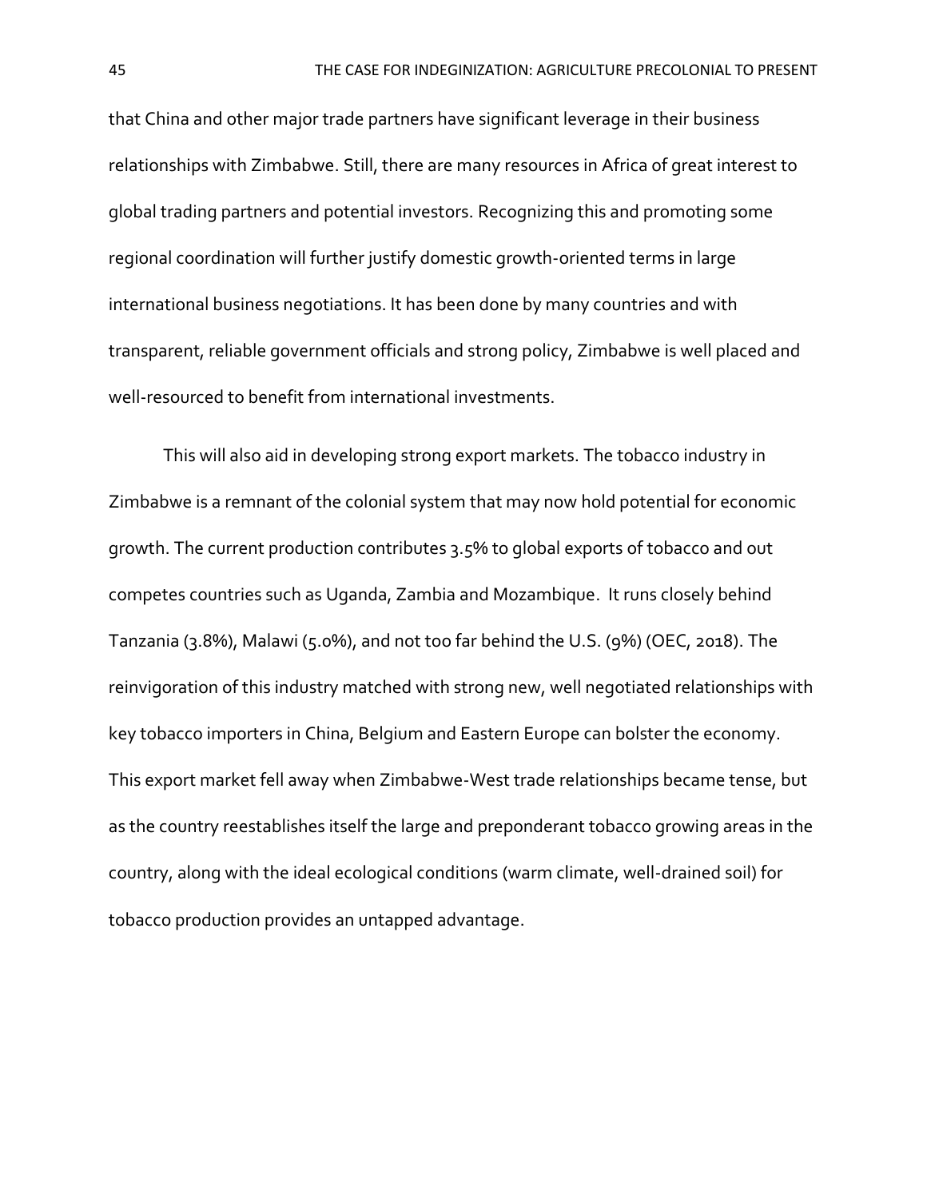that China and other major trade partners have significant leverage in their business relationships with Zimbabwe. Still, there are many resources in Africa of great interest to global trading partners and potential investors. Recognizing this and promoting some regional coordination will further justify domestic growth-oriented terms in large international business negotiations. It has been done by many countries and with transparent, reliable government officials and strong policy, Zimbabwe is well placed and well-resourced to benefit from international investments.

This will also aid in developing strong export markets. The tobacco industry in Zimbabwe is a remnant of the colonial system that may now hold potential for economic growth. The current production contributes 3.5% to global exports of tobacco and out competes countries such as Uganda, Zambia and Mozambique. It runs closely behind Tanzania (3.8%), Malawi (5.0%), and not too far behind the U.S. (9%) (OEC, 2018). The reinvigoration of this industry matched with strong new, well negotiated relationships with key tobacco importers in China, Belgium and Eastern Europe can bolster the economy. This export market fell away when Zimbabwe-West trade relationships became tense, but as the country reestablishes itself the large and preponderant tobacco growing areas in the country, along with the ideal ecological conditions (warm climate, well-drained soil) for tobacco production provides an untapped advantage.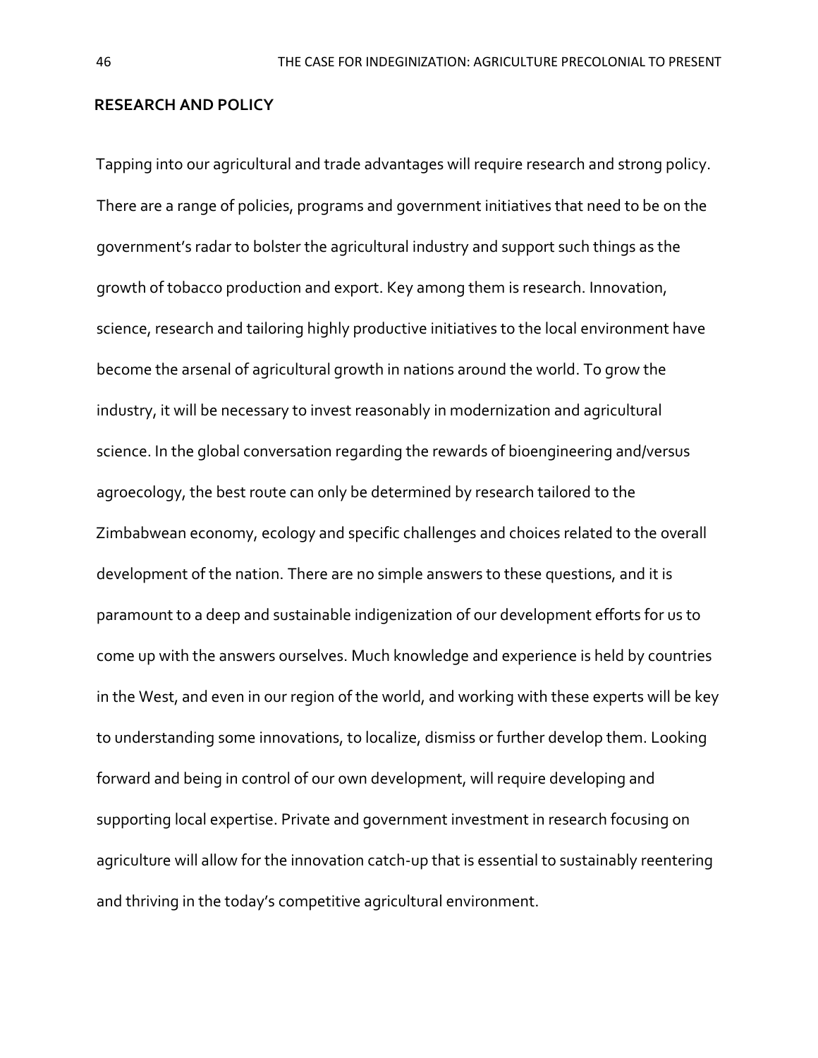## RESEARCH AND POLICY

Tapping into our agricultural and trade advantages will require research and strong policy. There are a range of policies, programs and government initiatives that need to be on the government's radar to bolster the agricultural industry and support such things as the growth of tobacco production and export. Key among them is research. Innovation, science, research and tailoring highly productive initiatives to the local environment have become the arsenal of agricultural growth in nations around the world. To grow the industry, it will be necessary to invest reasonably in modernization and agricultural science. In the global conversation regarding the rewards of bioengineering and/versus agroecology, the best route can only be determined by research tailored to the Zimbabwean economy, ecology and specific challenges and choices related to the overall development of the nation. There are no simple answers to these questions, and it is paramount to a deep and sustainable indigenization of our development efforts for us to come up with the answers ourselves. Much knowledge and experience is held by countries in the West, and even in our region of the world, and working with these experts will be key to understanding some innovations, to localize, dismiss or further develop them. Looking forward and being in control of our own development, will require developing and supporting local expertise. Private and government investment in research focusing on agriculture will allow for the innovation catch-up that is essential to sustainably reentering and thriving in the today's competitive agricultural environment.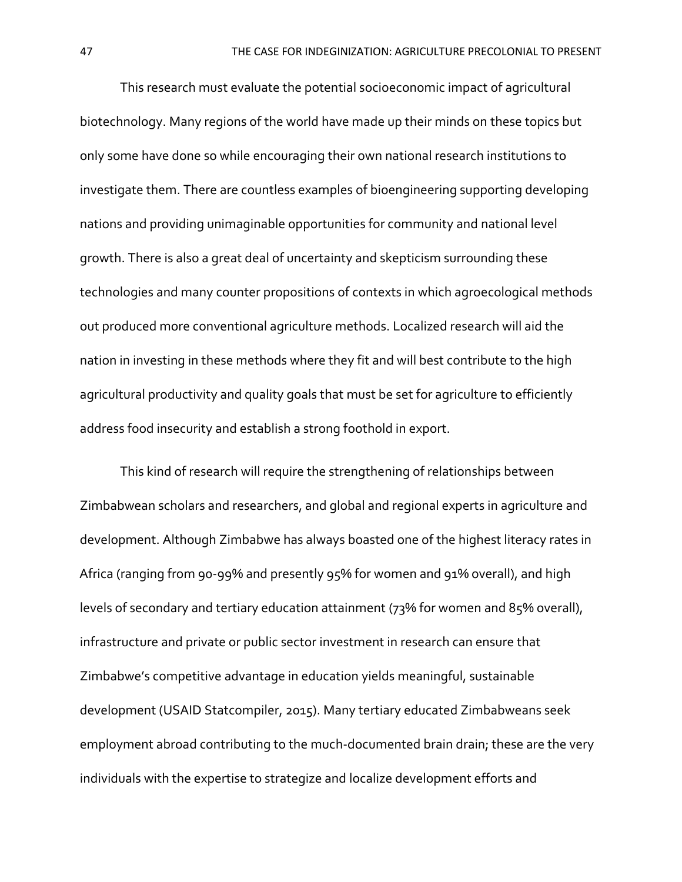This research must evaluate the potential socioeconomic impact of agricultural biotechnology. Many regions of the world have made up their minds on these topics but only some have done so while encouraging their own national research institutions to investigate them. There are countless examples of bioengineering supporting developing nations and providing unimaginable opportunities for community and national level growth. There is also a great deal of uncertainty and skepticism surrounding these technologies and many counter propositions of contexts in which agroecological methods out produced more conventional agriculture methods. Localized research will aid the nation in investing in these methods where they fit and will best contribute to the high agricultural productivity and quality goals that must be set for agriculture to efficiently address food insecurity and establish a strong foothold in export.

This kind of research will require the strengthening of relationships between Zimbabwean scholars and researchers, and global and regional experts in agriculture and development. Although Zimbabwe has always boasted one of the highest literacy rates in Africa (ranging from 90-99% and presently 95% for women and 91% overall), and high levels of secondary and tertiary education attainment (73% for women and 85% overall), infrastructure and private or public sector investment in research can ensure that Zimbabwe's competitive advantage in education yields meaningful, sustainable development (USAID Statcompiler, 2015). Many tertiary educated Zimbabweans seek employment abroad contributing to the much-documented brain drain; these are the very individuals with the expertise to strategize and localize development efforts and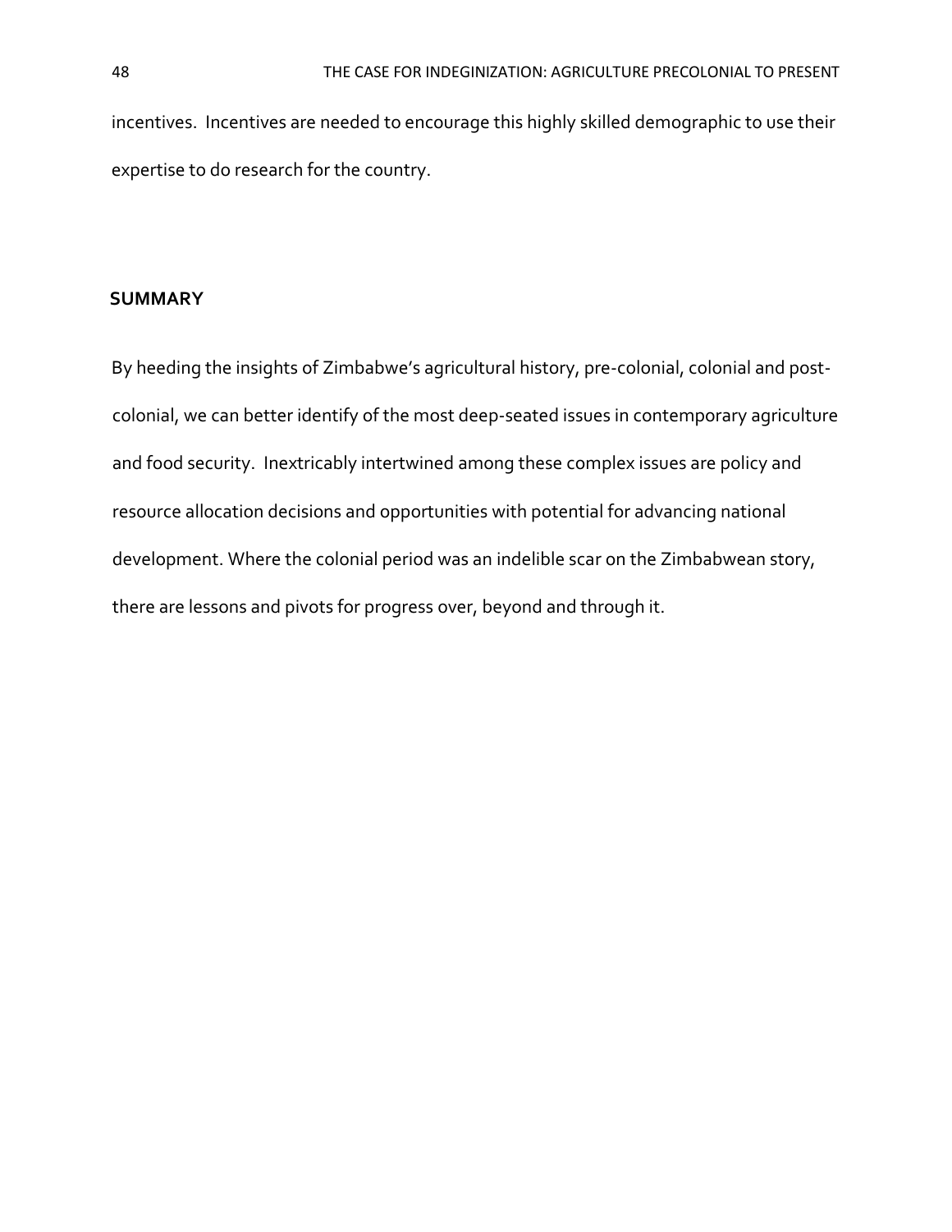incentives. Incentives are needed to encourage this highly skilled demographic to use their expertise to do research for the country.

## SUMMARY

By heeding the insights of Zimbabwe's agricultural history, pre-colonial, colonial and post-colonial, we can better identify of the most deep-seated issues in contemporary agriculture and food security. Inextricably intertwined among these complex issues are policy and resource allocation decisions and opportunities with potential for advancing national development. Where the colonial period was an indelible scar on the Zimbabwean story, there are lessons and pivots for progress over, beyond and through it.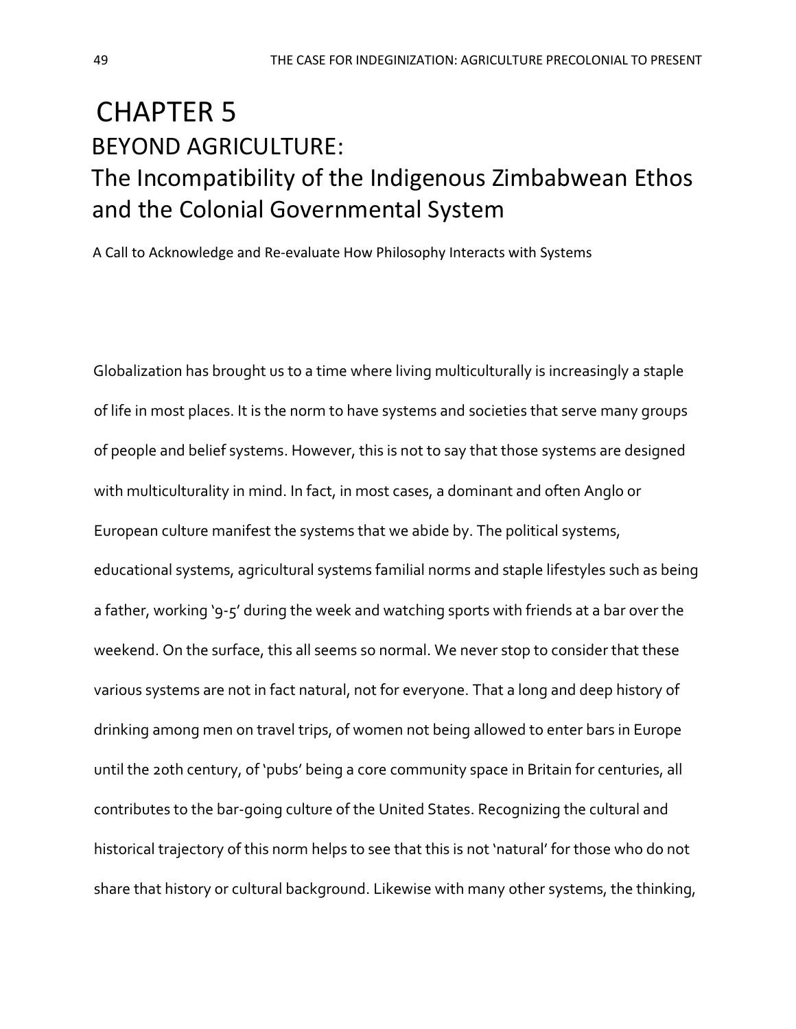# CHAPTER 5

## BEYOND AGRICULTURE: The Incompatibility of the Indigenous Zimbabwean Ethos and the Colonial Governmental System

A Call to Acknowledge and Re-evaluate How Philosophy Interacts with Systems

Globalization has brought us to a time where living multiculturally is increasingly a staple of life in most places. It is the norm to have systems and societies that serve many groups of people and belief systems. However, this is not to say that those systems are designed with multiculturality in mind. In fact, in most cases, a dominant and often Anglo or European culture manifest the systems that we abide by. The political systems, educational systems, agricultural systems familial norms and staple lifestyles such as being a father, working '9-5' during the week and watching sports with friends at a bar over the weekend. On the surface, this all seems so normal. We never stop to consider that these various systems are not in fact natural, not for everyone. That a long and deep history of drinking among men on travel trips, of women not being allowed to enter bars in Europe until the 20th century, of 'pubs' being a core community space in Britain for centuries, all contributes to the bar-going culture of the United States. Recognizing the cultural and historical trajectory of this norm helps to see that this is not 'natural' for those who do not share that history or cultural background. Likewise with many other systems, the thinking,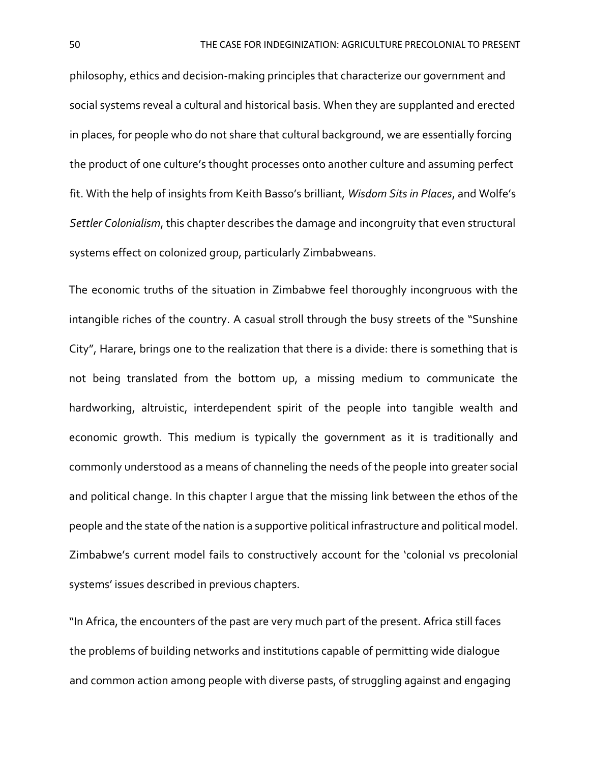philosophy, ethics and decision-making principles that characterize our government and social systems reveal a cultural and historical basis. When they are supplanted and erected in places, for people who do not share that cultural background, we are essentially forcing the product of one culture's thought processes onto another culture and assuming perfect fit. With the help of insights from Keith Basso's brilliant, *Wisdom Sits in Places*, and Wolfe's *Settler Colonialism*, this chapter describes the damage and incongruity that even structural systems effect on colonized group, particularly Zimbabweans.

The economic truths of the situation in Zimbabwe feel thoroughly incongruous with the intangible riches of the country. A casual stroll through the busy streets of the "Sunshine City", Harare, brings one to the realization that there is a divide: there is something that is not being translated from the bottom up, a missing medium to communicate the hardworking, altruistic, interdependent spirit of the people into tangible wealth and economic growth. This medium is typically the government as it is traditionally and commonly understood as a means of channeling the needs of the people into greater social and political change. In this chapter I argue that the missing link between the ethos of the people and the state of the nation is a supportive political infrastructure and political model. Zimbabwe's current model fails to constructively account for the 'colonial vs precolonial systems' issues described in previous chapters.

"In Africa, the encounters of the past are very much part of the present. Africa still faces the problems of building networks and institutions capable of permitting wide dialogue and common action among people with diverse pasts, of struggling against and engaging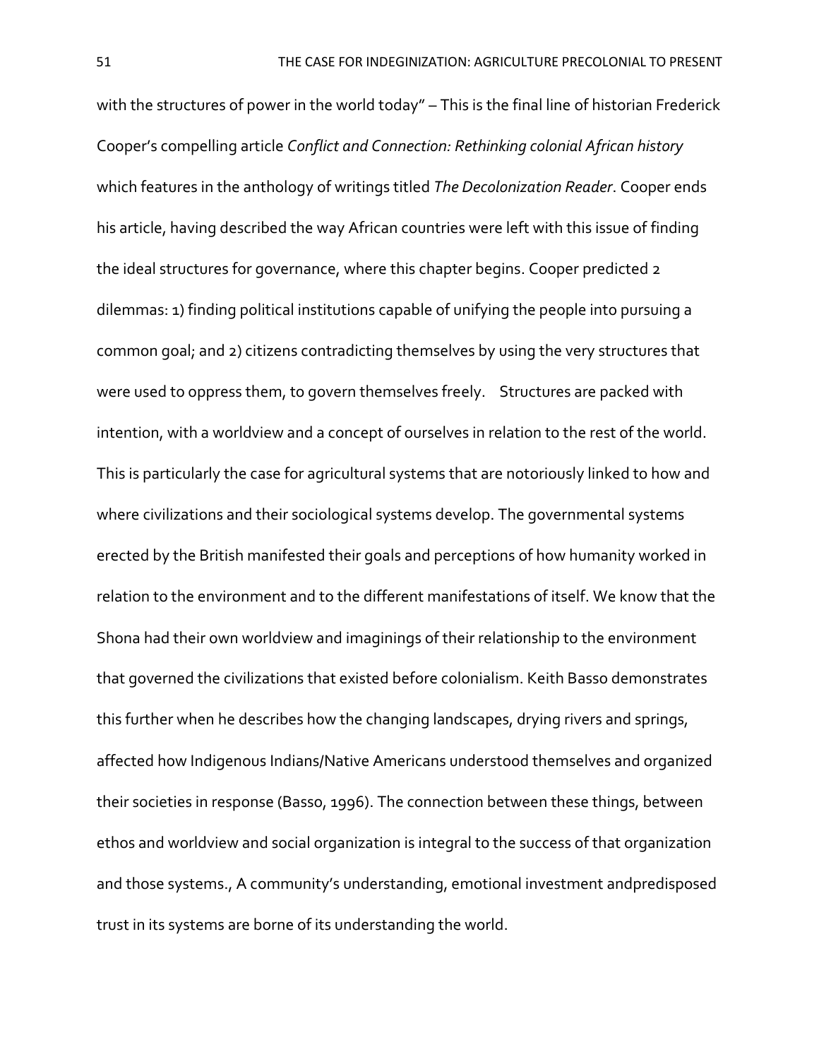with the structures of power in the world today" – This is the final line of historian Frederick Cooper's compelling article *Conflict and Connection: Rethinking colonial African history* which features in the anthology of writings titled *The Decolonization Reader*. Cooper ends his article, having described the way African countries were left with this issue of finding the ideal structures for governance, where this chapter begins. Cooper predicted 2 dilemmas: 1) finding political institutions capable of unifying the people into pursuing a common goal; and 2) citizens contradicting themselves by using the very structures that were used to oppress them, to govern themselves freely.  Structures are packed with intention, with a worldview and a concept of ourselves in relation to the rest of the world. This is particularly the case for agricultural systems that are notoriously linked to how and where civilizations and their sociological systems develop. The governmental systems erected by the British manifested their goals and perceptions of how humanity worked in relation to the environment and to the different manifestations of itself. We know that the Shona had their own worldview and imaginings of their relationship to the environment that governed the civilizations that existed before colonialism. Keith Basso demonstrates this further when he describes how the changing landscapes, drying rivers and springs, affected how Indigenous Indians/Native Americans understood themselves and organized their societies in response (Basso, 1996). The connection between these things, between ethos and worldview and social organization is integral to the success of that organization and those systems., A community's understanding, emotional investment andpredisposed trust in its systems are borne of its understanding the world.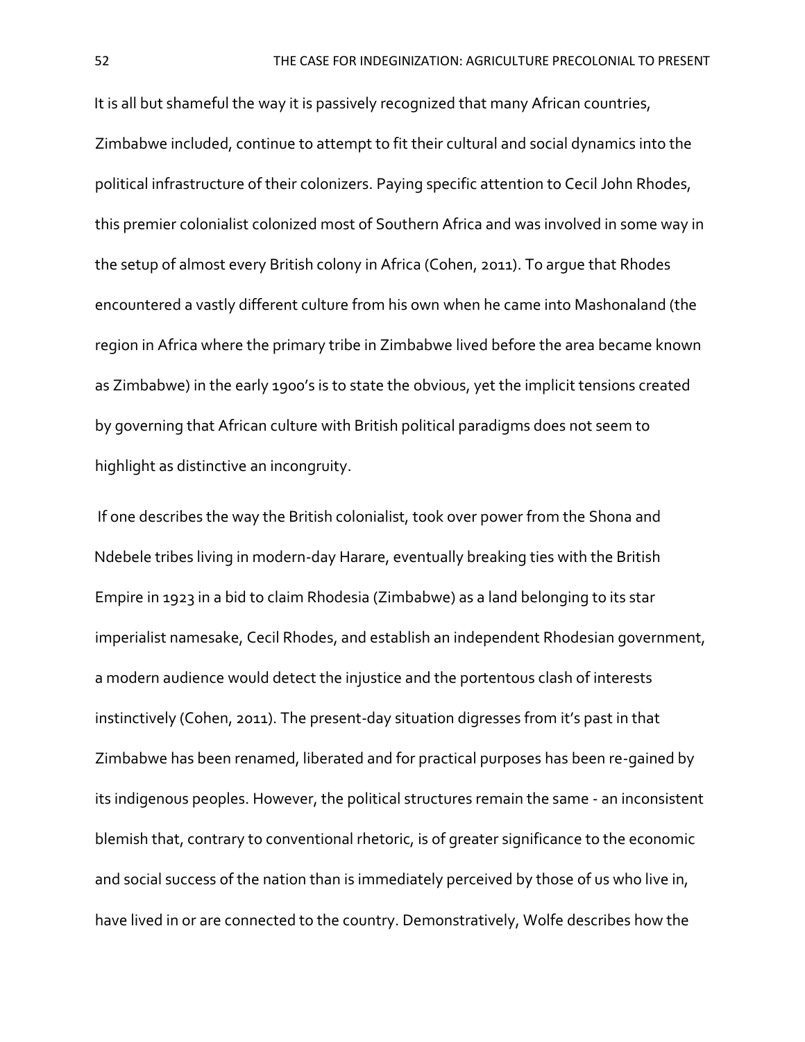It is all but shameful the way it is passively recognized that many African countries, Zimbabwe included, continue to attempt to fit their cultural and social dynamics into the political infrastructure of their colonizers. Paying specific attention to Cecil John Rhodes, this premier colonialist colonized most of Southern Africa and was involved in some way in the setup of almost every British colony in Africa (Cohen, 2011). To argue that Rhodes encountered a vastly different culture from his own when he came into Mashonaland (the region in Africa where the primary tribe in Zimbabwe lived before the area became known as Zimbabwe) in the early 1900's is to state the obvious, yet the implicit tensions created by governing that African culture with British political paradigms does not seem to highlight as distinctive an incongruity.

If one describes the way the British colonialist, took over power from the Shona and Ndebele tribes living in modern-day Harare, eventually breaking ties with the British Empire in 1923 in a bid to claim Rhodesia (Zimbabwe) as a land belonging to its star imperialist namesake, Cecil Rhodes, and establish an independent Rhodesian government, a modern audience would detect the injustice and the portentous clash of interests instinctively (Cohen, 2011). The present-day situation digresses from it's past in that Zimbabwe has been renamed, liberated and for practical purposes has been re-gained by its indigenous peoples. However, the political structures remain the same - an inconsistent blemish that, contrary to conventional rhetoric, is of greater significance to the economic and social success of the nation than is immediately perceived by those of us who live in, have lived in or are connected to the country. Demonstratively, Wolfe describes how the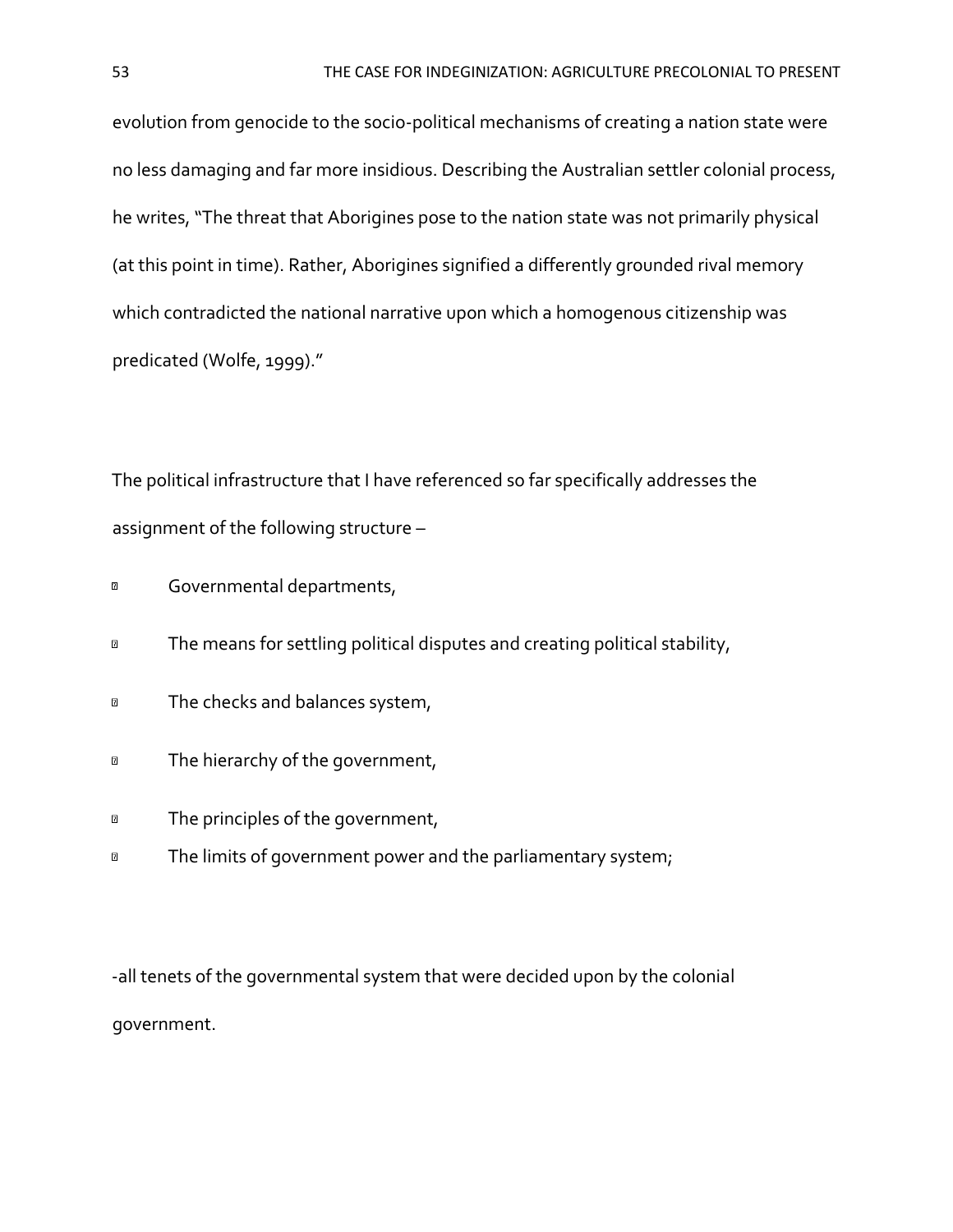evolution from genocide to the socio-political mechanisms of creating a nation state were no less damaging and far more insidious. Describing the Australian settler colonial process, he writes, "The threat that Aborigines pose to the nation state was not primarily physical (at this point in time). Rather, Aborigines signified a differently grounded rival memory which contradicted the national narrative upon which a homogenous citizenship was predicated (Wolfe, 1999)."

The political infrastructure that I have referenced so far specifically addresses the assignment of the following structure –

- Governmental departments,
- The means for settling political disputes and creating political stability,
- The checks and balances system,
- The hierarchy of the government,
- The principles of the government,
- The limits of government power and the parliamentary system;

-all tenets of the governmental system that were decided upon by the colonial government.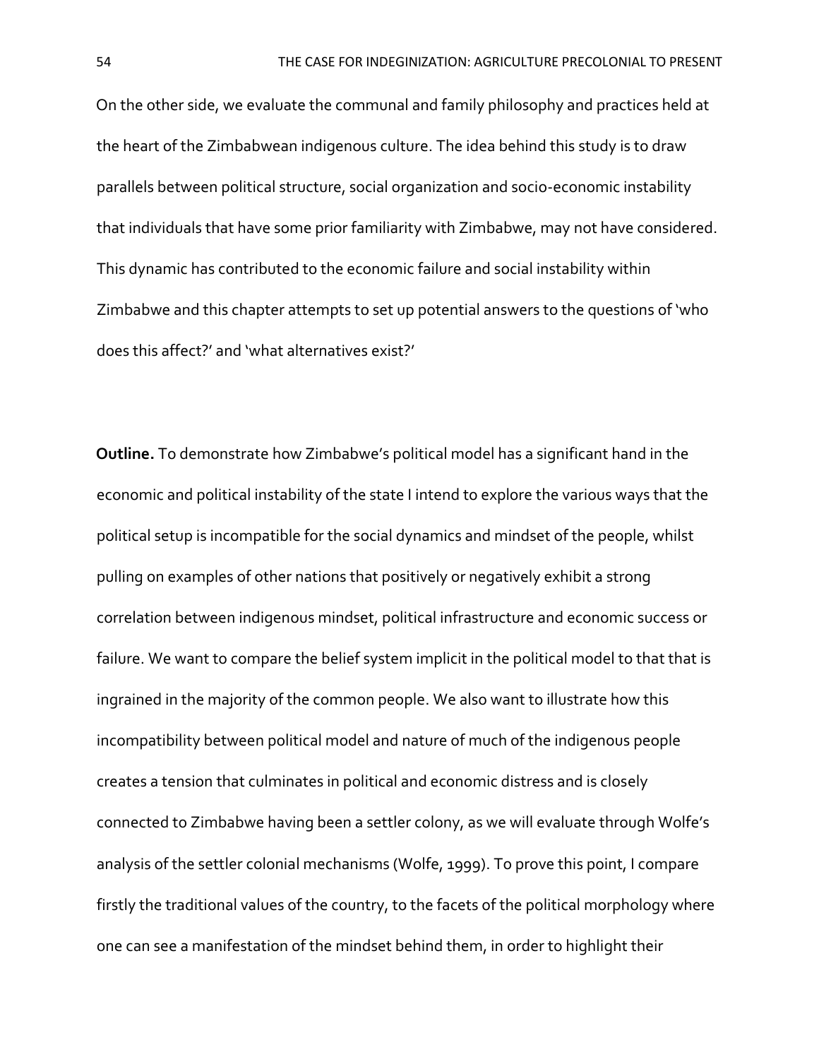On the other side, we evaluate the communal and family philosophy and practices held at the heart of the Zimbabwean indigenous culture. The idea behind this study is to draw parallels between political structure, social organization and socio-economic instability that individuals that have some prior familiarity with Zimbabwe, may not have considered. This dynamic has contributed to the economic failure and social instability within Zimbabwe and this chapter attempts to set up potential answers to the questions of 'who does this affect?' and 'what alternatives exist?'

**Outline.** To demonstrate how Zimbabwe's political model has a significant hand in the economic and political instability of the state I intend to explore the various ways that the political setup is incompatible for the social dynamics and mindset of the people, whilst pulling on examples of other nations that positively or negatively exhibit a strong correlation between indigenous mindset, political infrastructure and economic success or failure. We want to compare the belief system implicit in the political model to that that is ingrained in the majority of the common people. We also want to illustrate how this incompatibility between political model and nature of much of the indigenous people creates a tension that culminates in political and economic distress and is closely connected to Zimbabwe having been a settler colony, as we will evaluate through Wolfe's analysis of the settler colonial mechanisms (Wolfe, 1999). To prove this point, I compare firstly the traditional values of the country, to the facets of the political morphology where one can see a manifestation of the mindset behind them, in order to highlight their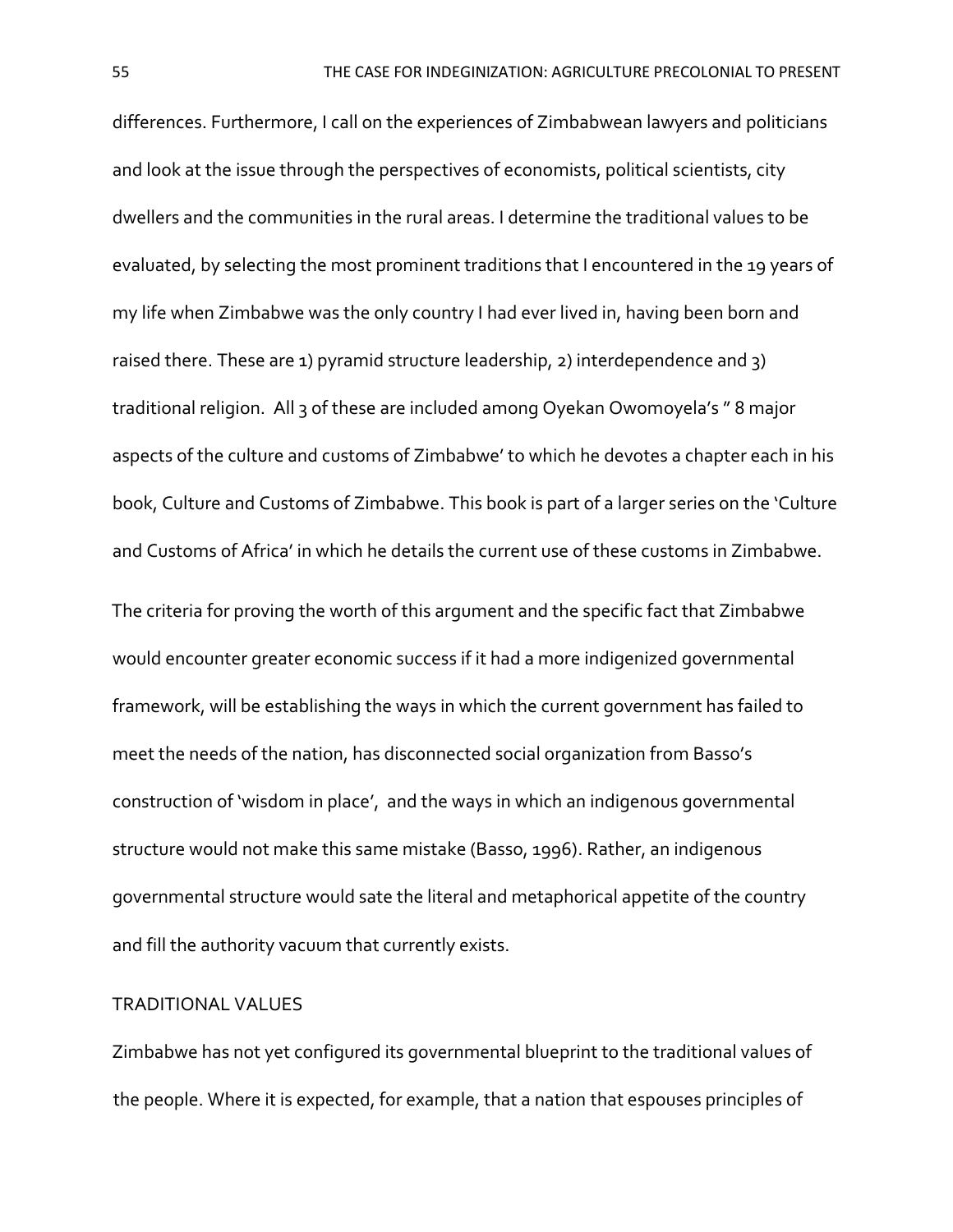differences. Furthermore, I call on the experiences of Zimbabwean lawyers and politicians and look at the issue through the perspectives of economists, political scientists, city dwellers and the communities in the rural areas. I determine the traditional values to be evaluated, by selecting the most prominent traditions that I encountered in the 19 years of my life when Zimbabwe was the only country I had ever lived in, having been born and raised there. These are 1) pyramid structure leadership, 2) interdependence and 3) traditional religion. All 3 of these are included among Oyekan Owomoyela's " 8 major aspects of the culture and customs of Zimbabwe' to which he devotes a chapter each in his book, Culture and Customs of Zimbabwe. This book is part of a larger series on the 'Culture and Customs of Africa' in which he details the current use of these customs in Zimbabwe.

The criteria for proving the worth of this argument and the specific fact that Zimbabwe would encounter greater economic success if it had a more indigenized governmental framework, will be establishing the ways in which the current government has failed to meet the needs of the nation, has disconnected social organization from Basso's construction of 'wisdom in place', and the ways in which an indigenous governmental structure would not make this same mistake (Basso, 1996). Rather, an indigenous governmental structure would sate the literal and metaphorical appetite of the country and fill the authority vacuum that currently exists.

## TRADITIONAL VALUES

Zimbabwe has not yet configured its governmental blueprint to the traditional values of the people. Where it is expected, for example, that a nation that espouses principles of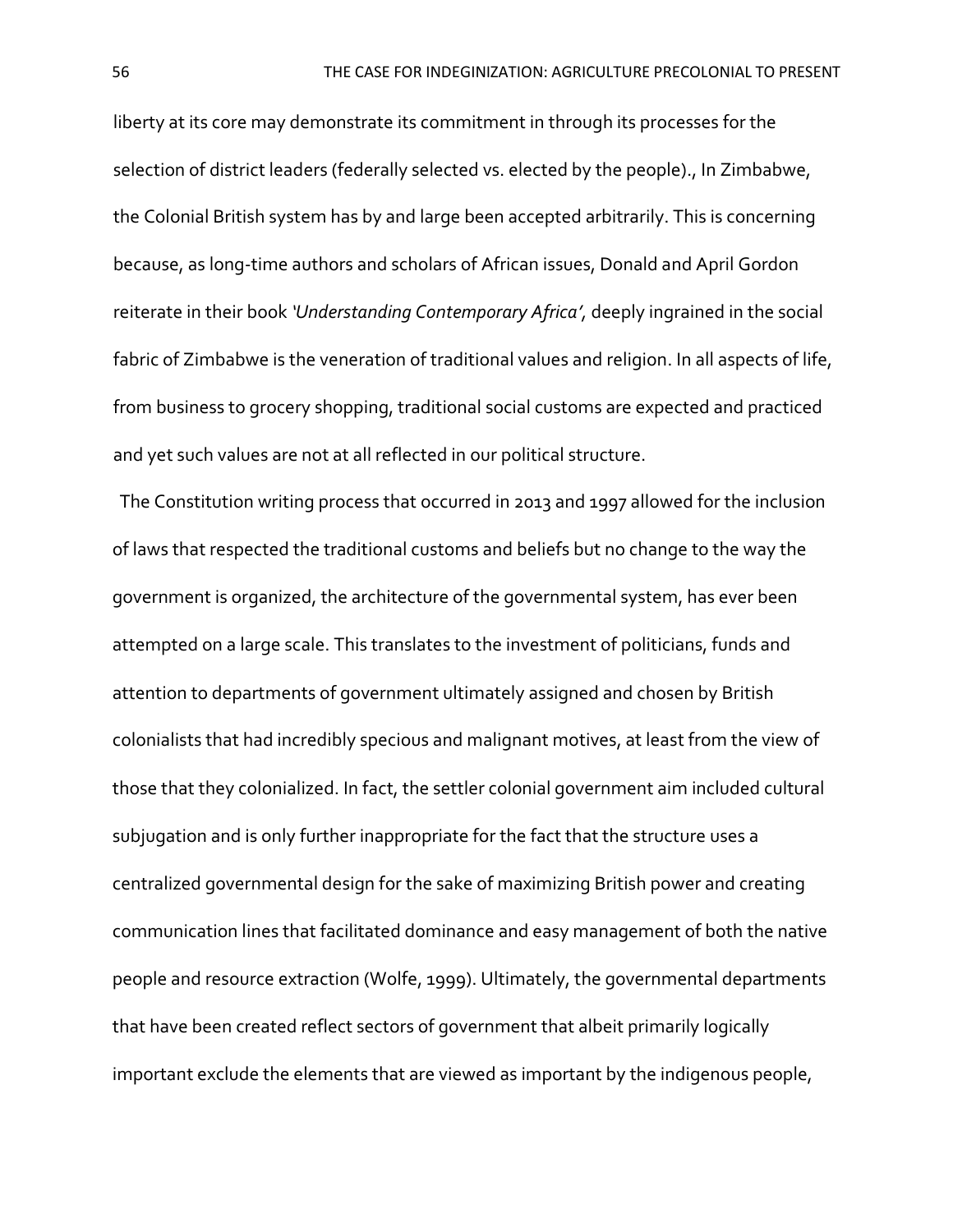liberty at its core may demonstrate its commitment in through its processes for the selection of district leaders (federally selected vs. elected by the people)., In Zimbabwe, the Colonial British system has by and large been accepted arbitrarily. This is concerning because, as long-time authors and scholars of African issues, Donald and April Gordon reiterate in their book *'Understanding Contemporary Africa',* deeply ingrained in the social fabric of Zimbabwe is the veneration of traditional values and religion. In all aspects of life, from business to grocery shopping, traditional social customs are expected and practiced and yet such values are not at all reflected in our political structure.

The Constitution writing process that occurred in 2013 and 1997 allowed for the inclusion of laws that respected the traditional customs and beliefs but no change to the way the government is organized, the architecture of the governmental system, has ever been attempted on a large scale. This translates to the investment of politicians, funds and attention to departments of government ultimately assigned and chosen by British colonialists that had incredibly specious and malignant motives, at least from the view of those that they colonialized. In fact, the settler colonial government aim included cultural subjugation and is only further inappropriate for the fact that the structure uses a centralized governmental design for the sake of maximizing British power and creating communication lines that facilitated dominance and easy management of both the native people and resource extraction (Wolfe, 1999). Ultimately, the governmental departments that have been created reflect sectors of government that albeit primarily logically important exclude the elements that are viewed as important by the indigenous people,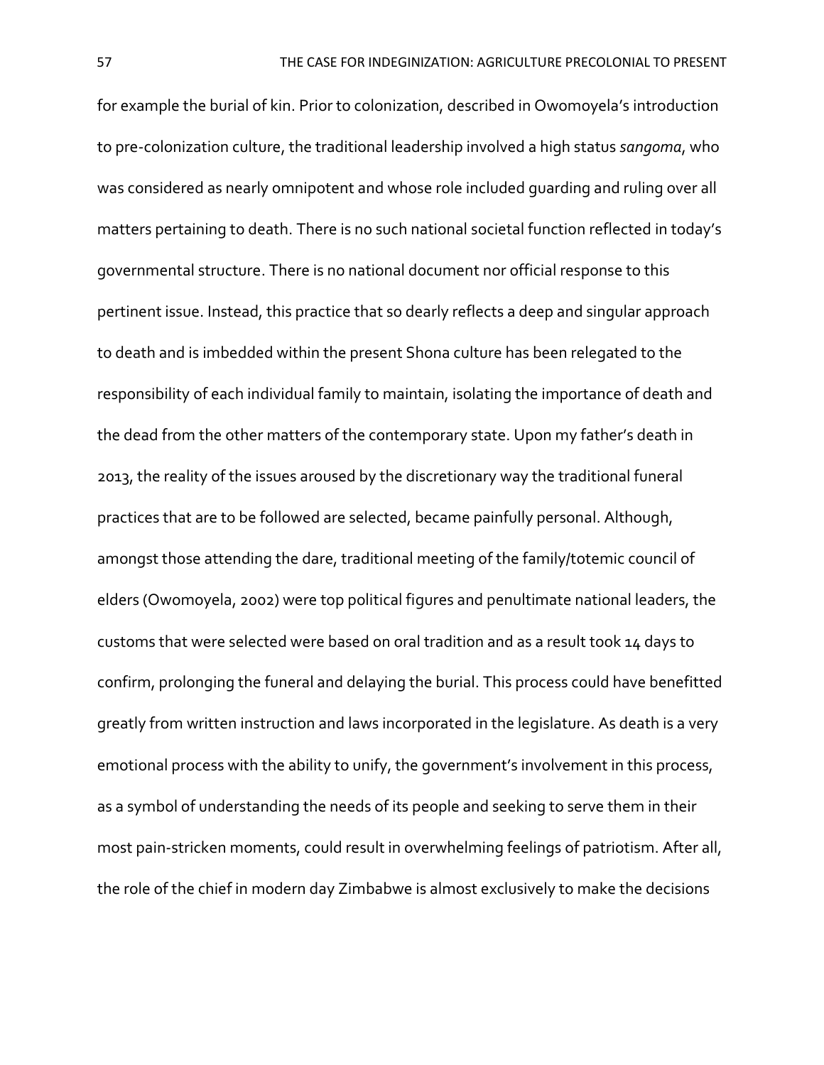for example the burial of kin. Prior to colonization, described in Owomoyela's introduction to pre-colonization culture, the traditional leadership involved a high status *sangoma*, who was considered as nearly omnipotent and whose role included guarding and ruling over all matters pertaining to death. There is no such national societal function reflected in today's governmental structure. There is no national document nor official response to this pertinent issue. Instead, this practice that so dearly reflects a deep and singular approach to death and is imbedded within the present Shona culture has been relegated to the responsibility of each individual family to maintain, isolating the importance of death and the dead from the other matters of the contemporary state. Upon my father's death in 2013, the reality of the issues aroused by the discretionary way the traditional funeral practices that are to be followed are selected, became painfully personal. Although, amongst those attending the dare, traditional meeting of the family/totemic council of elders (Owomoyela, 2002) were top political figures and penultimate national leaders, the customs that were selected were based on oral tradition and as a result took 14 days to confirm, prolonging the funeral and delaying the burial. This process could have benefitted greatly from written instruction and laws incorporated in the legislature. As death is a very emotional process with the ability to unify, the government's involvement in this process, as a symbol of understanding the needs of its people and seeking to serve them in their most pain-stricken moments, could result in overwhelming feelings of patriotism. After all, the role of the chief in modern day Zimbabwe is almost exclusively to make the decisions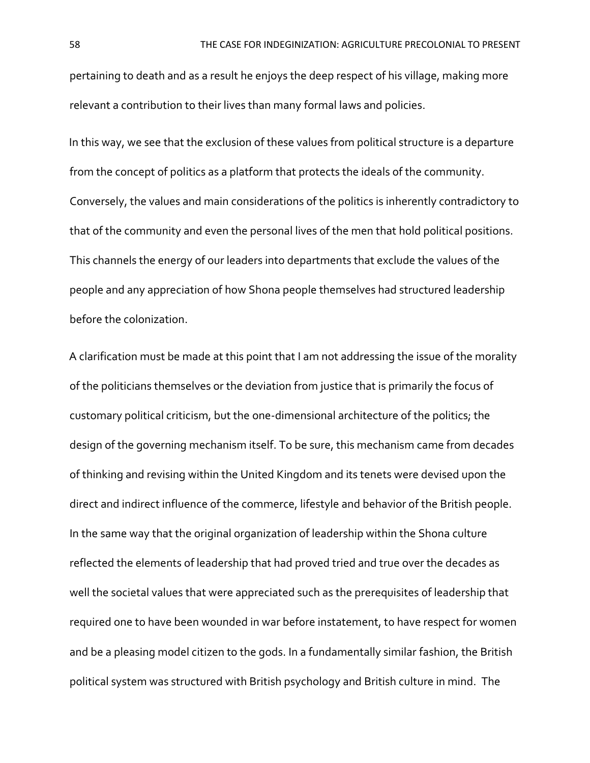pertaining to death and as a result he enjoys the deep respect of his village, making more relevant a contribution to their lives than many formal laws and policies.

In this way, we see that the exclusion of these values from political structure is a departure from the concept of politics as a platform that protects the ideals of the community. Conversely, the values and main considerations of the politics is inherently contradictory to that of the community and even the personal lives of the men that hold political positions. This channels the energy of our leaders into departments that exclude the values of the people and any appreciation of how Shona people themselves had structured leadership before the colonization.

A clarification must be made at this point that I am not addressing the issue of the morality of the politicians themselves or the deviation from justice that is primarily the focus of customary political criticism, but the one-dimensional architecture of the politics; the design of the governing mechanism itself. To be sure, this mechanism came from decades of thinking and revising within the United Kingdom and its tenets were devised upon the direct and indirect influence of the commerce, lifestyle and behavior of the British people. In the same way that the original organization of leadership within the Shona culture reflected the elements of leadership that had proved tried and true over the decades as well the societal values that were appreciated such as the prerequisites of leadership that required one to have been wounded in war before instatement, to have respect for women and be a pleasing model citizen to the gods. In a fundamentally similar fashion, the British political system was structured with British psychology and British culture in mind. The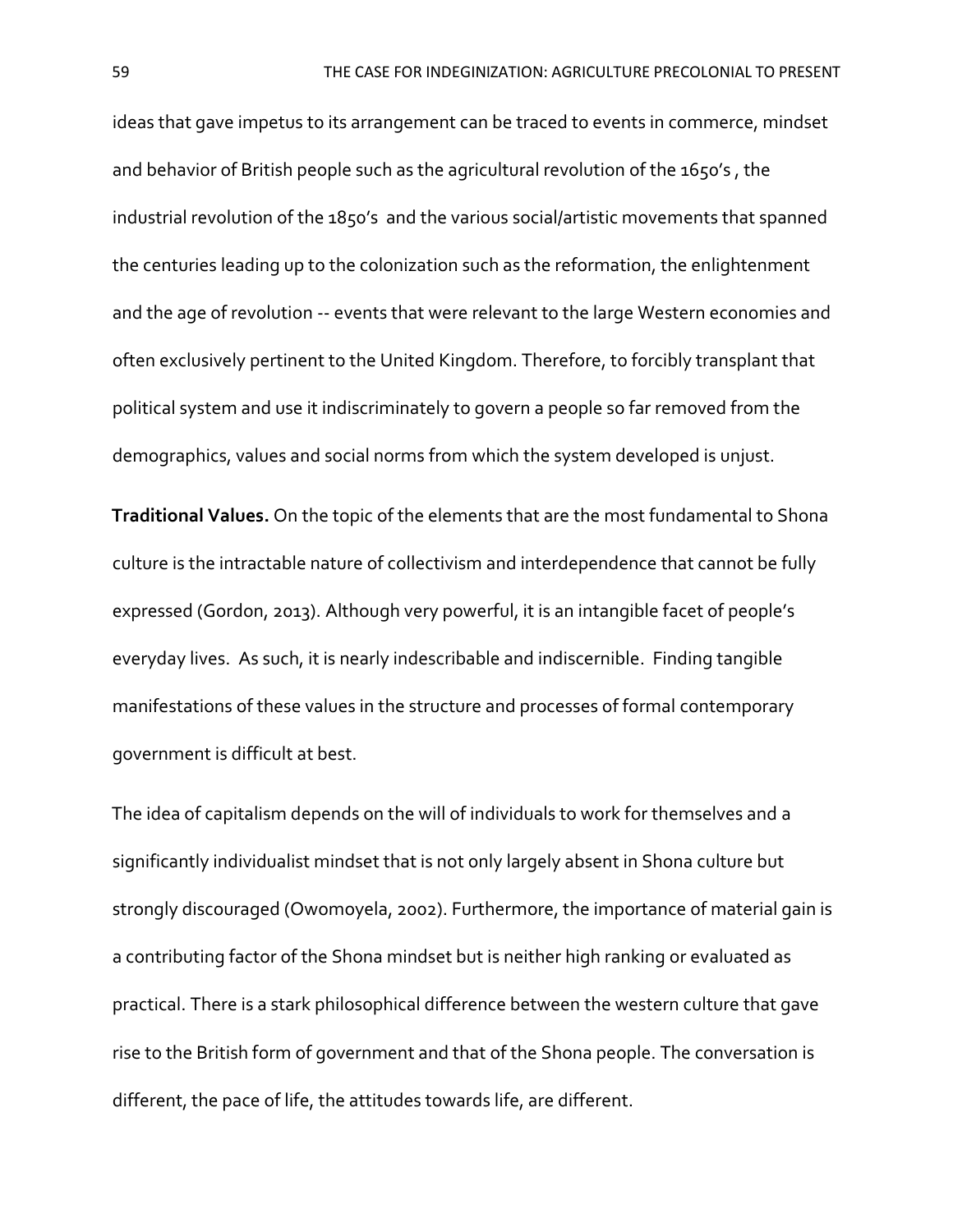ideas that gave impetus to its arrangement can be traced to events in commerce, mindset and behavior of British people such as the agricultural revolution of the 1650's , the industrial revolution of the 1850's and the various social/artistic movements that spanned the centuries leading up to the colonization such as the reformation, the enlightenment and the age of revolution -- events that were relevant to the large Western economies and often exclusively pertinent to the United Kingdom. Therefore, to forcibly transplant that political system and use it indiscriminately to govern a people so far removed from the demographics, values and social norms from which the system developed is unjust.

**Traditional Values.** On the topic of the elements that are the most fundamental to Shona culture is the intractable nature of collectivism and interdependence that cannot be fully expressed (Gordon, 2013). Although very powerful, it is an intangible facet of people's everyday lives. As such, it is nearly indescribable and indiscernible. Finding tangible manifestations of these values in the structure and processes of formal contemporary government is difficult at best.

The idea of capitalism depends on the will of individuals to work for themselves and a significantly individualist mindset that is not only largely absent in Shona culture but strongly discouraged (Owomoyela, 2002). Furthermore, the importance of material gain is a contributing factor of the Shona mindset but is neither high ranking or evaluated as practical. There is a stark philosophical difference between the western culture that gave rise to the British form of government and that of the Shona people. The conversation is different, the pace of life, the attitudes towards life, are different.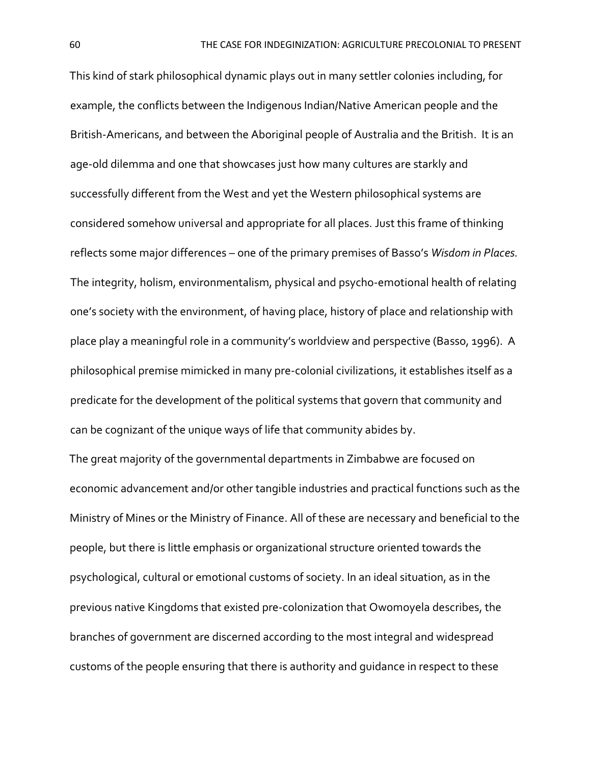This kind of stark philosophical dynamic plays out in many settler colonies including, for example, the conflicts between the Indigenous Indian/Native American people and the British-Americans, and between the Aboriginal people of Australia and the British. It is an age-old dilemma and one that showcases just how many cultures are starkly and successfully different from the West and yet the Western philosophical systems are considered somehow universal and appropriate for all places. Just this frame of thinking reflects some major differences – one of the primary premises of Basso's *Wisdom in Places.* The integrity, holism, environmentalism, physical and psycho-emotional health of relating one's society with the environment, of having place, history of place and relationship with place play a meaningful role in a community's worldview and perspective (Basso, 1996). A philosophical premise mimicked in many pre-colonial civilizations, it establishes itself as a predicate for the development of the political systems that govern that community and can be cognizant of the unique ways of life that community abides by.

The great majority of the governmental departments in Zimbabwe are focused on economic advancement and/or other tangible industries and practical functions such as the Ministry of Mines or the Ministry of Finance. All of these are necessary and beneficial to the people, but there is little emphasis or organizational structure oriented towards the psychological, cultural or emotional customs of society. In an ideal situation, as in the previous native Kingdoms that existed pre-colonization that Owomoyela describes, the branches of government are discerned according to the most integral and widespread customs of the people ensuring that there is authority and guidance in respect to these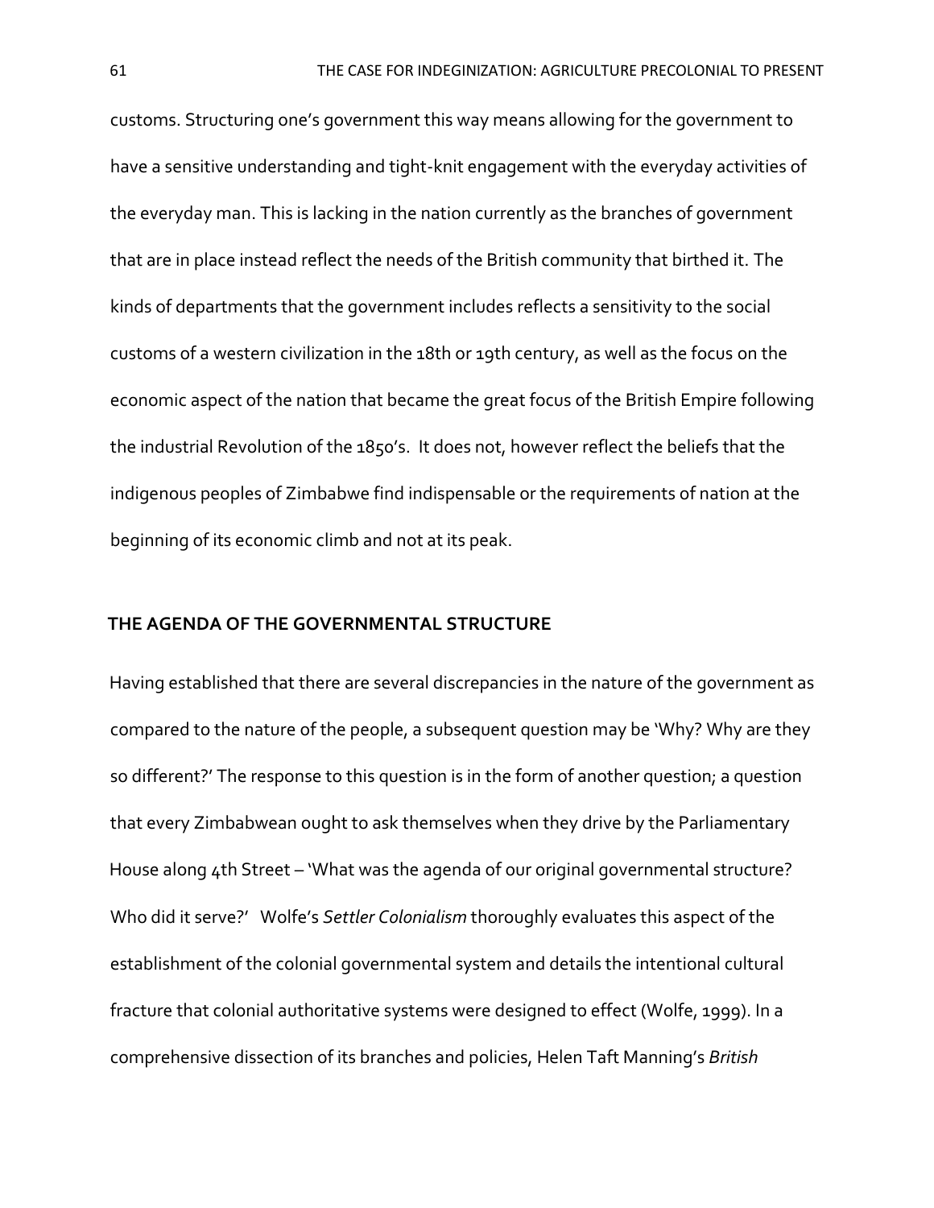customs. Structuring one's government this way means allowing for the government to have a sensitive understanding and tight-knit engagement with the everyday activities of the everyday man. This is lacking in the nation currently as the branches of government that are in place instead reflect the needs of the British community that birthed it. The kinds of departments that the government includes reflects a sensitivity to the social customs of a western civilization in the 18th or 19th century, as well as the focus on the economic aspect of the nation that became the great focus of the British Empire following the industrial Revolution of the 1850's. It does not, however reflect the beliefs that the indigenous peoples of Zimbabwe find indispensable or the requirements of nation at the beginning of its economic climb and not at its peak.

## THE AGENDA OF THE GOVERNMENTAL STRUCTURE

Having established that there are several discrepancies in the nature of the government as compared to the nature of the people, a subsequent question may be 'Why? Why are they so different?' The response to this question is in the form of another question; a question that every Zimbabwean ought to ask themselves when they drive by the Parliamentary House along 4th Street – 'What was the agenda of our original governmental structure? Who did it serve?' Wolfe's *Settler Colonialism* thoroughly evaluates this aspect of the establishment of the colonial governmental system and details the intentional cultural fracture that colonial authoritative systems were designed to effect (Wolfe, 1999). In a comprehensive dissection of its branches and policies, Helen Taft Manning's *British*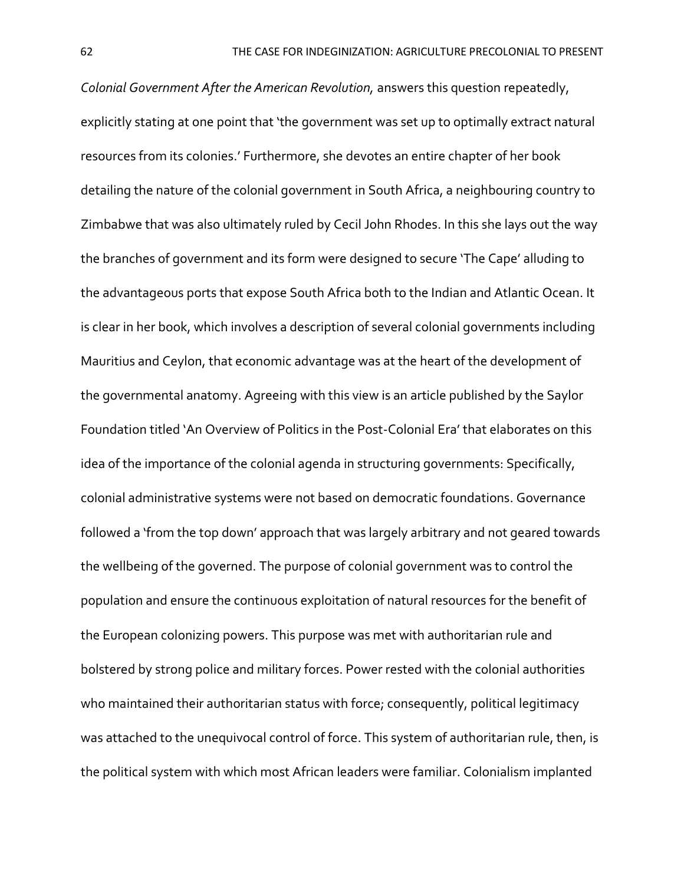*Colonial Government After the American Revolution,* answers this question repeatedly, explicitly stating at one point that 'the government was set up to optimally extract natural resources from its colonies.' Furthermore, she devotes an entire chapter of her book detailing the nature of the colonial government in South Africa, a neighbouring country to Zimbabwe that was also ultimately ruled by Cecil John Rhodes. In this she lays out the way the branches of government and its form were designed to secure 'The Cape' alluding to the advantageous ports that expose South Africa both to the Indian and Atlantic Ocean. It is clear in her book, which involves a description of several colonial governments including Mauritius and Ceylon, that economic advantage was at the heart of the development of the governmental anatomy. Agreeing with this view is an article published by the Saylor Foundation titled 'An Overview of Politics in the Post-Colonial Era' that elaborates on this idea of the importance of the colonial agenda in structuring governments: Specifically, colonial administrative systems were not based on democratic foundations. Governance followed a 'from the top down' approach that was largely arbitrary and not geared towards the wellbeing of the governed. The purpose of colonial government was to control the population and ensure the continuous exploitation of natural resources for the benefit of the European colonizing powers. This purpose was met with authoritarian rule and bolstered by strong police and military forces. Power rested with the colonial authorities who maintained their authoritarian status with force; consequently, political legitimacy was attached to the unequivocal control of force. This system of authoritarian rule, then, is the political system with which most African leaders were familiar. Colonialism implanted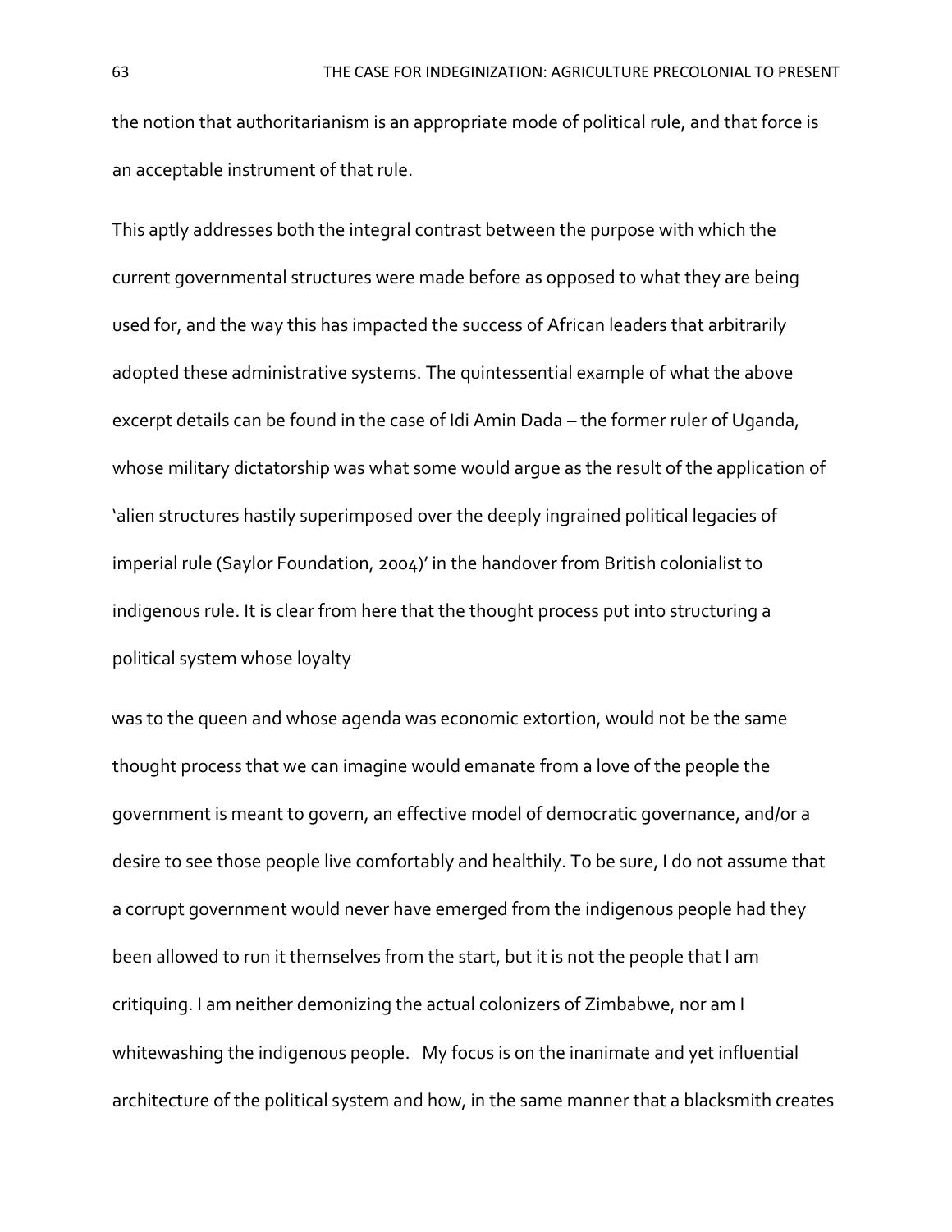the notion that authoritarianism is an appropriate mode of political rule, and that force is an acceptable instrument of that rule.

This aptly addresses both the integral contrast between the purpose with which the current governmental structures were made before as opposed to what they are being used for, and the way this has impacted the success of African leaders that arbitrarily adopted these administrative systems. The quintessential example of what the above excerpt details can be found in the case of Idi Amin Dada – the former ruler of Uganda, whose military dictatorship was what some would argue as the result of the application of 'alien structures hastily superimposed over the deeply ingrained political legacies of imperial rule (Saylor Foundation, 2004)' in the handover from British colonialist to indigenous rule. It is clear from here that the thought process put into structuring a political system whose loyalty was to the queen and whose agenda was economic extortion, would not be the same thought process that we can imagine would emanate from a love of the people the government is meant to govern, an effective model of democratic governance, and/or a desire to see those people live comfortably and healthily. To be sure, I do not assume that a corrupt government would never have emerged from the indigenous people had they been allowed to run it themselves from the start, but it is not the people that I am critiquing. I am neither demonizing the actual colonizers of Zimbabwe, nor am I whitewashing the indigenous people. My focus is on the inanimate and yet influential architecture of the political system and how, in the same manner that a blacksmith creates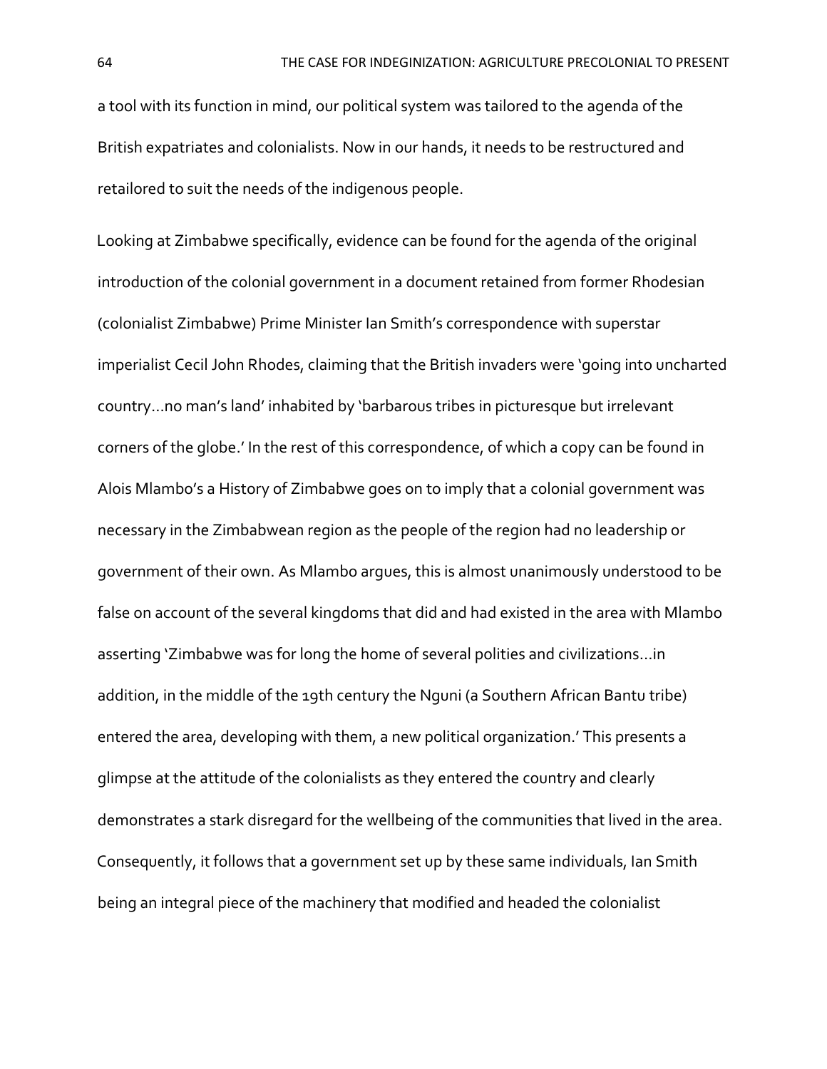a tool with its function in mind, our political system was tailored to the agenda of the British expatriates and colonialists. Now in our hands, it needs to be restructured and retailored to suit the needs of the indigenous people.

Looking at Zimbabwe specifically, evidence can be found for the agenda of the original introduction of the colonial government in a document retained from former Rhodesian (colonialist Zimbabwe) Prime Minister Ian Smith's correspondence with superstar imperialist Cecil John Rhodes, claiming that the British invaders were 'going into uncharted country…no man's land' inhabited by 'barbarous tribes in picturesque but irrelevant corners of the globe.' In the rest of this correspondence, of which a copy can be found in Alois Mlambo's a History of Zimbabwe goes on to imply that a colonial government was necessary in the Zimbabwean region as the people of the region had no leadership or government of their own. As Mlambo argues, this is almost unanimously understood to be false on account of the several kingdoms that did and had existed in the area with Mlambo asserting 'Zimbabwe was for long the home of several polities and civilizations…in addition, in the middle of the 19th century the Nguni (a Southern African Bantu tribe) entered the area, developing with them, a new political organization.' This presents a glimpse at the attitude of the colonialists as they entered the country and clearly demonstrates a stark disregard for the wellbeing of the communities that lived in the area. Consequently, it follows that a government set up by these same individuals, Ian Smith being an integral piece of the machinery that modified and headed the colonialist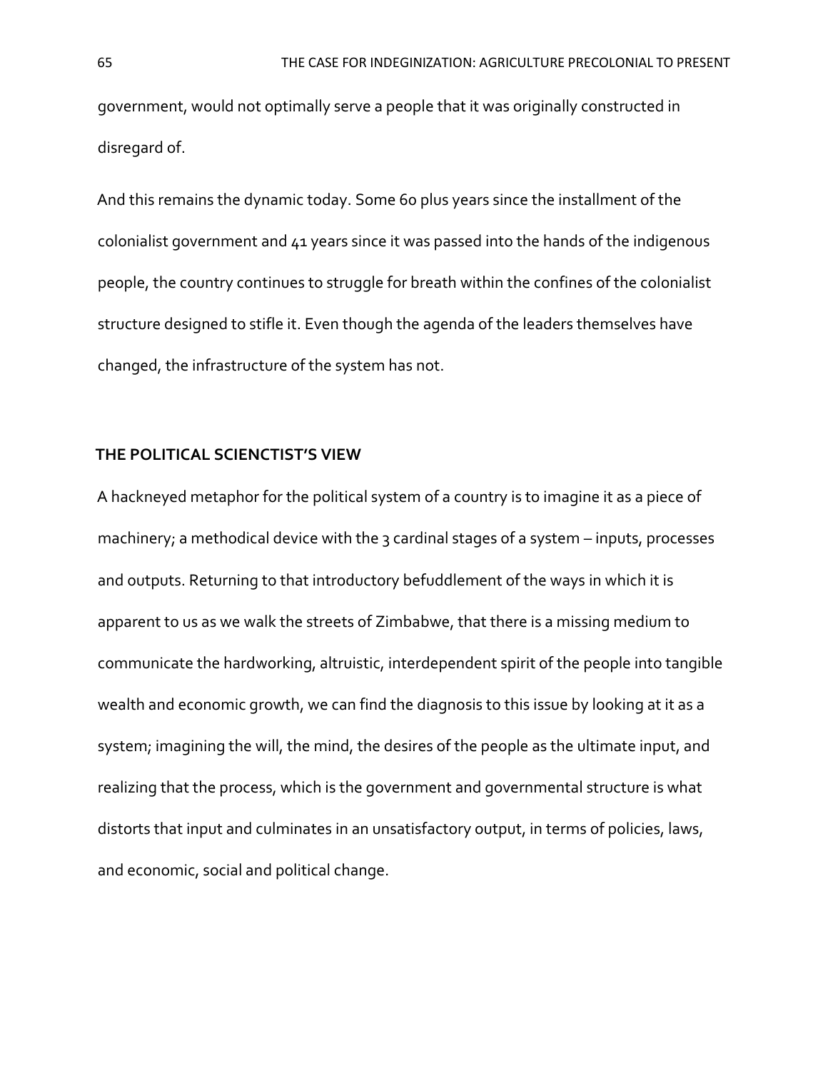government, would not optimally serve a people that it was originally constructed in disregard of.

And this remains the dynamic today. Some 60 plus years since the installment of the colonialist government and 41 years since it was passed into the hands of the indigenous people, the country continues to struggle for breath within the confines of the colonialist structure designed to stifle it. Even though the agenda of the leaders themselves have changed, the infrastructure of the system has not.

## THE POLITICAL SCIENCTIST'S VIEW

A hackneyed metaphor for the political system of a country is to imagine it as a piece of machinery; a methodical device with the 3 cardinal stages of a system – inputs, processes and outputs. Returning to that introductory befuddlement of the ways in which it is apparent to us as we walk the streets of Zimbabwe, that there is a missing medium to communicate the hardworking, altruistic, interdependent spirit of the people into tangible wealth and economic growth, we can find the diagnosis to this issue by looking at it as a system; imagining the will, the mind, the desires of the people as the ultimate input, and realizing that the process, which is the government and governmental structure is what distorts that input and culminates in an unsatisfactory output, in terms of policies, laws, and economic, social and political change.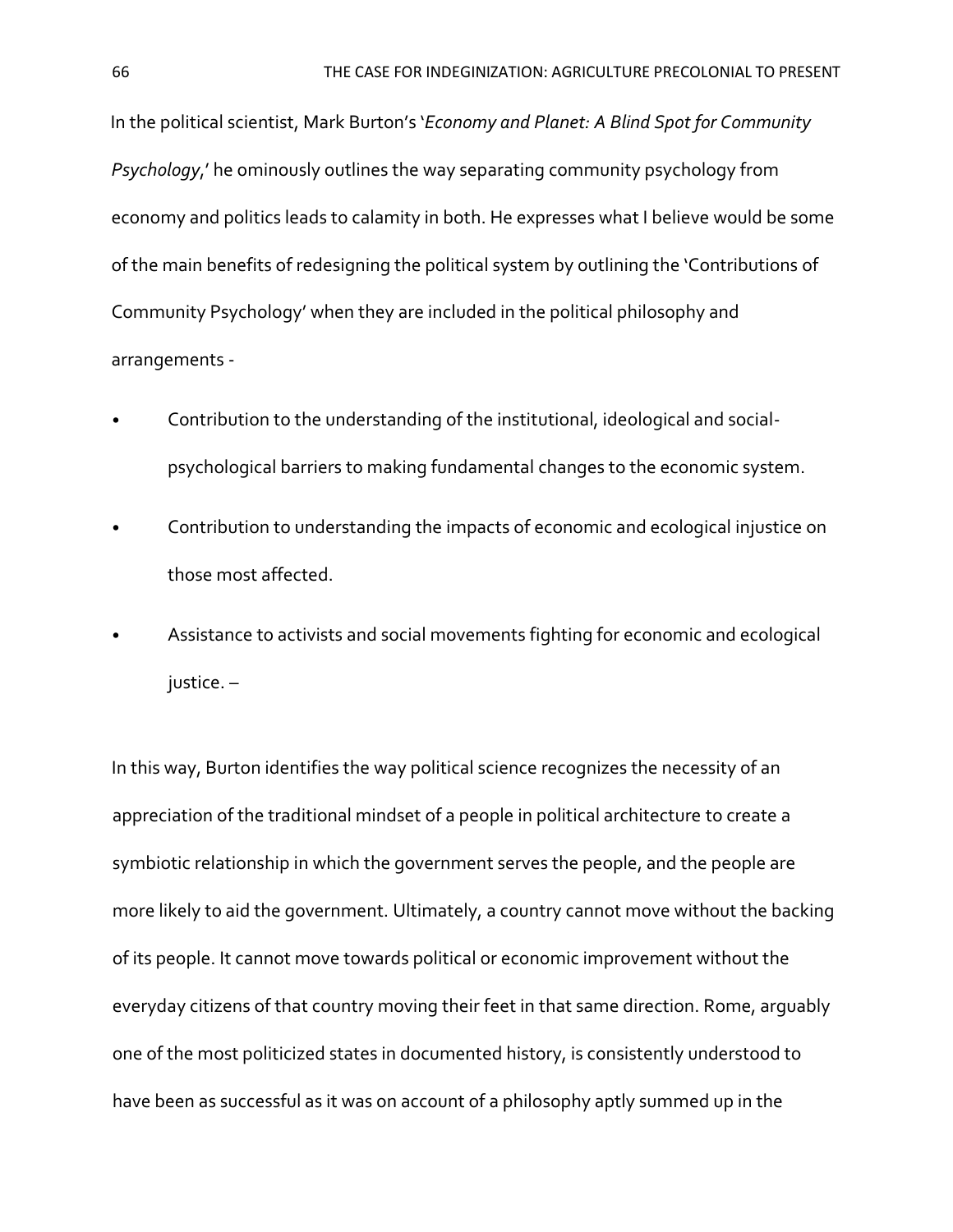In the political scientist, Mark Burton's '*Economy and Planet: A Blind Spot for Community Psychology*,' he ominously outlines the way separating community psychology from economy and politics leads to calamity in both. He expresses what I believe would be some of the main benefits of redesigning the political system by outlining the 'Contributions of Community Psychology' when they are included in the political philosophy and arrangements -

- Contribution to the understanding of the institutional, ideological and social-psychological barriers to making fundamental changes to the economic system.
- Contribution to understanding the impacts of economic and ecological injustice on those most affected.
- Assistance to activists and social movements fighting for economic and ecological justice. –

In this way, Burton identifies the way political science recognizes the necessity of an appreciation of the traditional mindset of a people in political architecture to create a symbiotic relationship in which the government serves the people, and the people are more likely to aid the government. Ultimately, a country cannot move without the backing of its people. It cannot move towards political or economic improvement without the everyday citizens of that country moving their feet in that same direction. Rome, arguably one of the most politicized states in documented history, is consistently understood to have been as successful as it was on account of a philosophy aptly summed up in the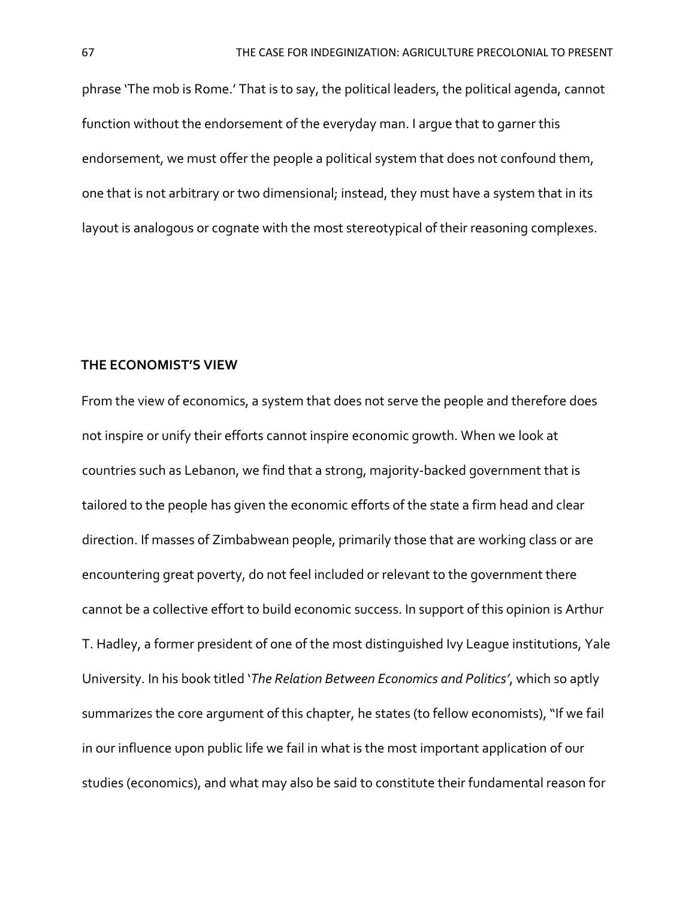phrase 'The mob is Rome.' That is to say, the political leaders, the political agenda, cannot function without the endorsement of the everyday man. I argue that to garner this endorsement, we must offer the people a political system that does not confound them, one that is not arbitrary or two dimensional; instead, they must have a system that in its layout is analogous or cognate with the most stereotypical of their reasoning complexes.

## THE ECONOMIST'S VIEW

From the view of economics, a system that does not serve the people and therefore does not inspire or unify their efforts cannot inspire economic growth. When we look at countries such as Lebanon, we find that a strong, majority-backed government that is tailored to the people has given the economic efforts of the state a firm head and clear direction. If masses of Zimbabwean people, primarily those that are working class or are encountering great poverty, do not feel included or relevant to the government there cannot be a collective effort to build economic success. In support of this opinion is Arthur T. Hadley, a former president of one of the most distinguished Ivy League institutions, Yale University. In his book titled '*The Relation Between Economics and Politics*', which so aptly summarizes the core argument of this chapter, he states (to fellow economists), "If we fail in our influence upon public life we fail in what is the most important application of our studies (economics), and what may also be said to constitute their fundamental reason for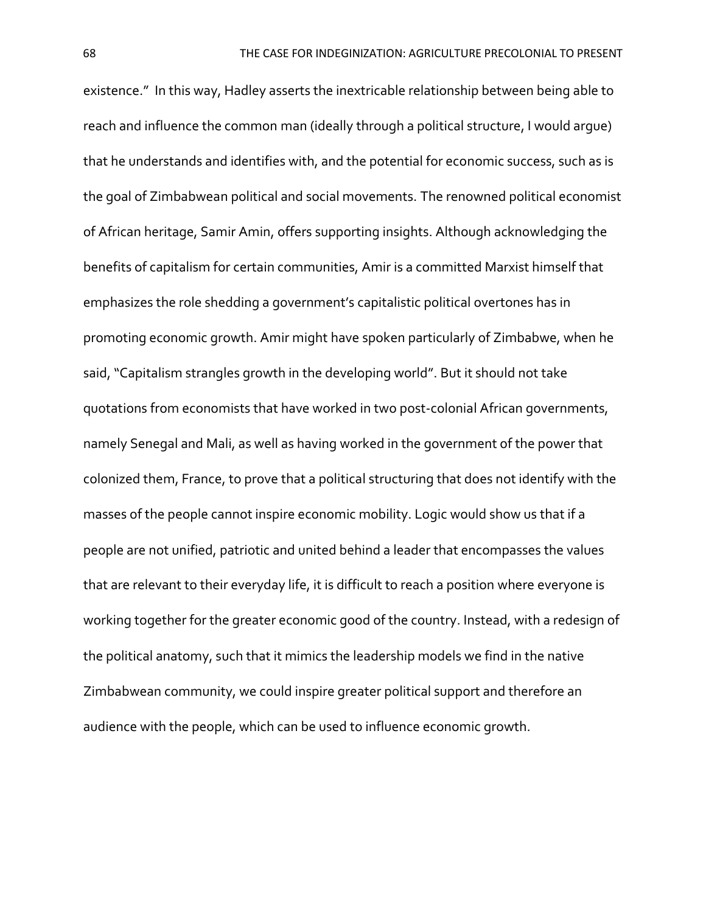existence." In this way, Hadley asserts the inextricable relationship between being able to reach and influence the common man (ideally through a political structure, I would argue) that he understands and identifies with, and the potential for economic success, such as is the goal of Zimbabwean political and social movements. The renowned political economist of African heritage, Samir Amin, offers supporting insights. Although acknowledging the benefits of capitalism for certain communities, Amir is a committed Marxist himself that emphasizes the role shedding a government's capitalistic political overtones has in promoting economic growth. Amir might have spoken particularly of Zimbabwe, when he said, "Capitalism strangles growth in the developing world". But it should not take quotations from economists that have worked in two post-colonial African governments, namely Senegal and Mali, as well as having worked in the government of the power that colonized them, France, to prove that a political structuring that does not identify with the masses of the people cannot inspire economic mobility. Logic would show us that if a people are not unified, patriotic and united behind a leader that encompasses the values that are relevant to their everyday life, it is difficult to reach a position where everyone is working together for the greater economic good of the country. Instead, with a redesign of the political anatomy, such that it mimics the leadership models we find in the native Zimbabwean community, we could inspire greater political support and therefore an audience with the people, which can be used to influence economic growth.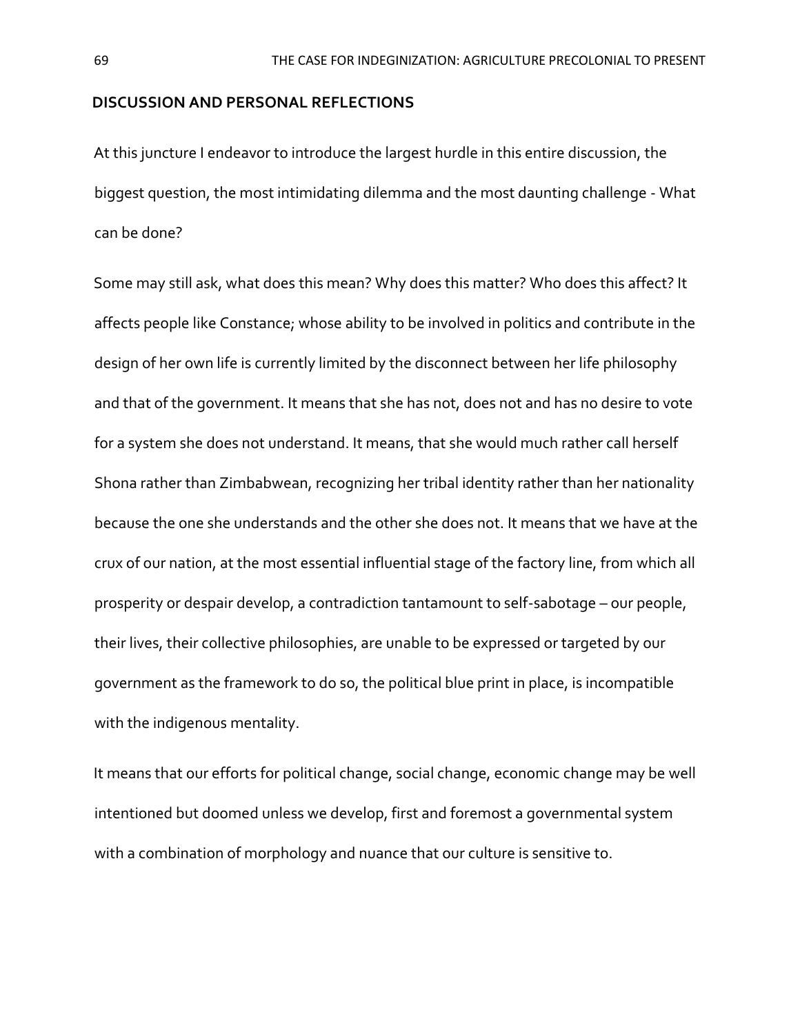## DISCUSSION AND PERSONAL REFLECTIONS

At this juncture I endeavor to introduce the largest hurdle in this entire discussion, the biggest question, the most intimidating dilemma and the most daunting challenge - What can be done?

Some may still ask, what does this mean? Why does this matter? Who does this affect? It affects people like Constance; whose ability to be involved in politics and contribute in the design of her own life is currently limited by the disconnect between her life philosophy and that of the government. It means that she has not, does not and has no desire to vote for a system she does not understand. It means, that she would much rather call herself Shona rather than Zimbabwean, recognizing her tribal identity rather than her nationality because the one she understands and the other she does not. It means that we have at the crux of our nation, at the most essential influential stage of the factory line, from which all prosperity or despair develop, a contradiction tantamount to self-sabotage – our people, their lives, their collective philosophies, are unable to be expressed or targeted by our government as the framework to do so, the political blue print in place, is incompatible with the indigenous mentality.

It means that our efforts for political change, social change, economic change may be well intentioned but doomed unless we develop, first and foremost a governmental system with a combination of morphology and nuance that our culture is sensitive to.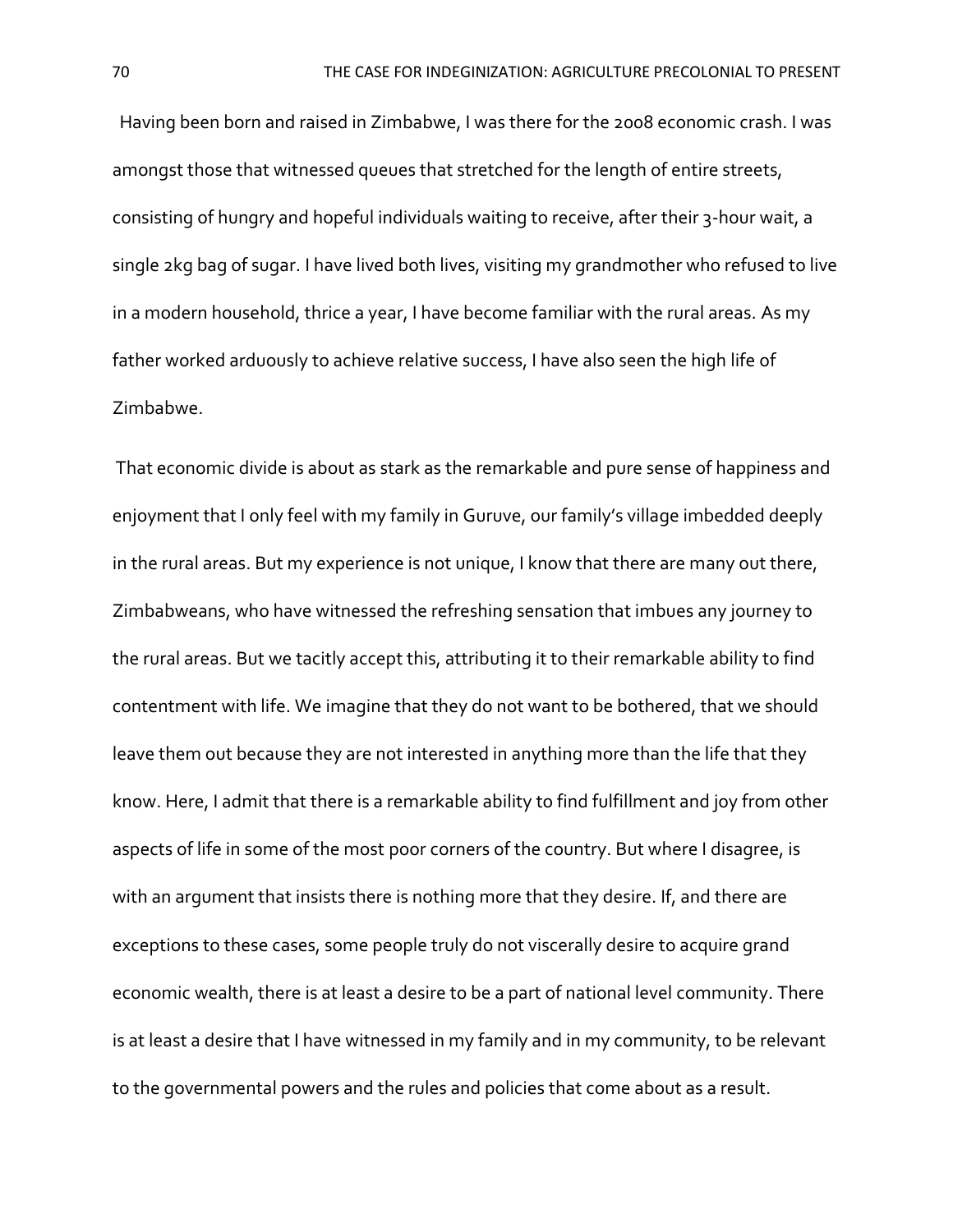Having been born and raised in Zimbabwe, I was there for the 2008 economic crash. I was amongst those that witnessed queues that stretched for the length of entire streets, consisting of hungry and hopeful individuals waiting to receive, after their 3-hour wait, a single 2kg bag of sugar. I have lived both lives, visiting my grandmother who refused to live in a modern household, thrice a year, I have become familiar with the rural areas. As my father worked arduously to achieve relative success, I have also seen the high life of Zimbabwe.

That economic divide is about as stark as the remarkable and pure sense of happiness and enjoyment that I only feel with my family in Guruve, our family's village imbedded deeply in the rural areas. But my experience is not unique, I know that there are many out there, Zimbabweans, who have witnessed the refreshing sensation that imbues any journey to the rural areas. But we tacitly accept this, attributing it to their remarkable ability to find contentment with life. We imagine that they do not want to be bothered, that we should leave them out because they are not interested in anything more than the life that they know. Here, I admit that there is a remarkable ability to find fulfillment and joy from other aspects of life in some of the most poor corners of the country. But where I disagree, is with an argument that insists there is nothing more that they desire. If, and there are exceptions to these cases, some people truly do not viscerally desire to acquire grand economic wealth, there is at least a desire to be a part of national level community. There is at least a desire that I have witnessed in my family and in my community, to be relevant to the governmental powers and the rules and policies that come about as a result.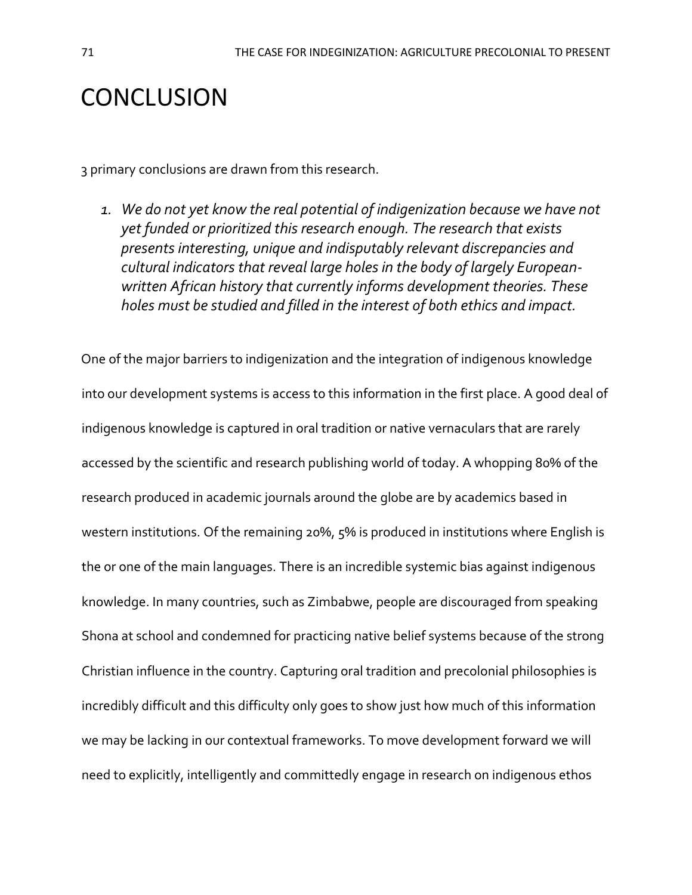# CONCLUSION

3 primary conclusions are drawn from this research.

1. *We do not yet know the real potential of indigenization because we have not yet funded or prioritized this research enough. The research that exists presents interesting, unique and indisputably relevant discrepancies and cultural indicators that reveal large holes in the body of largely European-written African history that currently informs development theories. These holes must be studied and filled in the interest of both ethics and impact.*

One of the major barriers to indigenization and the integration of indigenous knowledge into our development systems is access to this information in the first place. A good deal of indigenous knowledge is captured in oral tradition or native vernaculars that are rarely accessed by the scientific and research publishing world of today. A whopping 80% of the research produced in academic journals around the globe are by academics based in western institutions. Of the remaining 20%, 5% is produced in institutions where English is the or one of the main languages. There is an incredible systemic bias against indigenous knowledge. In many countries, such as Zimbabwe, people are discouraged from speaking Shona at school and condemned for practicing native belief systems because of the strong Christian influence in the country. Capturing oral tradition and precolonial philosophies is incredibly difficult and this difficulty only goes to show just how much of this information we may be lacking in our contextual frameworks. To move development forward we will need to explicitly, intelligently and committedly engage in research on indigenous ethos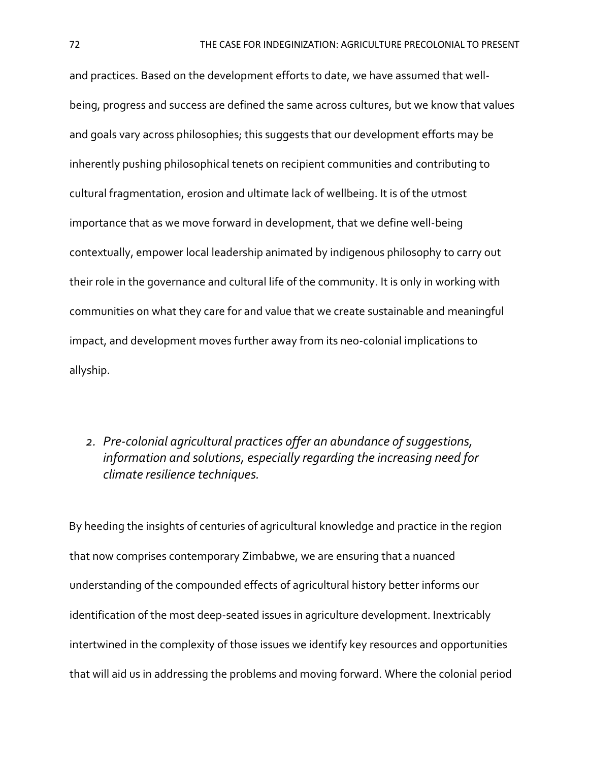and practices. Based on the development efforts to date, we have assumed that well-being, progress and success are defined the same across cultures, but we know that values and goals vary across philosophies; this suggests that our development efforts may be inherently pushing philosophical tenets on recipient communities and contributing to cultural fragmentation, erosion and ultimate lack of wellbeing. It is of the utmost importance that as we move forward in development, that we define well-being contextually, empower local leadership animated by indigenous philosophy to carry out their role in the governance and cultural life of the community. It is only in working with communities on what they care for and value that we create sustainable and meaningful impact, and development moves further away from its neo-colonial implications to allyship.

2. *Pre-colonial agricultural practices offer an abundance of suggestions, information and solutions, especially regarding the increasing need for climate resilience techniques.*

By heeding the insights of centuries of agricultural knowledge and practice in the region that now comprises contemporary Zimbabwe, we are ensuring that a nuanced understanding of the compounded effects of agricultural history better informs our identification of the most deep-seated issues in agriculture development. Inextricably intertwined in the complexity of those issues we identify key resources and opportunities that will aid us in addressing the problems and moving forward. Where the colonial period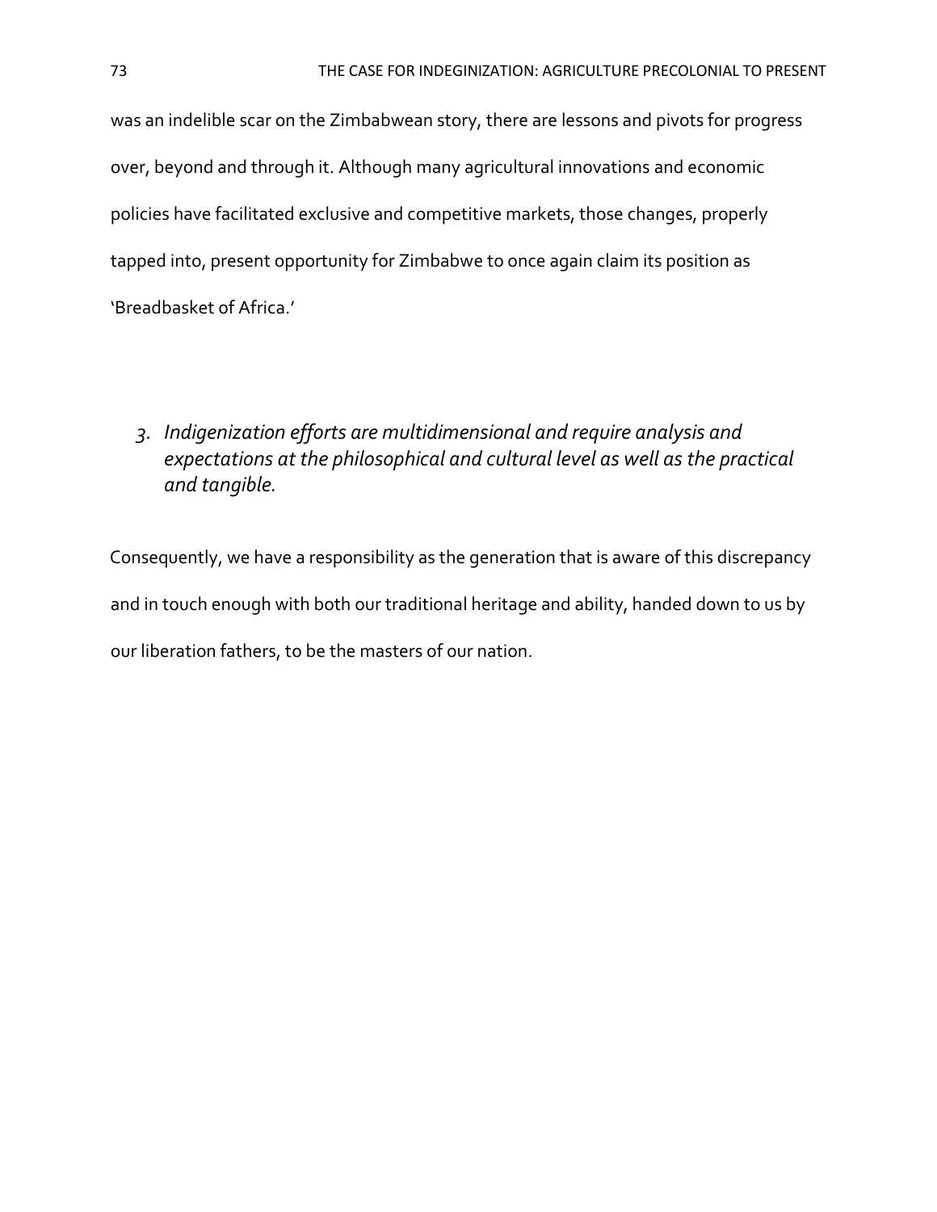was an indelible scar on the Zimbabwean story, there are lessons and pivots for progress over, beyond and through it. Although many agricultural innovations and economic policies have facilitated exclusive and competitive markets, those changes, properly tapped into, present opportunity for Zimbabwe to once again claim its position as 'Breadbasket of Africa.'

3. *Indigenization efforts are multidimensional and require analysis and expectations at the philosophical and cultural level as well as the practical and tangible.*

Consequently, we have a responsibility as the generation that is aware of this discrepancy and in touch enough with both our traditional heritage and ability, handed down to us by our liberation fathers, to be the masters of our nation.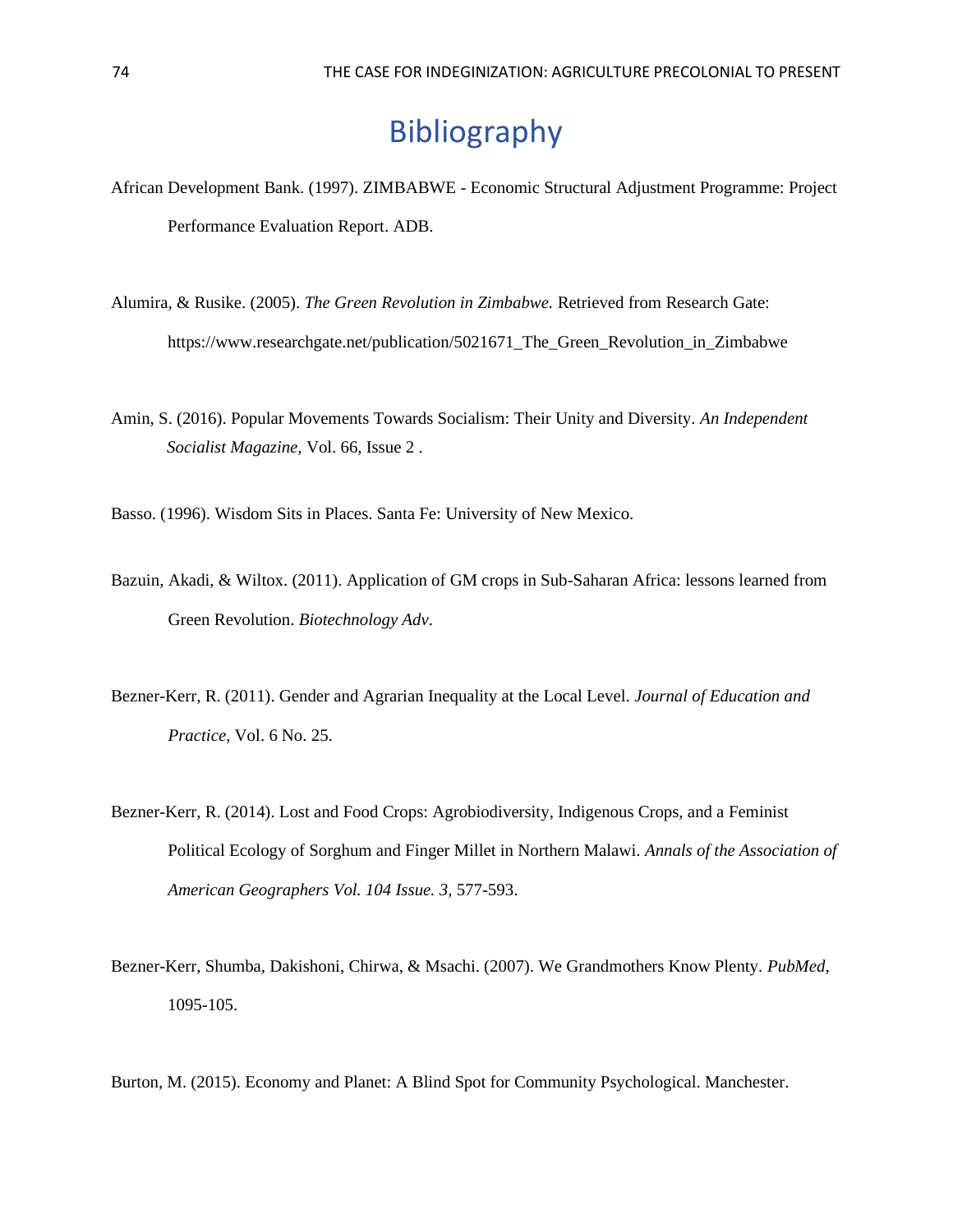# Bibliography

African Development Bank. (1997). ZIMBABWE - Economic Structural Adjustment Programme: Project Performance Evaluation Report. ADB.

Alumira, & Rusike. (2005). *The Green Revolution in Zimbabwe.* Retrieved from Research Gate: https://www.researchgate.net/publication/5021671_The_Green_Revolution_in_Zimbabwe

Amin, S. (2016). Popular Movements Towards Socialism: Their Unity and Diversity. *An Independent Socialist Magazine*, Vol. 66, Issue 2 .

Basso. (1996). Wisdom Sits in Places. Santa Fe: University of New Mexico.

Bazuin, Akadi, & Wiltox. (2011). Application of GM crops in Sub-Saharan Africa: lessons learned from Green Revolution. *Biotechnology Adv*.

Bezner-Kerr, R. (2011). Gender and Agrarian Inequality at the Local Level. *Journal of Education and Practice*, Vol. 6 No. 25.

Bezner-Kerr, R. (2014). Lost and Food Crops: Agrobiodiversity, Indigenous Crops, and a Feminist Political Ecology of Sorghum and Finger Millet in Northern Malawi. *Annals of the Association of American Geographers Vol. 104 Issue. 3*, 577-593.

Bezner-Kerr, Shumba, Dakishoni, Chirwa, & Msachi. (2007). We Grandmothers Know Plenty. *PubMed*, 1095-105.

Burton, M. (2015). Economy and Planet: A Blind Spot for Community Psychological. Manchester.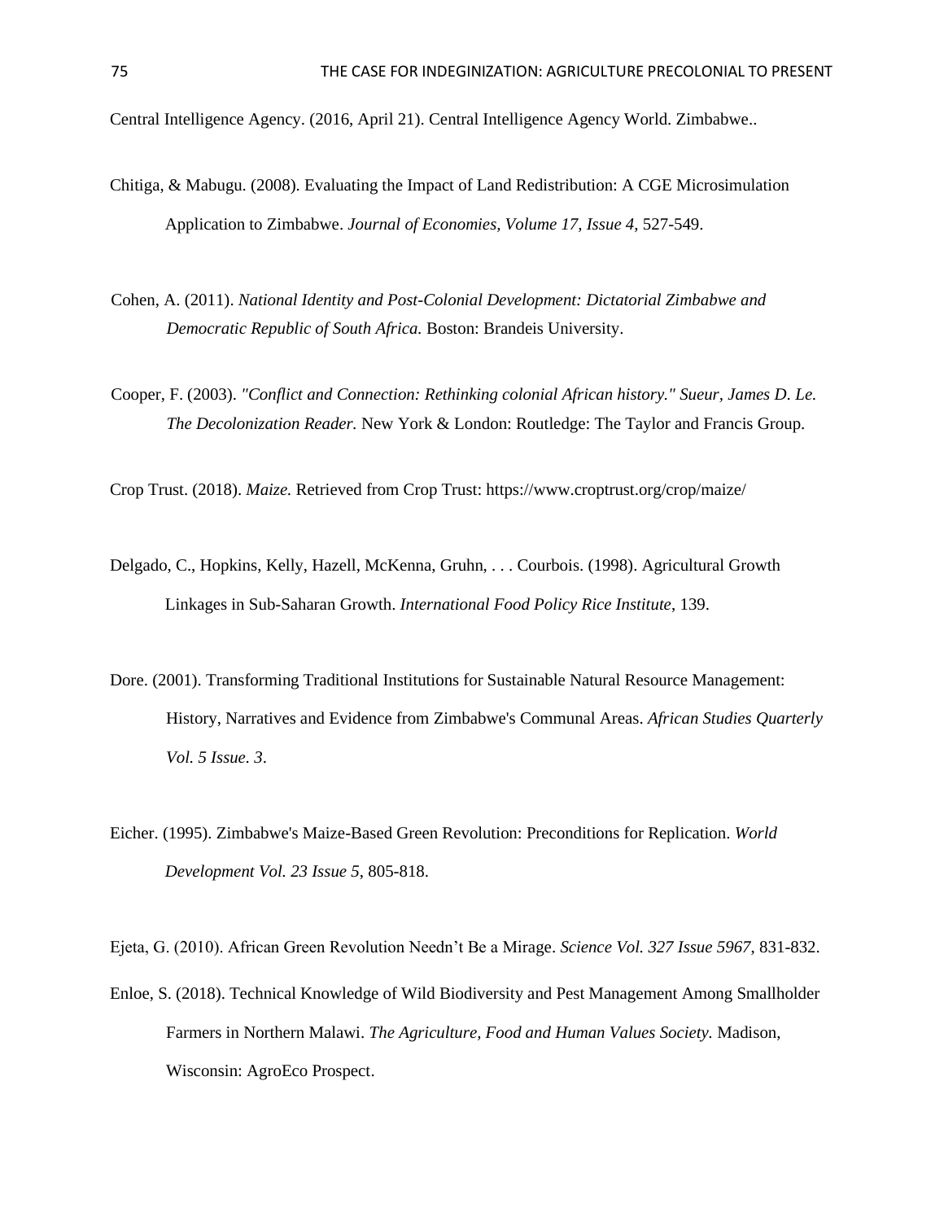Central Intelligence Agency. (2016, April 21). Central Intelligence Agency World. Zimbabwe..

Chitiga, & Mabugu. (2008). Evaluating the Impact of Land Redistribution: A CGE Microsimulation Application to Zimbabwe. *Journal of Economies, Volume 17, Issue 4*, 527-549.

Cohen, A. (2011). *National Identity and Post-Colonial Development: Dictatorial Zimbabwe and Democratic Republic of South Africa.* Boston: Brandeis University.

Cooper, F. (2003). *"Conflict and Connection: Rethinking colonial African history." Sueur, James D. Le. The Decolonization Reader.* New York & London: Routledge: The Taylor and Francis Group.

Crop Trust. (2018). *Maize.* Retrieved from Crop Trust: https://www.croptrust.org/crop/maize/

Delgado, C., Hopkins, Kelly, Hazell, McKenna, Gruhn, . . . Courbois. (1998). Agricultural Growth Linkages in Sub-Saharan Growth. *International Food Policy Rice Institute*, 139.

Dore. (2001). Transforming Traditional Institutions for Sustainable Natural Resource Management: History, Narratives and Evidence from Zimbabwe's Communal Areas. *African Studies Quarterly Vol. 5 Issue. 3*.

Eicher. (1995). Zimbabwe's Maize-Based Green Revolution: Preconditions for Replication. *World Development Vol. 23 Issue 5*, 805-818.

Ejeta, G. (2010). African Green Revolution Needn't Be a Mirage. *Science Vol. 327 Issue 5967*, 831-832.

Enloe, S. (2018). Technical Knowledge of Wild Biodiversity and Pest Management Among Smallholder Farmers in Northern Malawi. *The Agriculture, Food and Human Values Society.* Madison, Wisconsin: AgroEco Prospect.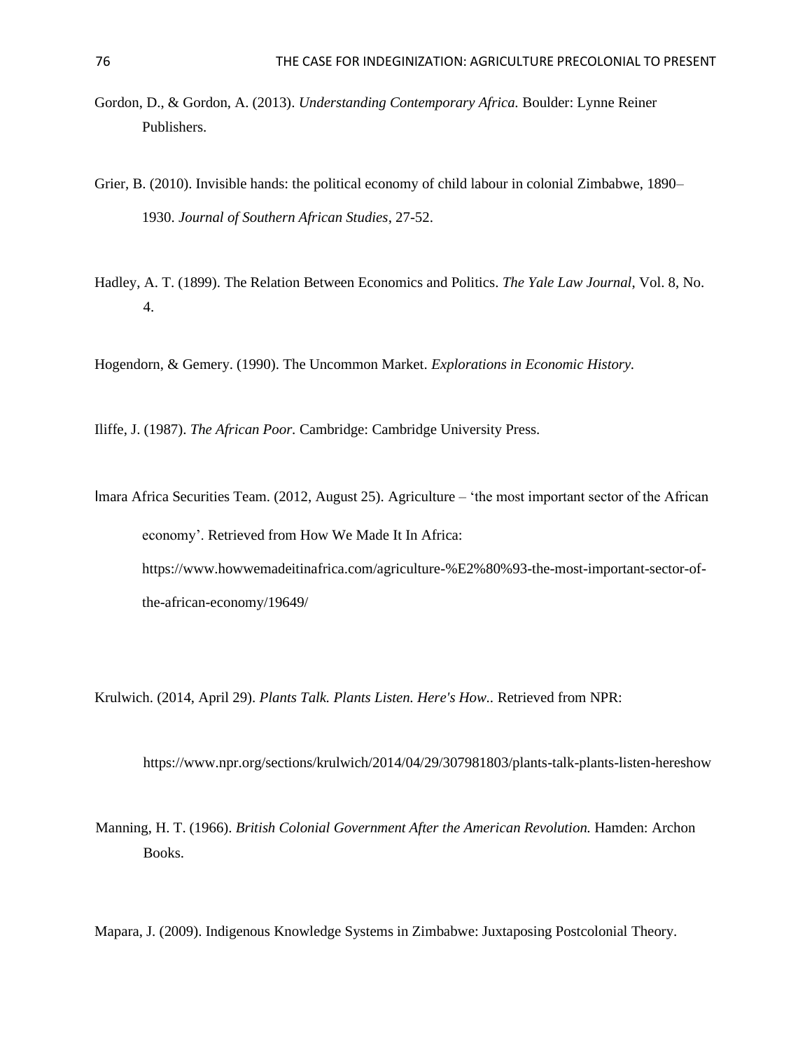Gordon, D., & Gordon, A. (2013). *Understanding Contemporary Africa.* Boulder: Lynne Reiner Publishers.

Grier, B. (2010). Invisible hands: the political economy of child labour in colonial Zimbabwe, 1890–1930. *Journal of Southern African Studies*, 27-52.

Hadley, A. T. (1899). The Relation Between Economics and Politics. *The Yale Law Journal*, Vol. 8, No. 4.

Hogendorn, & Gemery. (1990). The Uncommon Market. *Explorations in Economic History.*

Iliffe, J. (1987). *The African Poor.* Cambridge: Cambridge University Press.

Imara Africa Securities Team. (2012, August 25). Agriculture – 'the most important sector of the African economy'. Retrieved from How We Made It In Africa: https://www.howwemadeitinafrica.com/agriculture-%E2%80%93-the-most-important-sector-of-the-african-economy/19649/

Krulwich. (2014, April 29). *Plants Talk. Plants Listen. Here's How..* Retrieved from NPR:

https://www.npr.org/sections/krulwich/2014/04/29/307981803/plants-talk-plants-listen-hereshow

Manning, H. T. (1966). *British Colonial Government After the American Revolution.* Hamden: Archon Books.

Mapara, J. (2009). Indigenous Knowledge Systems in Zimbabwe: Juxtaposing Postcolonial Theory.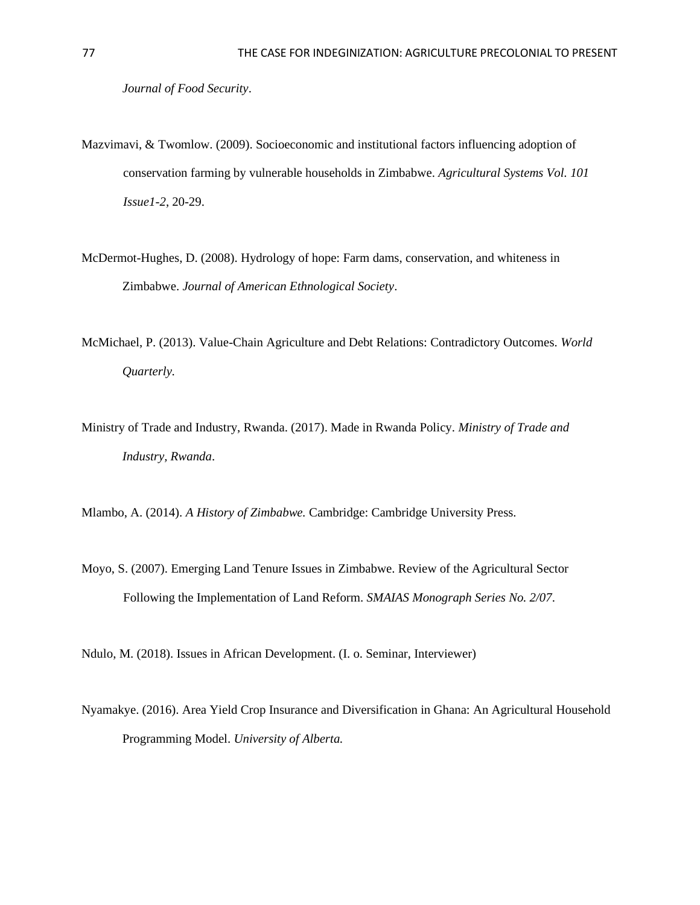*Journal of Food Security*.

Mazvimavi, & Twomlow. (2009). Socioeconomic and institutional factors influencing adoption of conservation farming by vulnerable households in Zimbabwe. *Agricultural Systems Vol. 101 Issue1-2*, 20-29.

McDermot-Hughes, D. (2008). Hydrology of hope: Farm dams, conservation, and whiteness in Zimbabwe. *Journal of American Ethnological Society*.

McMichael, P. (2013). Value-Chain Agriculture and Debt Relations: Contradictory Outcomes. *World Quarterly.*

Ministry of Trade and Industry, Rwanda. (2017). Made in Rwanda Policy. *Ministry of Trade and Industry, Rwanda*.

Mlambo, A. (2014). *A History of Zimbabwe.* Cambridge: Cambridge University Press.

Moyo, S. (2007). Emerging Land Tenure Issues in Zimbabwe. Review of the Agricultural Sector Following the Implementation of Land Reform. *SMAIAS Monograph Series No. 2/07*.

Ndulo, M. (2018). Issues in African Development. (I. o. Seminar, Interviewer)

Nyamakye. (2016). Area Yield Crop Insurance and Diversification in Ghana: An Agricultural Household Programming Model. *University of Alberta.*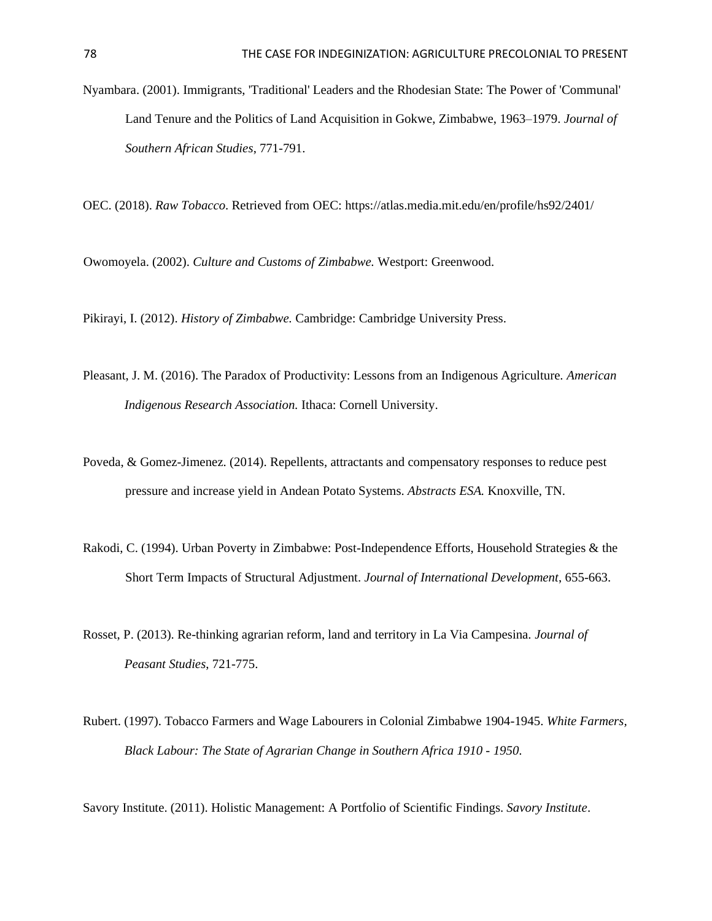Nyambara. (2001). Immigrants, 'Traditional' Leaders and the Rhodesian State: The Power of 'Communal' Land Tenure and the Politics of Land Acquisition in Gokwe, Zimbabwe, 1963–1979. *Journal of Southern African Studies*, 771-791.

OEC. (2018). *Raw Tobacco*. Retrieved from OEC: https://atlas.media.mit.edu/en/profile/hs92/2401/

Owomoyela. (2002). *Culture and Customs of Zimbabwe.* Westport: Greenwood.

Pikirayi, I. (2012). *History of Zimbabwe.* Cambridge: Cambridge University Press.

Pleasant, J. M. (2016). The Paradox of Productivity: Lessons from an Indigenous Agriculture. *American Indigenous Research Association.* Ithaca: Cornell University.

Poveda, & Gomez-Jimenez. (2014). Repellents, attractants and compensatory responses to reduce pest pressure and increase yield in Andean Potato Systems. *Abstracts ESA.* Knoxville, TN.

Rakodi, C. (1994). Urban Poverty in Zimbabwe: Post-Independence Efforts, Household Strategies & the Short Term Impacts of Structural Adjustment. *Journal of International Development*, 655-663.

Rosset, P. (2013). Re-thinking agrarian reform, land and territory in La Via Campesina. *Journal of Peasant Studies*, 721-775.

Rubert. (1997). Tobacco Farmers and Wage Labourers in Colonial Zimbabwe 1904-1945. *White Farmers, Black Labour: The State of Agrarian Change in Southern Africa 1910 - 1950*.

Savory Institute. (2011). Holistic Management: A Portfolio of Scientific Findings. *Savory Institute*.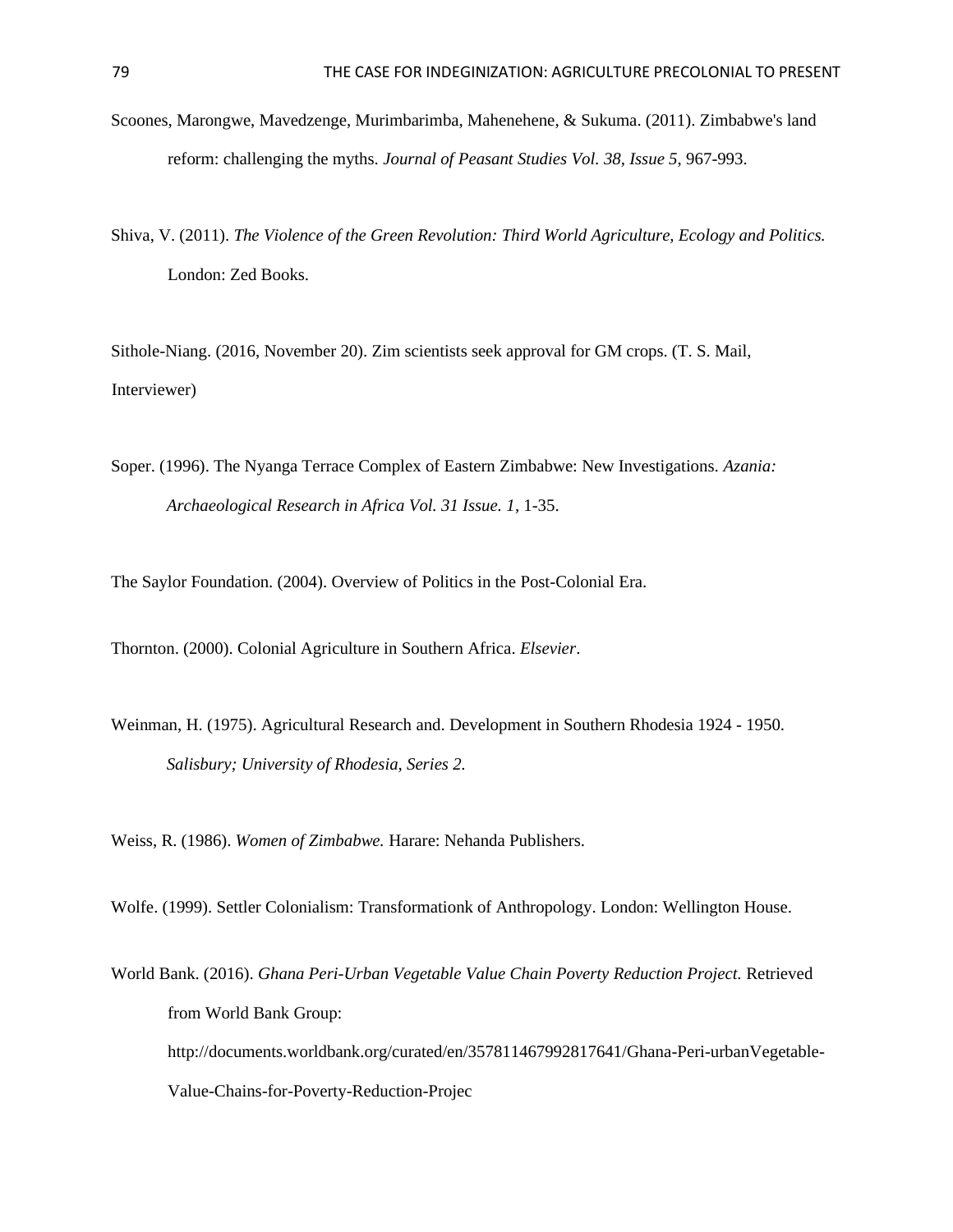Scoones, Marongwe, Mavedzenge, Murimbarimba, Mahenehene, & Sukuma. (2011). Zimbabwe's land reform: challenging the myths. *Journal of Peasant Studies Vol. 38, Issue 5*, 967-993.

Shiva, V. (2011). *The Violence of the Green Revolution: Third World Agriculture, Ecology and Politics.* London: Zed Books.

Sithole-Niang. (2016, November 20). Zim scientists seek approval for GM crops. (T. S. Mail, Interviewer)

Soper. (1996). The Nyanga Terrace Complex of Eastern Zimbabwe: New Investigations. *Azania: Archaeological Research in Africa Vol. 31 Issue. 1*, 1-35.

The Saylor Foundation. (2004). Overview of Politics in the Post-Colonial Era.

Thornton. (2000). Colonial Agriculture in Southern Africa. *Elsevier*.

Weinman, H. (1975). Agricultural Research and. Development in Southern Rhodesia 1924 - 1950. *Salisbury; University of Rhodesia, Series 2.*

Weiss, R. (1986). *Women of Zimbabwe.* Harare: Nehanda Publishers.

Wolfe. (1999). Settler Colonialism: Transformationk of Anthropology. London: Wellington House.

World Bank. (2016). *Ghana Peri-Urban Vegetable Value Chain Poverty Reduction Project.* Retrieved from World Bank Group: http://documents.worldbank.org/curated/en/357811467992817641/Ghana-Peri-urbanVegetable-Value-Chains-for-Poverty-Reduction-Projec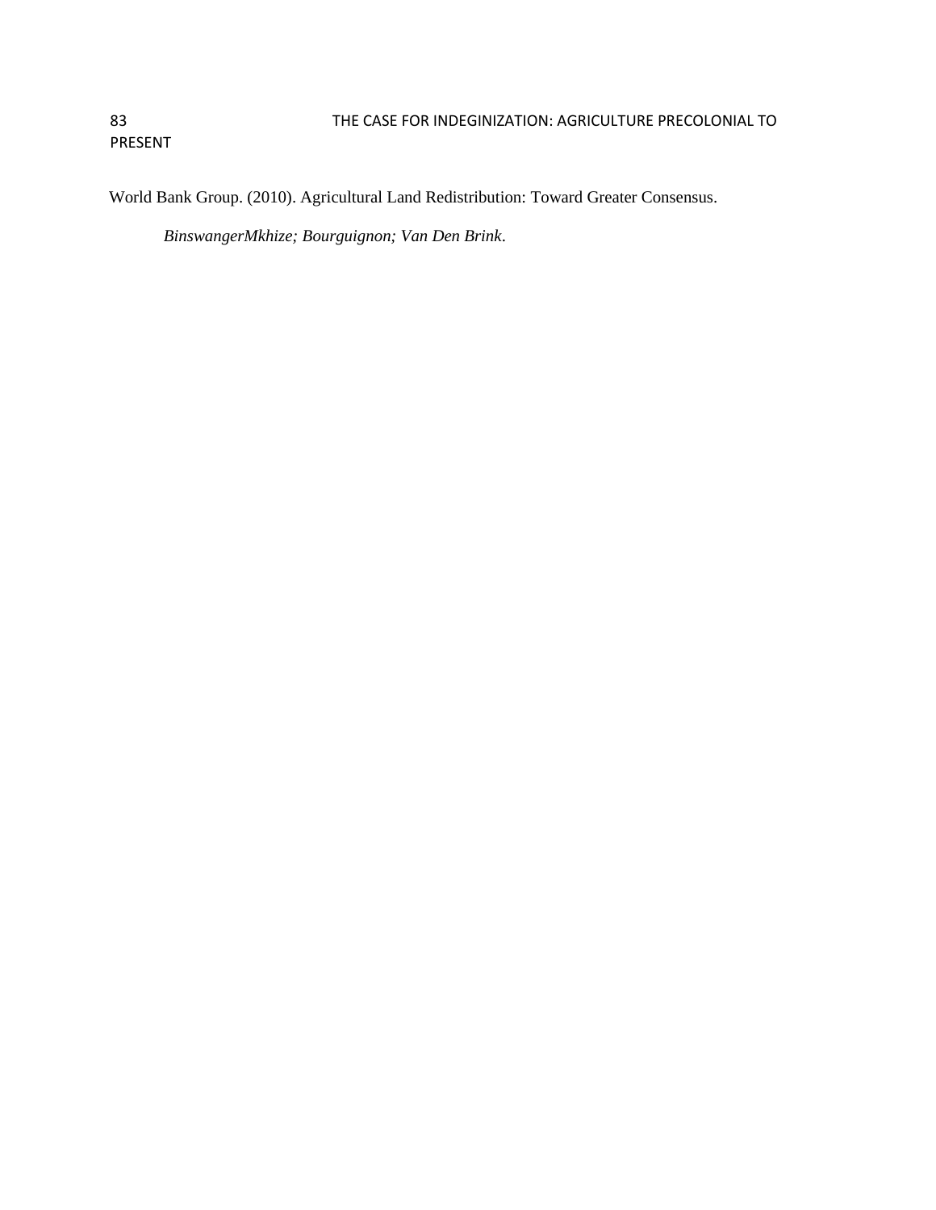World Bank Group. (2010). Agricultural Land Redistribution: Toward Greater Consensus.

*BinswangerMkhize; Bourguignon; Van Den Brink*.